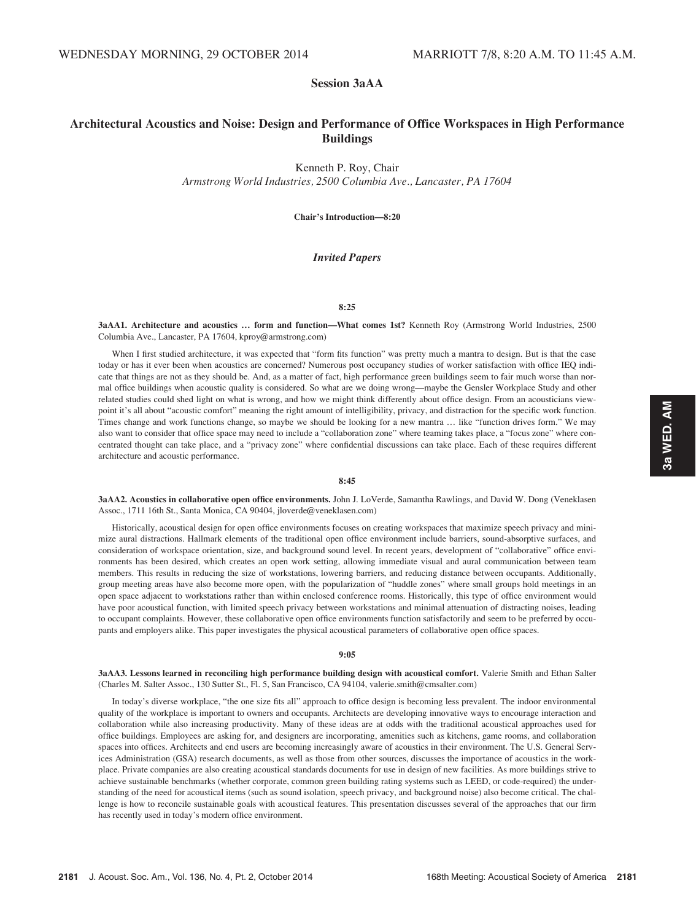WEDNESDAY MORNING, 29 OCTOBER 2014 MARRIOTT 7/8, 8:20 A.M. TO 11:45 A.M.

## Session 3aAA

## Architectural Acoustics and Noise: Design and Performance of Office Workspaces in High Performance Buildings

Kenneth P. Roy, Chair
*Armstrong World Industries, 2500 Columbia Ave., Lancaster, PA 17604*

**Chair's Introduction—8:20**

### *Invited Papers*

**8:25**

**3aAA1. Architecture and acoustics … form and function—What comes 1st?** Kenneth Roy (Armstrong World Industries, 2500 Columbia Ave., Lancaster, PA 17604, kproy@armstrong.com)

When I first studied architecture, it was expected that "form fits function" was pretty much a mantra to design. But is that the case today or has it ever been when acoustics are concerned? Numerous post occupancy studies of worker satisfaction with office IEQ indicate that things are not as they should be. And, as a matter of fact, high performance green buildings seem to fair much worse than normal office buildings when acoustic quality is considered. So what are we doing wrong—maybe the Gensler Workplace Study and other related studies could shed light on what is wrong, and how we might think differently about office design. From an acousticians viewpoint it's all about "acoustic comfort" meaning the right amount of intelligibility, privacy, and distraction for the specific work function. Times change and work functions change, so maybe we should be looking for a new mantra … like "function drives form." We may also want to consider that office space may need to include a "collaboration zone" where teaming takes place, a "focus zone" where concentrated thought can take place, and a "privacy zone" where confidential discussions can take place. Each of these requires different architecture and acoustic performance.

**8:45**

**3aAA2. Acoustics in collaborative open office environments.** John J. LoVerde, Samantha Rawlings, and David W. Dong (Veneklasen Assoc., 1711 16th St., Santa Monica, CA 90404, jloverde@veneklasen.com)

Historically, acoustical design for open office environments focuses on creating workspaces that maximize speech privacy and minimize aural distractions. Hallmark elements of the traditional open office environment include barriers, sound-absorptive surfaces, and consideration of workspace orientation, size, and background sound level. In recent years, development of "collaborative" office environments has been desired, which creates an open work setting, allowing immediate visual and aural communication between team members. This results in reducing the size of workstations, lowering barriers, and reducing distance between occupants. Additionally, group meeting areas have also become more open, with the popularization of "huddle zones" where small groups hold meetings in an open space adjacent to workstations rather than within enclosed conference rooms. Historically, this type of office environment would have poor acoustical function, with limited speech privacy between workstations and minimal attenuation of distracting noises, leading to occupant complaints. However, these collaborative open office environments function satisfactorily and seem to be preferred by occupants and employers alike. This paper investigates the physical acoustical parameters of collaborative open office spaces.

**9:05**

**3aAA3. Lessons learned in reconciling high performance building design with acoustical comfort.** Valerie Smith and Ethan Salter (Charles M. Salter Assoc., 130 Sutter St., Fl. 5, San Francisco, CA 94104, valerie.smith@cmsalter.com)

In today's diverse workplace, "the one size fits all" approach to office design is becoming less prevalent. The indoor environmental quality of the workplace is important to owners and occupants. Architects are developing innovative ways to encourage interaction and collaboration while also increasing productivity. Many of these ideas are at odds with the traditional acoustical approaches used for office buildings. Employees are asking for, and designers are incorporating, amenities such as kitchens, game rooms, and collaboration spaces into offices. Architects and end users are becoming increasingly aware of acoustics in their environment. The U.S. General Services Administration (GSA) research documents, as well as those from other sources, discusses the importance of acoustics in the workplace. Private companies are also creating acoustical standards documents for use in design of new facilities. As more buildings strive to achieve sustainable benchmarks (whether corporate, common green building rating systems such as LEED, or code-required) the understanding of the need for acoustical items (such as sound isolation, speech privacy, and background noise) also become critical. The challenge is how to reconcile sustainable goals with acoustical features. This presentation discusses several of the approaches that our firm has recently used in today's modern office environment.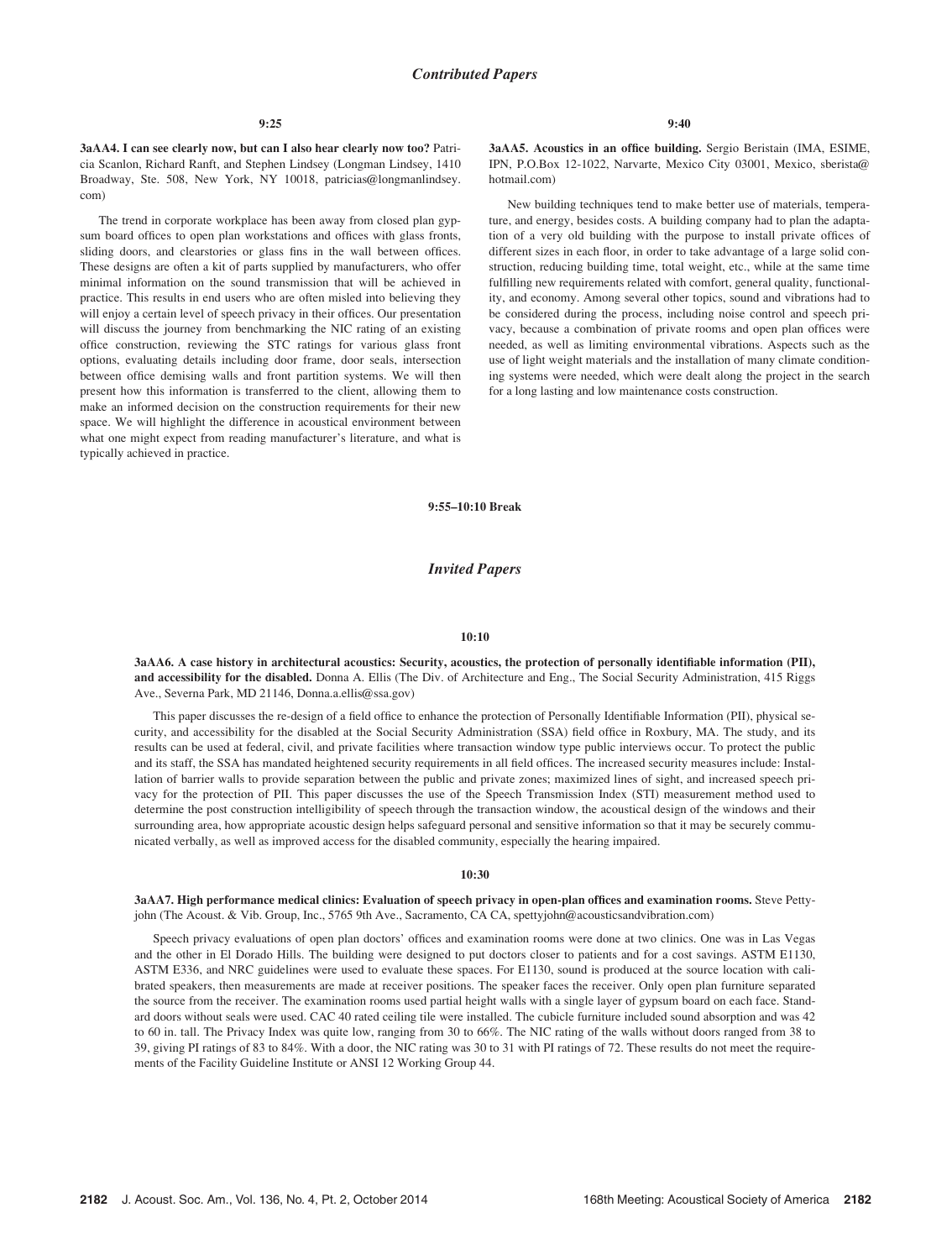## *Contributed Papers*

**9:25**

**3aAA4. I can see clearly now, but can I also hear clearly now too?** Patricia Scanlon, Richard Ranft, and Stephen Lindsey (Longman Lindsey, 1410 Broadway, Ste. 508, New York, NY 10018, patricias@longmanlindsey.com)

The trend in corporate workplace has been away from closed plan gypsum board offices to open plan workstations and offices with glass fronts, sliding doors, and clearstories or glass fins in the wall between offices. These designs are often a kit of parts supplied by manufacturers, who offer minimal information on the sound transmission that will be achieved in practice. This results in end users who are often misled into believing they will enjoy a certain level of speech privacy in their offices. Our presentation will discuss the journey from benchmarking the NIC rating of an existing office construction, reviewing the STC ratings for various glass front options, evaluating details including door frame, door seals, intersection between office demising walls and front partition systems. We will then present how this information is transferred to the client, allowing them to make an informed decision on the construction requirements for their new space. We will highlight the difference in acoustical environment between what one might expect from reading manufacturer's literature, and what is typically achieved in practice.

**9:40**

**3aAA5. Acoustics in an office building.** Sergio Beristain (IMA, ESIME, IPN, P.O.Box 12-1022, Narvarte, Mexico City 03001, Mexico, sberista@hotmail.com)

New building techniques tend to make better use of materials, temperature, and energy, besides costs. A building company had to plan the adaptation of a very old building with the purpose to install private offices of different sizes in each floor, in order to take advantage of a large solid construction, reducing building time, total weight, etc., while at the same time fulfilling new requirements related with comfort, general quality, functionality, and economy. Among several other topics, sound and vibrations had to be considered during the process, including noise control and speech privacy, because a combination of private rooms and open plan offices were needed, as well as limiting environmental vibrations. Aspects such as the use of light weight materials and the installation of many climate conditioning systems were needed, which were dealt along the project in the search for a long lasting and low maintenance costs construction.

**9:55–10:10 Break**

## *Invited Papers*

**10:10**

**3aAA6. A case history in architectural acoustics: Security, acoustics, the protection of personally identifiable information (PII), and accessibility for the disabled.** Donna A. Ellis (The Div. of Architecture and Eng., The Social Security Administration, 415 Riggs Ave., Severna Park, MD 21146, Donna.a.ellis@ssa.gov)

This paper discusses the re-design of a field office to enhance the protection of Personally Identifiable Information (PII), physical security, and accessibility for the disabled at the Social Security Administration (SSA) field office in Roxbury, MA. The study, and its results can be used at federal, civil, and private facilities where transaction window type public interviews occur. To protect the public and its staff, the SSA has mandated heightened security requirements in all field offices. The increased security measures include: Installation of barrier walls to provide separation between the public and private zones; maximized lines of sight, and increased speech privacy for the protection of PII. This paper discusses the use of the Speech Transmission Index (STI) measurement method used to determine the post construction intelligibility of speech through the transaction window, the acoustical design of the windows and their surrounding area, how appropriate acoustic design helps safeguard personal and sensitive information so that it may be securely communicated verbally, as well as improved access for the disabled community, especially the hearing impaired.

**10:30**

**3aAA7. High performance medical clinics: Evaluation of speech privacy in open-plan offices and examination rooms.** Steve Pettyjohn (The Acoust. & Vib. Group, Inc., 5765 9th Ave., Sacramento, CA CA, spettyjohn@acousticsandvibration.com)

Speech privacy evaluations of open plan doctors' offices and examination rooms were done at two clinics. One was in Las Vegas and the other in El Dorado Hills. The building were designed to put doctors closer to patients and for a cost savings. ASTM E1130, ASTM E336, and NRC guidelines were used to evaluate these spaces. For E1130, sound is produced at the source location with calibrated speakers, then measurements are made at receiver positions. The speaker faces the receiver. Only open plan furniture separated the source from the receiver. The examination rooms used partial height walls with a single layer of gypsum board on each face. Standard doors without seals were used. CAC 40 rated ceiling tile were installed. The cubicle furniture included sound absorption and was 42 to 60 in. tall. The Privacy Index was quite low, ranging from 30 to 66%. The NIC rating of the walls without doors ranged from 38 to 39, giving PI ratings of 83 to 84%. With a door, the NIC rating was 30 to 31 with PI ratings of 72. These results do not meet the requirements of the Facility Guideline Institute or ANSI 12 Working Group 44.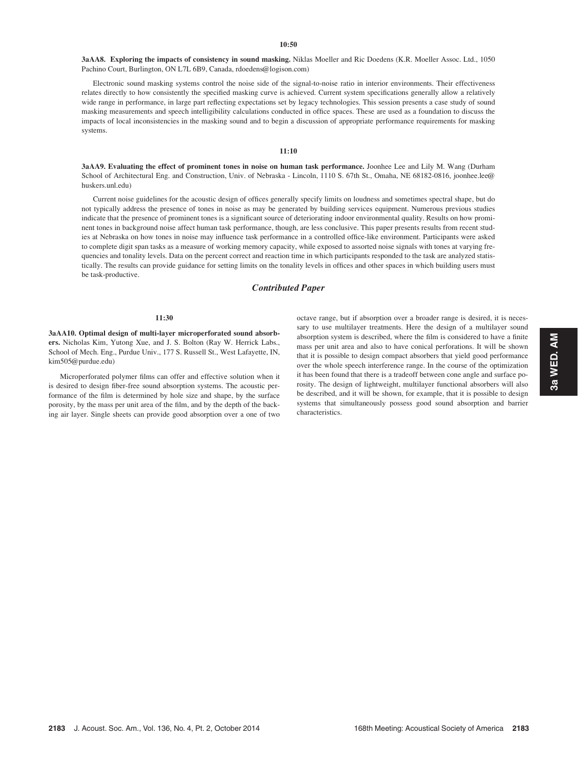**10:50**

**3aAA8. Exploring the impacts of consistency in sound masking.** Niklas Moeller and Ric Doedens (K.R. Moeller Assoc. Ltd., 1050 Pachino Court, Burlington, ON L7L 6B9, Canada, rdoedens@logison.com)

Electronic sound masking systems control the noise side of the signal-to-noise ratio in interior environments. Their effectiveness relates directly to how consistently the specified masking curve is achieved. Current system specifications generally allow a relatively wide range in performance, in large part reflecting expectations set by legacy technologies. This session presents a case study of sound masking measurements and speech intelligibility calculations conducted in office spaces. These are used as a foundation to discuss the impacts of local inconsistencies in the masking sound and to begin a discussion of appropriate performance requirements for masking systems.

**11:10**

**3aAA9. Evaluating the effect of prominent tones in noise on human task performance.** Joonhee Lee and Lily M. Wang (Durham School of Architectural Eng. and Construction, Univ. of Nebraska - Lincoln, 1110 S. 67th St., Omaha, NE 68182-0816, joonhee.lee@huskers.unl.edu)

Current noise guidelines for the acoustic design of offices generally specify limits on loudness and sometimes spectral shape, but do not typically address the presence of tones in noise as may be generated by building services equipment. Numerous previous studies indicate that the presence of prominent tones is a significant source of deteriorating indoor environmental quality. Results on how prominent tones in background noise affect human task performance, though, are less conclusive. This paper presents results from recent studies at Nebraska on how tones in noise may influence task performance in a controlled office-like environment. Participants were asked to complete digit span tasks as a measure of working memory capacity, while exposed to assorted noise signals with tones at varying frequencies and tonality levels. Data on the percent correct and reaction time in which participants responded to the task are analyzed statistically. The results can provide guidance for setting limits on the tonality levels in offices and other spaces in which building users must be task-productive.

## *Contributed Paper*

**11:30**

**3aAA10. Optimal design of multi-layer microperforated sound absorbers.** Nicholas Kim, Yutong Xue, and J. S. Bolton (Ray W. Herrick Labs., School of Mech. Eng., Purdue Univ., 177 S. Russell St., West Lafayette, IN, kim505@purdue.edu)

Microperforated polymer films can offer and effective solution when it is desired to design fiber-free sound absorption systems. The acoustic performance of the film is determined by hole size and shape, by the surface porosity, by the mass per unit area of the film, and by the depth of the backing air layer. Single sheets can provide good absorption over a one of two octave range, but if absorption over a broader range is desired, it is necessary to use multilayer treatments. Here the design of a multilayer sound absorption system is described, where the film is considered to have a finite mass per unit area and also to have conical perforations. It will be shown that it is possible to design compact absorbers that yield good performance over the whole speech interference range. In the course of the optimization it has been found that there is a tradeoff between cone angle and surface porosity. The design of lightweight, multilayer functional absorbers will also be described, and it will be shown, for example, that it is possible to design systems that simultaneously possess good sound absorption and barrier characteristics.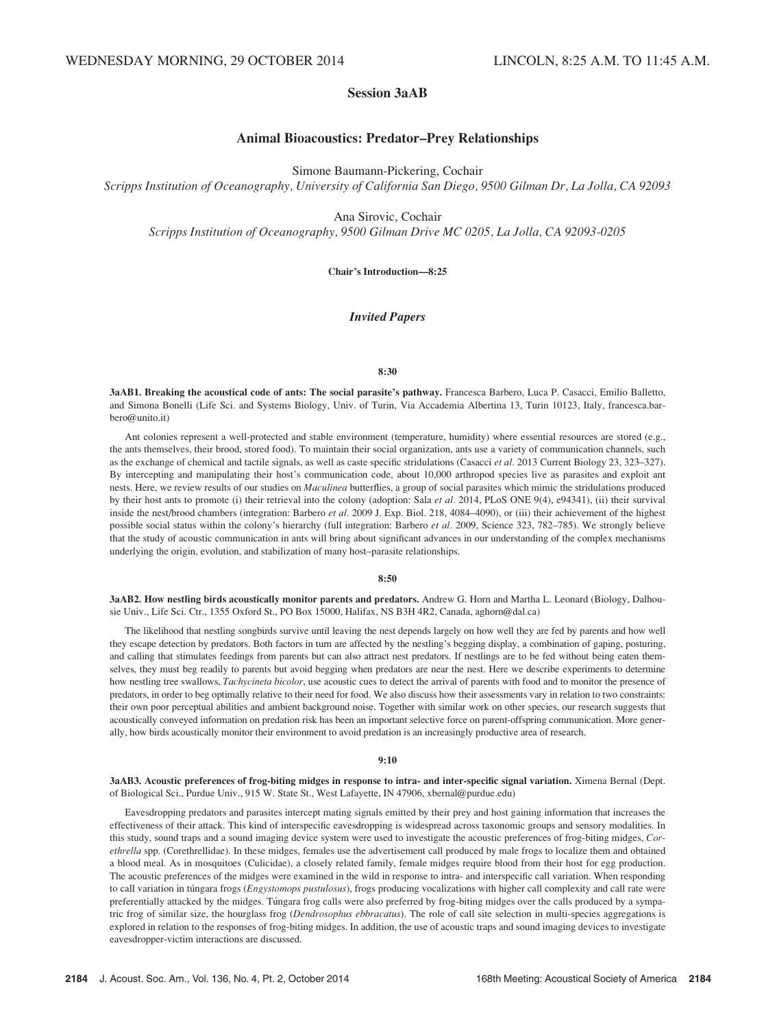WEDNESDAY MORNING, 29 OCTOBER 2014 LINCOLN, 8:25 A.M. TO 11:45 A.M.

## Session 3aAB

## Animal Bioacoustics: Predator–Prey Relationships

Simone Baumann-Pickering, Cochair
*Scripps Institution of Oceanography, University of California San Diego, 9500 Gilman Dr, La Jolla, CA 92093*

Ana Sirovic, Cochair
*Scripps Institution of Oceanography, 9500 Gilman Drive MC 0205, La Jolla, CA 92093-0205*

**Chair's Introduction—8:25**

### *Invited Papers*

**8:30**

**3aAB1. Breaking the acoustical code of ants: The social parasite's pathway.** Francesca Barbero, Luca P. Casacci, Emilio Balletto, and Simona Bonelli (Life Sci. and Systems Biology, Univ. of Turin, Via Accademia Albertina 13, Turin 10123, Italy, francesca.barbero@unito.it)

Ant colonies represent a well-protected and stable environment (temperature, humidity) where essential resources are stored (e.g., the ants themselves, their brood, stored food). To maintain their social organization, ants use a variety of communication channels, such as the exchange of chemical and tactile signals, as well as caste specific stridulations (Casacci *et al.* 2013 Current Biology 23, 323–327). By intercepting and manipulating their host's communication code, about 10,000 arthropod species live as parasites and exploit ant nests. Here, we review results of our studies on *Maculinea* butterflies, a group of social parasites which mimic the stridulations produced by their host ants to promote (i) their retrieval into the colony (adoption: Sala *et al.* 2014, PLoS ONE 9(4), e94341), (ii) their survival inside the nest/brood chambers (integration: Barbero *et al.* 2009 J. Exp. Biol. 218, 4084–4090), or (iii) their achievement of the highest possible social status within the colony's hierarchy (full integration: Barbero *et al.* 2009, Science 323, 782–785). We strongly believe that the study of acoustic communication in ants will bring about significant advances in our understanding of the complex mechanisms underlying the origin, evolution, and stabilization of many host–parasite relationships.

**8:50**

**3aAB2. How nestling birds acoustically monitor parents and predators.** Andrew G. Horn and Martha L. Leonard (Biology, Dalhousie Univ., Life Sci. Ctr., 1355 Oxford St., PO Box 15000, Halifax, NS B3H 4R2, Canada, aghorn@dal.ca)

The likelihood that nestling songbirds survive until leaving the nest depends largely on how well they are fed by parents and how well they escape detection by predators. Both factors in turn are affected by the nestling's begging display, a combination of gaping, posturing, and calling that stimulates feedings from parents but can also attract nest predators. If nestlings are to be fed without being eaten themselves, they must beg readily to parents but avoid begging when predators are near the nest. Here we describe experiments to determine how nestling tree swallows, *Tachycineta bicolor*, use acoustic cues to detect the arrival of parents with food and to monitor the presence of predators, in order to beg optimally relative to their need for food. We also discuss how their assessments vary in relation to two constraints: their own poor perceptual abilities and ambient background noise. Together with similar work on other species, our research suggests that acoustically conveyed information on predation risk has been an important selective force on parent-offspring communication. More generally, how birds acoustically monitor their environment to avoid predation is an increasingly productive area of research.

**9:10**

**3aAB3. Acoustic preferences of frog-biting midges in response to intra- and inter-specific signal variation.** Ximena Bernal (Dept. of Biological Sci., Purdue Univ., 915 W. State St., West Lafayette, IN 47906, xbernal@purdue.edu)

Eavesdropping predators and parasites intercept mating signals emitted by their prey and host gaining information that increases the effectiveness of their attack. This kind of interspecific eavesdropping is widespread across taxonomic groups and sensory modalities. In this study, sound traps and a sound imaging device system were used to investigate the acoustic preferences of frog-biting midges, *Corethrella* spp. (Corethrellidae). In these midges, females use the advertisement call produced by male frogs to localize them and obtained a blood meal. As in mosquitoes (Culicidae), a closely related family, female midges require blood from their host for egg production. The acoustic preferences of the midges were examined in the wild in response to intra- and interspecific call variation. When responding to call variation in túngara frogs (*Engystomops pustulosus*), frogs producing vocalizations with higher call complexity and call rate were preferentially attacked by the midges. Túngara frog calls were also preferred by frog-biting midges over the calls produced by a sympatric frog of similar size, the hourglass frog (*Dendrosophus ebbracatus*). The role of call site selection in multi-species aggregations is explored in relation to the responses of frog-biting midges. In addition, the use of acoustic traps and sound imaging devices to investigate eavesdropper-victim interactions are discussed.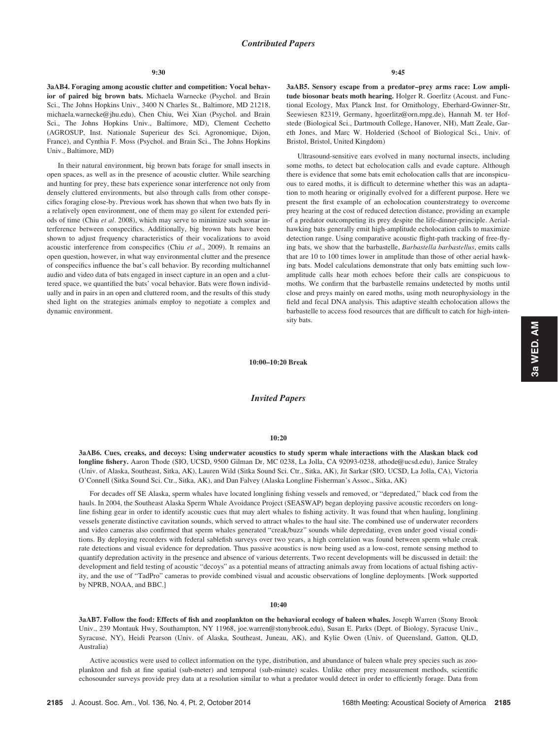## *Contributed Papers*

9:30

**3aAB4. Foraging among acoustic clutter and competition: Vocal behavior of paired big brown bats.** Michaela Warnecke (Psychol. and Brain Sci., The Johns Hopkins Univ., 3400 N Charles St., Baltimore, MD 21218, michaela.warnecke@jhu.edu), Chen Chiu, Wei Xian (Psychol. and Brain Sci., The Johns Hopkins Univ., Baltimore, MD), Clement Cechetto (AGROSUP, Inst. Nationale Superieur des Sci. Agronomique, Dijon, France), and Cynthia F. Moss (Psychol. and Brain Sci., The Johns Hopkins Univ., Baltimore, MD)

In their natural environment, big brown bats forage for small insects in open spaces, as well as in the presence of acoustic clutter. While searching and hunting for prey, these bats experience sonar interference not only from densely cluttered environments, but also through calls from other conspecifics foraging close-by. Previous work has shown that when two bats fly in a relatively open environment, one of them may go silent for extended periods of time (Chiu *et al.* 2008), which may serve to minimize such sonar interference between conspecifics. Additionally, big brown bats have been shown to adjust frequency characteristics of their vocalizations to avoid acoustic interference from conspecifics (Chiu *et al.*, 2009). It remains an open question, however, in what way environmental clutter and the presence of conspecifics influence the bat's call behavior. By recording multichannel audio and video data of bats engaged in insect capture in an open and a cluttered space, we quantified the bats' vocal behavior. Bats were flown individually and in pairs in an open and cluttered room, and the results of this study shed light on the strategies animals employ to negotiate a complex and dynamic environment.

9:45

**3aAB5. Sensory escape from a predator–prey arms race: Low amplitude biosonar beats moth hearing.** Holger R. Goerlitz (Acoust. and Functional Ecology, Max Planck Inst. for Ornithology, Eberhard-Gwinner-Str, Seewiesen 82319, Germany, hgoerlitz@orn.mpg.de), Hannah M. ter Hofstede (Biological Sci., Dartmouth College, Hanover, NH), Matt Zeale, Gareth Jones, and Marc W. Holderied (School of Biological Sci., Univ. of Bristol, Bristol, United Kingdom)

Ultrasound-sensitive ears evolved in many nocturnal insects, including some moths, to detect bat echolocation calls and evade capture. Although there is evidence that some bats emit echolocation calls that are inconspicuous to eared moths, it is difficult to determine whether this was an adaptation to moth hearing or originally evolved for a different purpose. Here we present the first example of an echolocation counterstrategy to overcome prey hearing at the cost of reduced detection distance, providing an example of a predator outcompeting its prey despite the life-dinner-principle. Aerial-hawking bats generally emit high-amplitude echolocation calls to maximize detection range. Using comparative acoustic flight-path tracking of free-flying bats, we show that the barbastelle, *Barbastella barbastellus*, emits calls that are 10 to 100 times lower in amplitude than those of other aerial hawking bats. Model calculations demonstrate that only bats emitting such low-amplitude calls hear moth echoes before their calls are conspicuous to moths. We confirm that the barbastelle remains undetected by moths until close and preys mainly on eared moths, using moth neurophysiology in the field and fecal DNA analysis. This adaptive stealth echolocation allows the barbastelle to access food resources that are difficult to catch for high-intensity bats.

**10:00–10:20 Break**

## *Invited Papers*

10:20

**3aAB6. Cues, creaks, and decoys: Using underwater acoustics to study sperm whale interactions with the Alaskan black cod longline fishery.** Aaron Thode (SIO, UCSD, 9500 Gilman Dr, MC 0238, La Jolla, CA 92093-0238, athode@ucsd.edu), Janice Straley (Univ. of Alaska, Southeast, Sitka, AK), Lauren Wild (Sitka Sound Sci. Ctr., Sitka, AK), Jit Sarkar (SIO, UCSD, La Jolla, CA), Victoria O'Connell (Sitka Sound Sci. Ctr., Sitka, AK), and Dan Falvey (Alaska Longline Fisherman's Assoc., Sitka, AK)

For decades off SE Alaska, sperm whales have located longlining fishing vessels and removed, or "depredated," black cod from the hauls. In 2004, the Southeast Alaska Sperm Whale Avoidance Project (SEASWAP) began deploying passive acoustic recorders on longline fishing gear in order to identify acoustic cues that may alert whales to fishing activity. It was found that when hauling, longlining vessels generate distinctive cavitation sounds, which served to attract whales to the haul site. The combined use of underwater recorders and video cameras also confirmed that sperm whales generated "creak/buzz" sounds while depredating, even under good visual conditions. By deploying recorders with federal sablefish surveys over two years, a high correlation was found between sperm whale creak rate detections and visual evidence for depredation. Thus passive acoustics is now being used as a low-cost, remote sensing method to quantify depredation activity in the presence and absence of various deterrents. Two recent developments will be discussed in detail: the development and field testing of acoustic "decoys" as a potential means of attracting animals away from locations of actual fishing activity, and the use of "TadPro" cameras to provide combined visual and acoustic observations of longline deployments. [Work supported by NPRB, NOAA, and BBC.]

10:40

**3aAB7. Follow the food: Effects of fish and zooplankton on the behavioral ecology of baleen whales.** Joseph Warren (Stony Brook Univ., 239 Montauk Hwy, Southampton, NY 11968, joe.warren@stonybrook.edu), Susan E. Parks (Dept. of Biology, Syracuse Univ., Syracuse, NY), Heidi Pearson (Univ. of Alaska, Southeast, Juneau, AK), and Kylie Owen (Univ. of Queensland, Gatton, QLD, Australia)

Active acoustics were used to collect information on the type, distribution, and abundance of baleen whale prey species such as zooplankton and fish at fine spatial (sub-meter) and temporal (sub-minute) scales. Unlike other prey measurement methods, scientific echosounder surveys provide prey data at a resolution similar to what a predator would detect in order to efficiently forage. Data from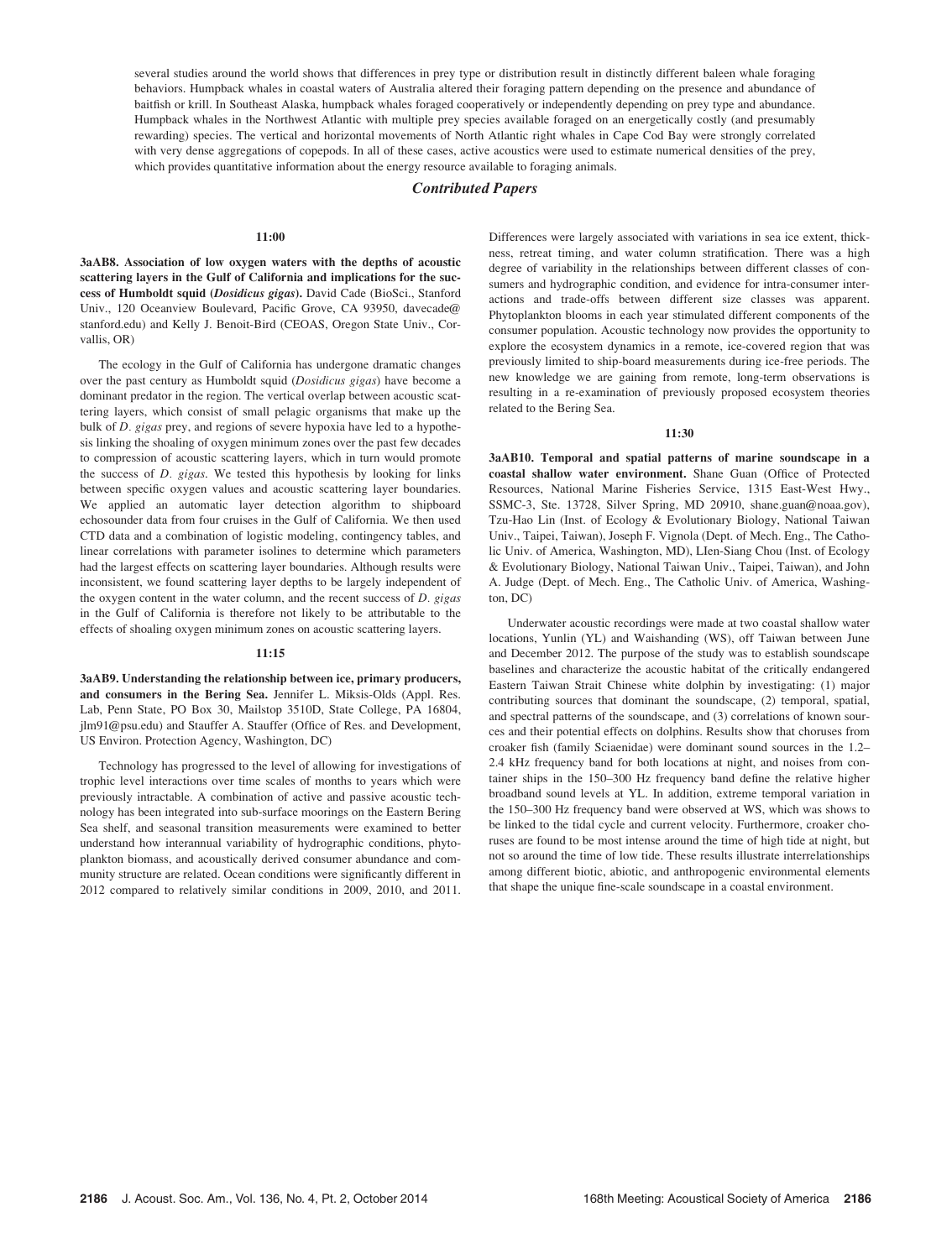several studies around the world shows that differences in prey type or distribution result in distinctly different baleen whale foraging behaviors. Humpback whales in coastal waters of Australia altered their foraging pattern depending on the presence and abundance of baitfish or krill. In Southeast Alaska, humpback whales foraged cooperatively or independently depending on prey type and abundance. Humpback whales in the Northwest Atlantic with multiple prey species available foraged on an energetically costly (and presumably rewarding) species. The vertical and horizontal movements of North Atlantic right whales in Cape Cod Bay were strongly correlated with very dense aggregations of copepods. In all of these cases, active acoustics were used to estimate numerical densities of the prey, which provides quantitative information about the energy resource available to foraging animals.

## *Contributed Papers*

**11:00**

**3aAB8. Association of low oxygen waters with the depths of acoustic scattering layers in the Gulf of California and implications for the success of Humboldt squid (*Dosidicus gigas*).** David Cade (BioSci., Stanford Univ., 120 Oceanview Boulevard, Pacific Grove, CA 93950, davecade@stanford.edu) and Kelly J. Benoit-Bird (CEOAS, Oregon State Univ., Corvallis, OR)

The ecology in the Gulf of California has undergone dramatic changes over the past century as Humboldt squid (*Dosidicus gigas*) have become a dominant predator in the region. The vertical overlap between acoustic scattering layers, which consist of small pelagic organisms that make up the bulk of *D. gigas* prey, and regions of severe hypoxia have led to a hypothesis linking the shoaling of oxygen minimum zones over the past few decades to compression of acoustic scattering layers, which in turn would promote the success of *D. gigas*. We tested this hypothesis by looking for links between specific oxygen values and acoustic scattering layer boundaries. We applied an automatic layer detection algorithm to shipboard echosounder data from four cruises in the Gulf of California. We then used CTD data and a combination of logistic modeling, contingency tables, and linear correlations with parameter isolines to determine which parameters had the largest effects on scattering layer boundaries. Although results were inconsistent, we found scattering layer depths to be largely independent of the oxygen content in the water column, and the recent success of *D. gigas* in the Gulf of California is therefore not likely to be attributable to the effects of shoaling oxygen minimum zones on acoustic scattering layers.

**11:15**

**3aAB9. Understanding the relationship between ice, primary producers, and consumers in the Bering Sea.** Jennifer L. Miksis-Olds (Appl. Res. Lab, Penn State, PO Box 30, Mailstop 3510D, State College, PA 16804, jlm91@psu.edu) and Stauffer A. Stauffer (Office of Res. and Development, US Environ. Protection Agency, Washington, DC)

Technology has progressed to the level of allowing for investigations of trophic level interactions over time scales of months to years which were previously intractable. A combination of active and passive acoustic technology has been integrated into sub-surface moorings on the Eastern Bering Sea shelf, and seasonal transition measurements were examined to better understand how interannual variability of hydrographic conditions, phytoplankton biomass, and acoustically derived consumer abundance and community structure are related. Ocean conditions were significantly different in 2012 compared to relatively similar conditions in 2009, 2010, and 2011. Differences were largely associated with variations in sea ice extent, thickness, retreat timing, and water column stratification. There was a high degree of variability in the relationships between different classes of consumers and hydrographic condition, and evidence for intra-consumer interactions and trade-offs between different size classes was apparent. Phytoplankton blooms in each year stimulated different components of the consumer population. Acoustic technology now provides the opportunity to explore the ecosystem dynamics in a remote, ice-covered region that was previously limited to ship-board measurements during ice-free periods. The new knowledge we are gaining from remote, long-term observations is resulting in a re-examination of previously proposed ecosystem theories related to the Bering Sea.

**11:30**

**3aAB10. Temporal and spatial patterns of marine soundscape in a coastal shallow water environment.** Shane Guan (Office of Protected Resources, National Marine Fisheries Service, 1315 East-West Hwy., SSMC-3, Ste. 13728, Silver Spring, MD 20910, shane.guan@noaa.gov), Tzu-Hao Lin (Inst. of Ecology & Evolutionary Biology, National Taiwan Univ., Taipei, Taiwan), Joseph F. Vignola (Dept. of Mech. Eng., The Catholic Univ. of America, Washington, MD), LIen-Siang Chou (Inst. of Ecology & Evolutionary Biology, National Taiwan Univ., Taipei, Taiwan), and John A. Judge (Dept. of Mech. Eng., The Catholic Univ. of America, Washington, DC)

Underwater acoustic recordings were made at two coastal shallow water locations, Yunlin (YL) and Waishanding (WS), off Taiwan between June and December 2012. The purpose of the study was to establish soundscape baselines and characterize the acoustic habitat of the critically endangered Eastern Taiwan Strait Chinese white dolphin by investigating: (1) major contributing sources that dominant the soundscape, (2) temporal, spatial, and spectral patterns of the soundscape, and (3) correlations of known sources and their potential effects on dolphins. Results show that choruses from croaker fish (family Sciaenidae) were dominant sound sources in the 1.2–2.4 kHz frequency band for both locations at night, and noises from container ships in the 150–300 Hz frequency band define the relative higher broadband sound levels at YL. In addition, extreme temporal variation in the 150–300 Hz frequency band were observed at WS, which was shows to be linked to the tidal cycle and current velocity. Furthermore, croaker choruses are found to be most intense around the time of high tide at night, but not so around the time of low tide. These results illustrate interrelationships among different biotic, abiotic, and anthropogenic environmental elements that shape the unique fine-scale soundscape in a coastal environment.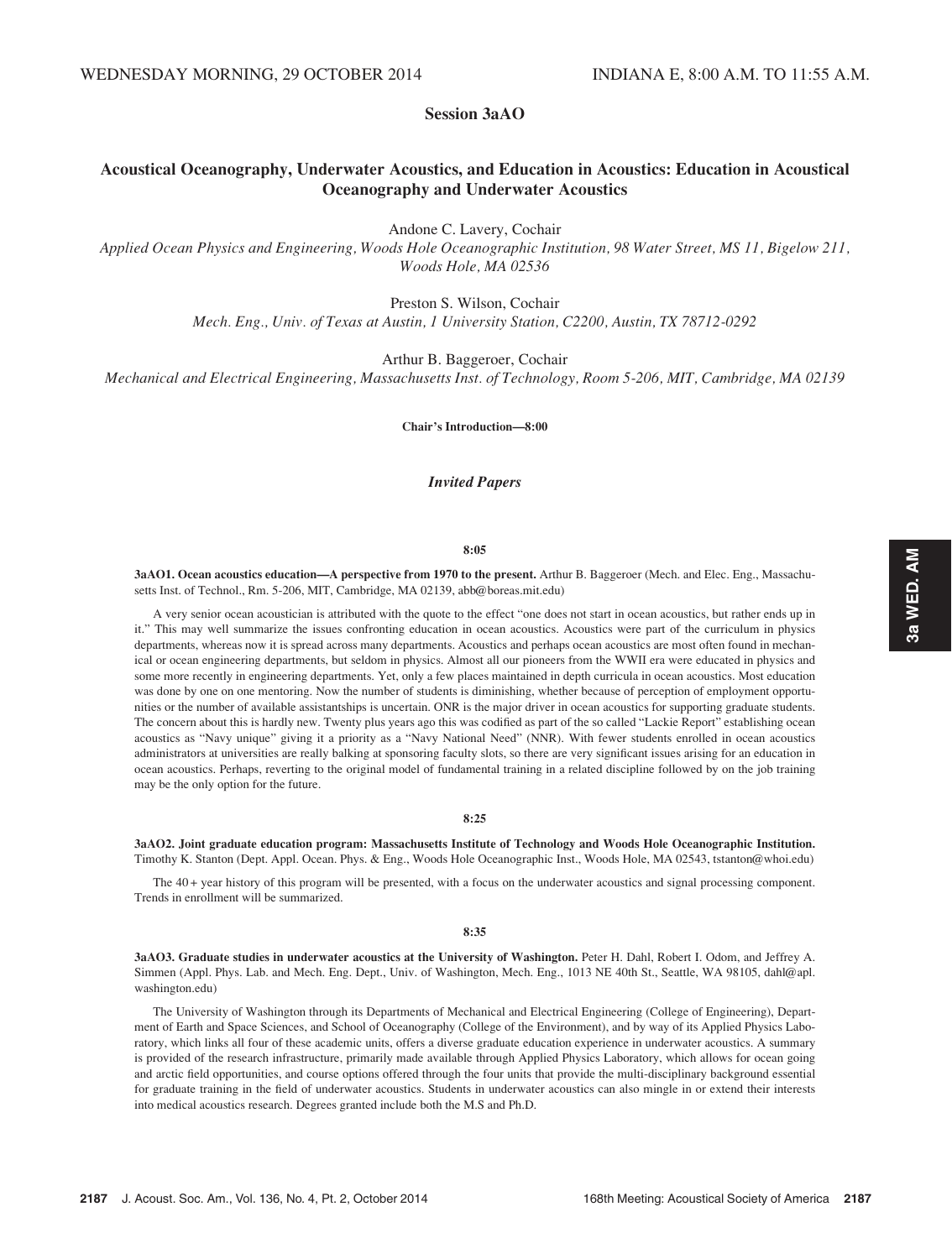WEDNESDAY MORNING, 29 OCTOBER 2014 INDIANA E, 8:00 A.M. TO 11:55 A.M.

## Session 3aAO

## Acoustical Oceanography, Underwater Acoustics, and Education in Acoustics: Education in Acoustical Oceanography and Underwater Acoustics

Andone C. Lavery, Cochair
*Applied Ocean Physics and Engineering, Woods Hole Oceanographic Institution, 98 Water Street, MS 11, Bigelow 211, Woods Hole, MA 02536*

Preston S. Wilson, Cochair
*Mech. Eng., Univ. of Texas at Austin, 1 University Station, C2200, Austin, TX 78712-0292*

Arthur B. Baggeroer, Cochair
*Mechanical and Electrical Engineering, Massachusetts Inst. of Technology, Room 5-206, MIT, Cambridge, MA 02139*

**Chair's Introduction—8:00**

### *Invited Papers*

**8:05**

**3aAO1. Ocean acoustics education—A perspective from 1970 to the present.** Arthur B. Baggeroer (Mech. and Elec. Eng., Massachusetts Inst. of Technol., Rm. 5-206, MIT, Cambridge, MA 02139, abb@boreas.mit.edu)

A very senior ocean acoustician is attributed with the quote to the effect "one does not start in ocean acoustics, but rather ends up in it." This may well summarize the issues confronting education in ocean acoustics. Acoustics were part of the curriculum in physics departments, whereas now it is spread across many departments. Acoustics and perhaps ocean acoustics are most often found in mechanical or ocean engineering departments, but seldom in physics. Almost all our pioneers from the WWII era were educated in physics and some more recently in engineering departments. Yet, only a few places maintained in depth curricula in ocean acoustics. Most education was done by one on one mentoring. Now the number of students is diminishing, whether because of perception of employment opportunities or the number of available assistantships is uncertain. ONR is the major driver in ocean acoustics for supporting graduate students. The concern about this is hardly new. Twenty plus years ago this was codified as part of the so called "Lackie Report" establishing ocean acoustics as "Navy unique" giving it a priority as a "Navy National Need" (NNR). With fewer students enrolled in ocean acoustics administrators at universities are really balking at sponsoring faculty slots, so there are very significant issues arising for an education in ocean acoustics. Perhaps, reverting to the original model of fundamental training in a related discipline followed by on the job training may be the only option for the future.

**8:25**

**3aAO2. Joint graduate education program: Massachusetts Institute of Technology and Woods Hole Oceanographic Institution.** Timothy K. Stanton (Dept. Appl. Ocean. Phys. & Eng., Woods Hole Oceanographic Inst., Woods Hole, MA 02543, tstanton@whoi.edu)

The 40+ year history of this program will be presented, with a focus on the underwater acoustics and signal processing component. Trends in enrollment will be summarized.

**8:35**

**3aAO3. Graduate studies in underwater acoustics at the University of Washington.** Peter H. Dahl, Robert I. Odom, and Jeffrey A. Simmen (Appl. Phys. Lab. and Mech. Eng. Dept., Univ. of Washington, Mech. Eng., 1013 NE 40th St., Seattle, WA 98105, dahl@apl.washington.edu)

The University of Washington through its Departments of Mechanical and Electrical Engineering (College of Engineering), Department of Earth and Space Sciences, and School of Oceanography (College of the Environment), and by way of its Applied Physics Laboratory, which links all four of these academic units, offers a diverse graduate education experience in underwater acoustics. A summary is provided of the research infrastructure, primarily made available through Applied Physics Laboratory, which allows for ocean going and arctic field opportunities, and course options offered through the four units that provide the multi-disciplinary background essential for graduate training in the field of underwater acoustics. Students in underwater acoustics can also mingle in or extend their interests into medical acoustics research. Degrees granted include both the M.S and Ph.D.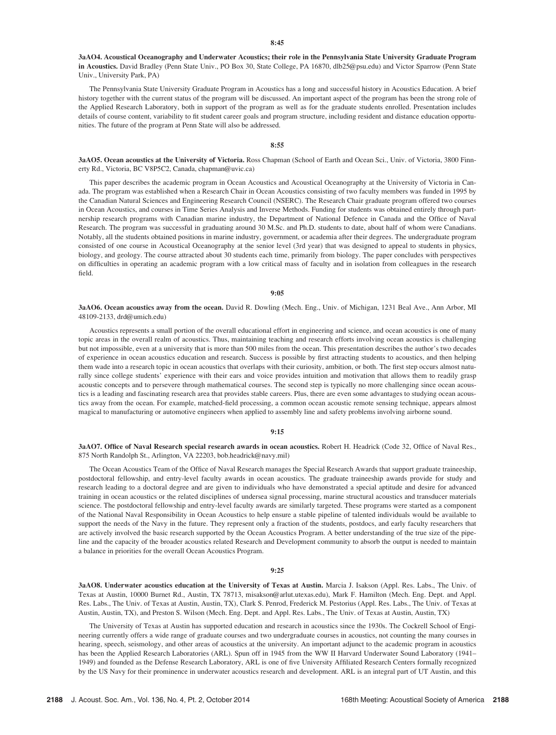8:45

**3aAO4. Acoustical Oceanography and Underwater Acoustics; their role in the Pennsylvania State University Graduate Program in Acoustics.** David Bradley (Penn State Univ., PO Box 30, State College, PA 16870, dlb25@psu.edu) and Victor Sparrow (Penn State Univ., University Park, PA)

The Pennsylvania State University Graduate Program in Acoustics has a long and successful history in Acoustics Education. A brief history together with the current status of the program will be discussed. An important aspect of the program has been the strong role of the Applied Research Laboratory, both in support of the program as well as for the graduate students enrolled. Presentation includes details of course content, variability to fit student career goals and program structure, including resident and distance education opportunities. The future of the program at Penn State will also be addressed.

8:55

**3aAO5. Ocean acoustics at the University of Victoria.** Ross Chapman (School of Earth and Ocean Sci., Univ. of Victoria, 3800 Finnerty Rd., Victoria, BC V8P5C2, Canada, chapman@uvic.ca)

This paper describes the academic program in Ocean Acoustics and Acoustical Oceanography at the University of Victoria in Canada. The program was established when a Research Chair in Ocean Acoustics consisting of two faculty members was funded in 1995 by the Canadian Natural Sciences and Engineering Research Council (NSERC). The Research Chair graduate program offered two courses in Ocean Acoustics, and courses in Time Series Analysis and Inverse Methods. Funding for students was obtained entirely through partnership research programs with Canadian marine industry, the Department of National Defence in Canada and the Office of Naval Research. The program was successful in graduating around 30 M.Sc. and Ph.D. students to date, about half of whom were Canadians. Notably, all the students obtained positions in marine industry, government, or academia after their degrees. The undergraduate program consisted of one course in Acoustical Oceanography at the senior level (3rd year) that was designed to appeal to students in physics, biology, and geology. The course attracted about 30 students each time, primarily from biology. The paper concludes with perspectives on difficulties in operating an academic program with a low critical mass of faculty and in isolation from colleagues in the research field.

9:05

**3aAO6. Ocean acoustics away from the ocean.** David R. Dowling (Mech. Eng., Univ. of Michigan, 1231 Beal Ave., Ann Arbor, MI 48109-2133, drd@umich.edu)

Acoustics represents a small portion of the overall educational effort in engineering and science, and ocean acoustics is one of many topic areas in the overall realm of acoustics. Thus, maintaining teaching and research efforts involving ocean acoustics is challenging but not impossible, even at a university that is more than 500 miles from the ocean. This presentation describes the author's two decades of experience in ocean acoustics education and research. Success is possible by first attracting students to acoustics, and then helping them wade into a research topic in ocean acoustics that overlaps with their curiosity, ambition, or both. The first step occurs almost naturally since college students' experience with their ears and voice provides intuition and motivation that allows them to readily grasp acoustic concepts and to persevere through mathematical courses. The second step is typically no more challenging since ocean acoustics is a leading and fascinating research area that provides stable careers. Plus, there are even some advantages to studying ocean acoustics away from the ocean. For example, matched-field processing, a common ocean acoustic remote sensing technique, appears almost magical to manufacturing or automotive engineers when applied to assembly line and safety problems involving airborne sound.

9:15

**3aAO7. Office of Naval Research special research awards in ocean acoustics.** Robert H. Headrick (Code 32, Office of Naval Res., 875 North Randolph St., Arlington, VA 22203, bob.headrick@navy.mil)

The Ocean Acoustics Team of the Office of Naval Research manages the Special Research Awards that support graduate traineeship, postdoctoral fellowship, and entry-level faculty awards in ocean acoustics. The graduate traineeship awards provide for study and research leading to a doctoral degree and are given to individuals who have demonstrated a special aptitude and desire for advanced training in ocean acoustics or the related disciplines of undersea signal processing, marine structural acoustics and transducer materials science. The postdoctoral fellowship and entry-level faculty awards are similarly targeted. These programs were started as a component of the National Naval Responsibility in Ocean Acoustics to help ensure a stable pipeline of talented individuals would be available to support the needs of the Navy in the future. They represent only a fraction of the students, postdocs, and early faculty researchers that are actively involved the basic research supported by the Ocean Acoustics Program. A better understanding of the true size of the pipeline and the capacity of the broader acoustics related Research and Development community to absorb the output is needed to maintain a balance in priorities for the overall Ocean Acoustics Program.

9:25

**3aAO8. Underwater acoustics education at the University of Texas at Austin.** Marcia J. Isakson (Appl. Res. Labs., The Univ. of Texas at Austin, 10000 Burnet Rd., Austin, TX 78713, misakson@arlut.utexas.edu), Mark F. Hamilton (Mech. Eng. Dept. and Appl. Res. Labs., The Univ. of Texas at Austin, Austin, TX), Clark S. Penrod, Frederick M. Pestorius (Appl. Res. Labs., The Univ. of Texas at Austin, Austin, TX), and Preston S. Wilson (Mech. Eng. Dept. and Appl. Res. Labs., The Univ. of Texas at Austin, Austin, TX)

The University of Texas at Austin has supported education and research in acoustics since the 1930s. The Cockrell School of Engineering currently offers a wide range of graduate courses and two undergraduate courses in acoustics, not counting the many courses in hearing, speech, seismology, and other areas of acoustics at the university. An important adjunct to the academic program in acoustics has been the Applied Research Laboratories (ARL). Spun off in 1945 from the WW II Harvard Underwater Sound Laboratory (1941–1949) and founded as the Defense Research Laboratory, ARL is one of five University Affiliated Research Centers formally recognized by the US Navy for their prominence in underwater acoustics research and development. ARL is an integral part of UT Austin, and this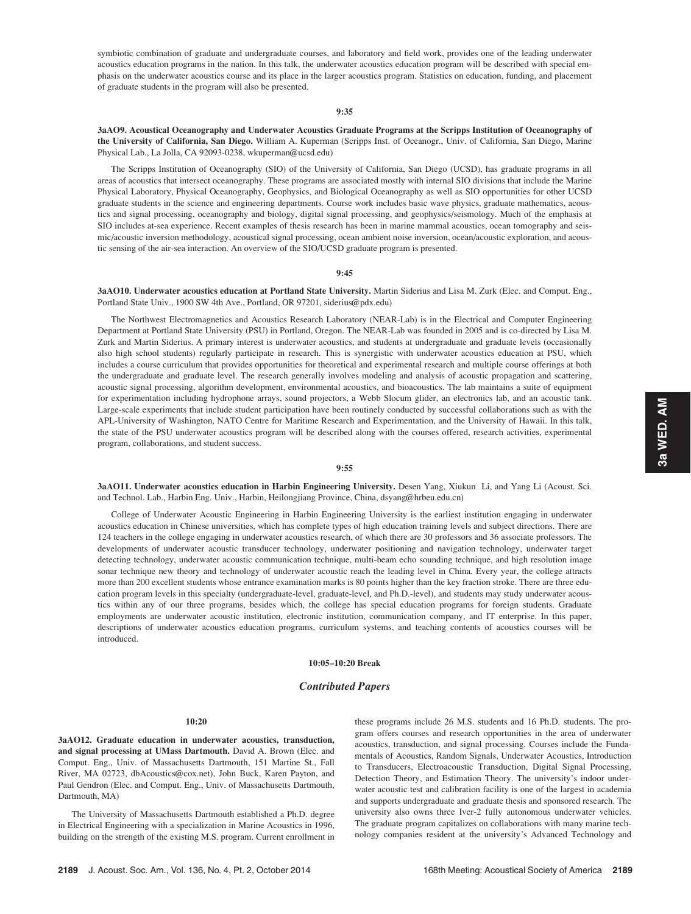symbiotic combination of graduate and undergraduate courses, and laboratory and field work, provides one of the leading underwater acoustics education programs in the nation. In this talk, the underwater acoustics education program will be described with special emphasis on the underwater acoustics course and its place in the larger acoustics program. Statistics on education, funding, and placement of graduate students in the program will also be presented.

**9:35**

**3aAO9. Acoustical Oceanography and Underwater Acoustics Graduate Programs at the Scripps Institution of Oceanography of the University of California, San Diego.** William A. Kuperman (Scripps Inst. of Oceanogr., Univ. of California, San Diego, Marine Physical Lab., La Jolla, CA 92093-0238, wkuperman@ucsd.edu)

The Scripps Institution of Oceanography (SIO) of the University of California, San Diego (UCSD), has graduate programs in all areas of acoustics that intersect oceanography. These programs are associated mostly with internal SIO divisions that include the Marine Physical Laboratory, Physical Oceanography, Geophysics, and Biological Oceanography as well as SIO opportunities for other UCSD graduate students in the science and engineering departments. Course work includes basic wave physics, graduate mathematics, acoustics and signal processing, oceanography and biology, digital signal processing, and geophysics/seismology. Much of the emphasis at SIO includes at-sea experience. Recent examples of thesis research has been in marine mammal acoustics, ocean tomography and seismic/acoustic inversion methodology, acoustical signal processing, ocean ambient noise inversion, ocean/acoustic exploration, and acoustic sensing of the air-sea interaction. An overview of the SIO/UCSD graduate program is presented.

**9:45**

**3aAO10. Underwater acoustics education at Portland State University.** Martin Siderius and Lisa M. Zurk (Elec. and Comput. Eng., Portland State Univ., 1900 SW 4th Ave., Portland, OR 97201, siderius@pdx.edu)

The Northwest Electromagnetics and Acoustics Research Laboratory (NEAR-Lab) is in the Electrical and Computer Engineering Department at Portland State University (PSU) in Portland, Oregon. The NEAR-Lab was founded in 2005 and is co-directed by Lisa M. Zurk and Martin Siderius. A primary interest is underwater acoustics, and students at undergraduate and graduate levels (occasionally also high school students) regularly participate in research. This is synergistic with underwater acoustics education at PSU, which includes a course curriculum that provides opportunities for theoretical and experimental research and multiple course offerings at both the undergraduate and graduate level. The research generally involves modeling and analysis of acoustic propagation and scattering, acoustic signal processing, algorithm development, environmental acoustics, and bioacoustics. The lab maintains a suite of equipment for experimentation including hydrophone arrays, sound projectors, a Webb Slocum glider, an electronics lab, and an acoustic tank. Large-scale experiments that include student participation have been routinely conducted by successful collaborations such as with the APL-University of Washington, NATO Centre for Maritime Research and Experimentation, and the University of Hawaii. In this talk, the state of the PSU underwater acoustics program will be described along with the courses offered, research activities, experimental program, collaborations, and student success.

**9:55**

**3aAO11. Underwater acoustics education in Harbin Engineering University.** Desen Yang, Xiukun Li, and Yang Li (Acoust. Sci. and Technol. Lab., Harbin Eng. Univ., Harbin, Heilongjiang Province, China, dsyang@hrbeu.edu.cn)

College of Underwater Acoustic Engineering in Harbin Engineering University is the earliest institution engaging in underwater acoustics education in Chinese universities, which has complete types of high education training levels and subject directions. There are 124 teachers in the college engaging in underwater acoustics research, of which there are 30 professors and 36 associate professors. The developments of underwater acoustic transducer technology, underwater positioning and navigation technology, underwater target detecting technology, underwater acoustic communication technique, multi-beam echo sounding technique, and high resolution image sonar technique new theory and technology of underwater acoustic reach the leading level in China. Every year, the college attracts more than 200 excellent students whose entrance examination marks is 80 points higher than the key fraction stroke. There are three education program levels in this specialty (undergraduate-level, graduate-level, and Ph.D.-level), and students may study underwater acoustics within any of our three programs, besides which, the college has special education programs for foreign students. Graduate employments are underwater acoustic institution, electronic institution, communication company, and IT enterprise. In this paper, descriptions of underwater acoustics education programs, curriculum systems, and teaching contents of acoustics courses will be introduced.

**10:05–10:20 Break**

## *Contributed Papers*

**10:20**

**3aAO12. Graduate education in underwater acoustics, transduction, and signal processing at UMass Dartmouth.** David A. Brown (Elec. and Comput. Eng., Univ. of Massachusetts Dartmouth, 151 Martine St., Fall River, MA 02723, dbAcoustics@cox.net), John Buck, Karen Payton, and Paul Gendron (Elec. and Comput. Eng., Univ. of Massachusetts Dartmouth, Dartmouth, MA)

The University of Massachusetts Dartmouth established a Ph.D. degree in Electrical Engineering with a specialization in Marine Acoustics in 1996, building on the strength of the existing M.S. program. Current enrollment in these programs include 26 M.S. students and 16 Ph.D. students. The program offers courses and research opportunities in the area of underwater acoustics, transduction, and signal processing. Courses include the Fundamentals of Acoustics, Random Signals, Underwater Acoustics, Introduction to Transducers, Electroacoustic Transduction, Digital Signal Processing, Detection Theory, and Estimation Theory. The university's indoor underwater acoustic test and calibration facility is one of the largest in academia and supports undergraduate and graduate thesis and sponsored research. The university also owns three Iver-2 fully autonomous underwater vehicles. The graduate program capitalizes on collaborations with many marine technology companies resident at the university's Advanced Technology and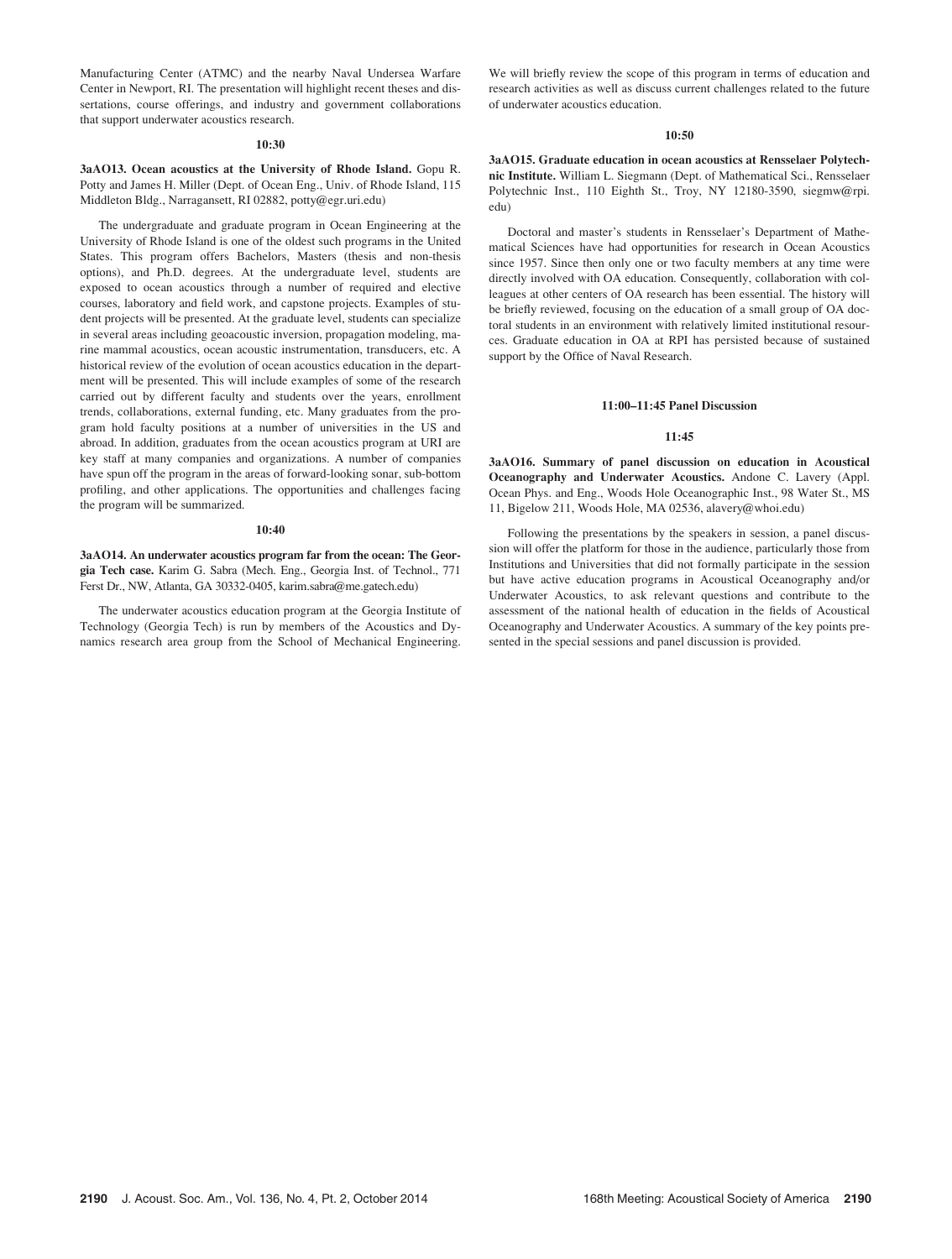Manufacturing Center (ATMC) and the nearby Naval Undersea Warfare Center in Newport, RI. The presentation will highlight recent theses and dissertations, course offerings, and industry and government collaborations that support underwater acoustics research.

### 10:30

**3aAO13. Ocean acoustics at the University of Rhode Island.** Gopu R. Potty and James H. Miller (Dept. of Ocean Eng., Univ. of Rhode Island, 115 Middleton Bldg., Narragansett, RI 02882, potty@egr.uri.edu)

The undergraduate and graduate program in Ocean Engineering at the University of Rhode Island is one of the oldest such programs in the United States. This program offers Bachelors, Masters (thesis and non-thesis options), and Ph.D. degrees. At the undergraduate level, students are exposed to ocean acoustics through a number of required and elective courses, laboratory and field work, and capstone projects. Examples of student projects will be presented. At the graduate level, students can specialize in several areas including geoacoustic inversion, propagation modeling, marine mammal acoustics, ocean acoustic instrumentation, transducers, etc. A historical review of the evolution of ocean acoustics education in the department will be presented. This will include examples of some of the research carried out by different faculty and students over the years, enrollment trends, collaborations, external funding, etc. Many graduates from the program hold faculty positions at a number of universities in the US and abroad. In addition, graduates from the ocean acoustics program at URI are key staff at many companies and organizations. A number of companies have spun off the program in the areas of forward-looking sonar, sub-bottom profiling, and other applications. The opportunities and challenges facing the program will be summarized.

### 10:40

**3aAO14. An underwater acoustics program far from the ocean: The Georgia Tech case.** Karim G. Sabra (Mech. Eng., Georgia Inst. of Technol., 771 Ferst Dr., NW, Atlanta, GA 30332-0405, karim.sabra@me.gatech.edu)

The underwater acoustics education program at the Georgia Institute of Technology (Georgia Tech) is run by members of the Acoustics and Dynamics research area group from the School of Mechanical Engineering. We will briefly review the scope of this program in terms of education and research activities as well as discuss current challenges related to the future of underwater acoustics education.

### 10:50

**3aAO15. Graduate education in ocean acoustics at Rensselaer Polytechnic Institute.** William L. Siegmann (Dept. of Mathematical Sci., Rensselaer Polytechnic Inst., 110 Eighth St., Troy, NY 12180-3590, siegmw@rpi.edu)

Doctoral and master's students in Rensselaer's Department of Mathematical Sciences have had opportunities for research in Ocean Acoustics since 1957. Since then only one or two faculty members at any time were directly involved with OA education. Consequently, collaboration with colleagues at other centers of OA research has been essential. The history will be briefly reviewed, focusing on the education of a small group of OA doctoral students in an environment with relatively limited institutional resources. Graduate education in OA at RPI has persisted because of sustained support by the Office of Naval Research.

### 11:00–11:45 Panel Discussion

### 11:45

**3aAO16. Summary of panel discussion on education in Acoustical Oceanography and Underwater Acoustics.** Andone C. Lavery (Appl. Ocean Phys. and Eng., Woods Hole Oceanographic Inst., 98 Water St., MS 11, Bigelow 211, Woods Hole, MA 02536, alavery@whoi.edu)

Following the presentations by the speakers in session, a panel discussion will offer the platform for those in the audience, particularly those from Institutions and Universities that did not formally participate in the session but have active education programs in Acoustical Oceanography and/or Underwater Acoustics, to ask relevant questions and contribute to the assessment of the national health of education in the fields of Acoustical Oceanography and Underwater Acoustics. A summary of the key points presented in the special sessions and panel discussion is provided.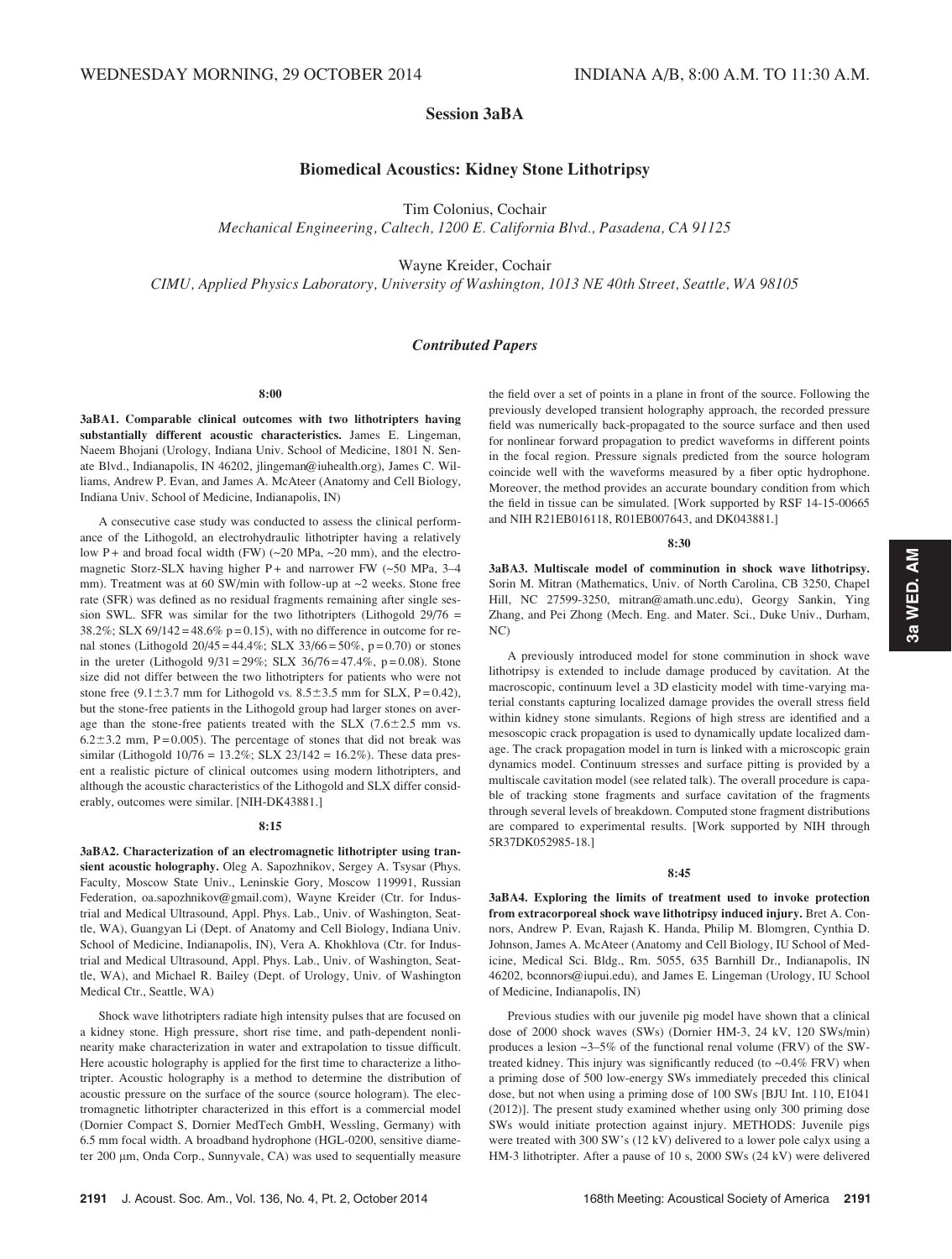WEDNESDAY MORNING, 29 OCTOBER 2014 INDIANA A/B, 8:00 A.M. TO 11:30 A.M.

# Session 3aBA

## Biomedical Acoustics: Kidney Stone Lithotripsy

Tim Colonius, Cochair
*Mechanical Engineering, Caltech, 1200 E. California Blvd., Pasadena, CA 91125*

Wayne Kreider, Cochair
*CIMU, Applied Physics Laboratory, University of Washington, 1013 NE 40th Street, Seattle, WA 98105*

### *Contributed Papers*

**8:00**

**3aBA1. Comparable clinical outcomes with two lithotripters having substantially different acoustic characteristics.** James E. Lingeman, Naeem Bhojani (Urology, Indiana Univ. School of Medicine, 1801 N. Senate Blvd., Indianapolis, IN 46202, jlingeman@iuhealth.org), James C. Williams, Andrew P. Evan, and James A. McAteer (Anatomy and Cell Biology, Indiana Univ. School of Medicine, Indianapolis, IN)

A consecutive case study was conducted to assess the clinical performance of the Lithogold, an electrohydraulic lithotripter having a relatively low P+ and broad focal width (FW) (~20 MPa, ~20 mm), and the electromagnetic Storz-SLX having higher P+ and narrower FW (~50 MPa, 3–4 mm). Treatment was at 60 SW/min with follow-up at ~2 weeks. Stone free rate (SFR) was defined as no residual fragments remaining after single session SWL. SFR was similar for the two lithotripters (Lithogold 29/76 = 38.2%; SLX 69/142 = 48.6% p = 0.15), with no difference in outcome for renal stones (Lithogold 20/45 = 44.4%; SLX 33/66 = 50%, p = 0.70) or stones in the ureter (Lithogold 9/31 = 29%; SLX 36/76 = 47.4%, p = 0.08). Stone size did not differ between the two lithotripters for patients who were not stone free ($9.1\pm3.7$ mm for Lithogold vs. $8.5\pm3.5$ mm for SLX, P = 0.42), but the stone-free patients in the Lithogold group had larger stones on average than the stone-free patients treated with the SLX ($7.6\pm2.5$ mm vs. $6.2\pm3.2$ mm, P = 0.005). The percentage of stones that did not break was similar (Lithogold 10/76 = 13.2%; SLX 23/142 = 16.2%). These data present a realistic picture of clinical outcomes using modern lithotripters, and although the acoustic characteristics of the Lithogold and SLX differ considerably, outcomes were similar. [NIH-DK43881.]

**8:15**

**3aBA2. Characterization of an electromagnetic lithotripter using transient acoustic holography.** Oleg A. Sapozhnikov, Sergey A. Tsysar (Phys. Faculty, Moscow State Univ., Leninskie Gory, Moscow 119991, Russian Federation, oa.sapozhnikov@gmail.com), Wayne Kreider (Ctr. for Industrial and Medical Ultrasound, Appl. Phys. Lab., Univ. of Washington, Seattle, WA), Guangyan Li (Dept. of Anatomy and Cell Biology, Indiana Univ. School of Medicine, Indianapolis, IN), Vera A. Khokhlova (Ctr. for Industrial and Medical Ultrasound, Appl. Phys. Lab., Univ. of Washington, Seattle, WA), and Michael R. Bailey (Dept. of Urology, Univ. of Washington Medical Ctr., Seattle, WA)

Shock wave lithotripters radiate high intensity pulses that are focused on a kidney stone. High pressure, short rise time, and path-dependent nonlinearity make characterization in water and extrapolation to tissue difficult. Here acoustic holography is applied for the first time to characterize a lithotripter. Acoustic holography is a method to determine the distribution of acoustic pressure on the surface of the source (source hologram). The electromagnetic lithotripter characterized in this effort is a commercial model (Dornier Compact S, Dornier MedTech GmbH, Wessling, Germany) with 6.5 mm focal width. A broadband hydrophone (HGL-0200, sensitive diameter 200 μm, Onda Corp., Sunnyvale, CA) was used to sequentially measure the field over a set of points in a plane in front of the source. Following the previously developed transient holography approach, the recorded pressure field was numerically back-propagated to the source surface and then used for nonlinear forward propagation to predict waveforms in different points in the focal region. Pressure signals predicted from the source hologram coincide well with the waveforms measured by a fiber optic hydrophone. Moreover, the method provides an accurate boundary condition from which the field in tissue can be simulated. [Work supported by RSF 14-15-00665 and NIH R21EB016118, R01EB007643, and DK043881.]

**8:30**

**3aBA3. Multiscale model of comminution in shock wave lithotripsy.** Sorin M. Mitran (Mathematics, Univ. of North Carolina, CB 3250, Chapel Hill, NC 27599-3250, mitran@amath.unc.edu), Georgy Sankin, Ying Zhang, and Pei Zhong (Mech. Eng. and Mater. Sci., Duke Univ., Durham, NC)

A previously introduced model for stone comminution in shock wave lithotripsy is extended to include damage produced by cavitation. At the macroscopic, continuum level a 3D elasticity model with time-varying material constants capturing localized damage provides the overall stress field within kidney stone simulants. Regions of high stress are identified and a mesoscopic crack propagation is used to dynamically update localized damage. The crack propagation model in turn is linked with a microscopic grain dynamics model. Continuum stresses and surface pitting is provided by a multiscale cavitation model (see related talk). The overall procedure is capable of tracking stone fragments and surface cavitation of the fragments through several levels of breakdown. Computed stone fragment distributions are compared to experimental results. [Work supported by NIH through 5R37DK052985-18.]

**8:45**

**3aBA4. Exploring the limits of treatment used to invoke protection from extracorporeal shock wave lithotripsy induced injury.** Bret A. Connors, Andrew P. Evan, Rajash K. Handa, Philip M. Blomgren, Cynthia D. Johnson, James A. McAteer (Anatomy and Cell Biology, IU School of Medicine, Medical Sci. Bldg., Rm. 5055, 635 Barnhill Dr., Indianapolis, IN 46202, bconnors@iupui.edu), and James E. Lingeman (Urology, IU School of Medicine, Indianapolis, IN)

Previous studies with our juvenile pig model have shown that a clinical dose of 2000 shock waves (SWs) (Dornier HM-3, 24 kV, 120 SWs/min) produces a lesion ~3–5% of the functional renal volume (FRV) of the SW-treated kidney. This injury was significantly reduced (to ~0.4% FRV) when a priming dose of 500 low-energy SWs immediately preceded this clinical dose, but not when using a priming dose of 100 SWs [BJU Int. 110, E1041 (2012)]. The present study examined whether using only 300 priming dose SWs would initiate protection against injury. METHODS: Juvenile pigs were treated with 300 SW's (12 kV) delivered to a lower pole calyx using a HM-3 lithotripter. After a pause of 10 s, 2000 SWs (24 kV) were delivered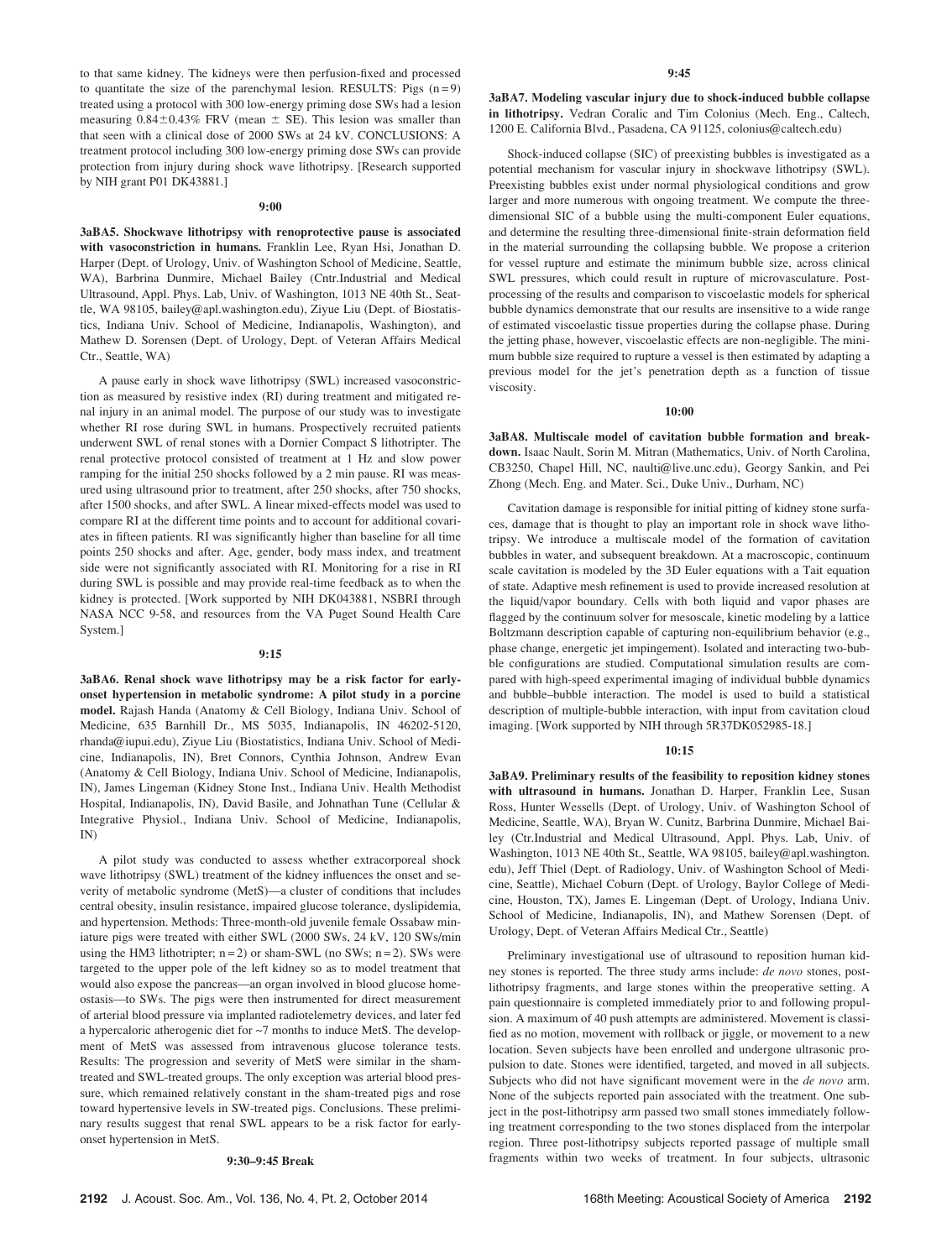to that same kidney. The kidneys were then perfusion-fixed and processed to quantitate the size of the parenchymal lesion. RESULTS: Pigs (n = 9) treated using a protocol with 300 low-energy priming dose SWs had a lesion measuring 0.84±0.43% FRV (mean ± SE). This lesion was smaller than that seen with a clinical dose of 2000 SWs at 24 kV. CONCLUSIONS: A treatment protocol including 300 low-energy priming dose SWs can provide protection from injury during shock wave lithotripsy. [Research supported by NIH grant P01 DK43881.]

**9:00**

**3aBA5. Shockwave lithotripsy with renoprotective pause is associated with vasoconstriction in humans.** Franklin Lee, Ryan Hsi, Jonathan D. Harper (Dept. of Urology, Univ. of Washington School of Medicine, Seattle, WA), Barbrina Dunmire, Michael Bailey (Cntr.Industrial and Medical Ultrasound, Appl. Phys. Lab, Univ. of Washington, 1013 NE 40th St., Seattle, WA 98105, bailey@apl.washington.edu), Ziyue Liu (Dept of Biostatistics, Indiana Univ. School of Medicine, Indianapolis, Washington), and Mathew D. Sorensen (Dept. of Urology, Dept. of Veteran Affairs Medical Ctr., Seattle, WA)

A pause early in shock wave lithotripsy (SWL) increased vasoconstriction as measured by resistive index (RI) during treatment and mitigated renal injury in an animal model. The purpose of our study was to investigate whether RI rose during SWL in humans. Prospectively recruited patients underwent SWL of renal stones with a Dornier Compact S lithotripter. The renal protective protocol consisted of treatment at 1 Hz and slow power ramping for the initial 250 shocks followed by a 2 min pause. RI was measured using ultrasound prior to treatment, after 250 shocks, after 750 shocks, after 1500 shocks, and after SWL. A linear mixed-effects model was used to compare RI at the different time points and to account for additional covariates in fifteen patients. RI was significantly higher than baseline for all time points 250 shocks and after. Age, gender, body mass index, and treatment side were not significantly associated with RI. Monitoring for a rise in RI during SWL is possible and may provide real-time feedback as to when the kidney is protected. [Work supported by NIH DK043881, NSBRI through NASA NCC 9-58, and resources from the VA Puget Sound Health Care System.]

**9:15**

**3aBA6. Renal shock wave lithotripsy may be a risk factor for early-onset hypertension in metabolic syndrome: A pilot study in a porcine model.** Rajash Handa (Anatomy & Cell Biology, Indiana Univ. School of Medicine, 635 Barnhill Dr., MS 5035, Indianapolis, IN 46202-5120, rhanda@iupui.edu), Ziyue Liu (Biostatistics, Indiana Univ. School of Medicine, Indianapolis, IN), Bret Connors, Cynthia Johnson, Andrew Evan (Anatomy & Cell Biology, Indiana Univ. School of Medicine, Indianapolis, IN), James Lingeman (Kidney Stone Inst., Indiana Univ. Health Methodist Hospital, Indianapolis, IN), David Basile, and Johnathan Tune (Cellular & Integrative Physiol., Indiana Univ. School of Medicine, Indianapolis, IN)

A pilot study was conducted to assess whether extracorporeal shock wave lithotripsy (SWL) treatment of the kidney influences the onset and severity of metabolic syndrome (MetS)—a cluster of conditions that includes central obesity, insulin resistance, impaired glucose tolerance, dyslipidemia, and hypertension. Methods: Three-month-old juvenile female Ossabaw miniature pigs were treated with either SWL (2000 SWs, 24 kV, 120 SWs/min using the HM3 lithotripter; n = 2) or sham-SWL (no SWs; n = 2). SWs were targeted to the upper pole of the left kidney so as to model treatment that would also expose the pancreas—an organ involved in blood glucose homeostasis—to SWs. The pigs were then instrumented for direct measurement of arterial blood pressure via implanted radiotelemetry devices, and later fed a hypercaloric atherogenic diet for ~7 months to induce MetS. The development of MetS was assessed from intravenous glucose tolerance tests. Results: The progression and severity of MetS were similar in the sham-treated and SWL-treated groups. The only exception was arterial blood pressure, which remained relatively constant in the sham-treated pigs and rose toward hypertensive levels in SW-treated pigs. Conclusions. These preliminary results suggest that renal SWL appears to be a risk factor for early-onset hypertension in MetS.

**9:30–9:45 Break**

**9:45**

**3aBA7. Modeling vascular injury due to shock-induced bubble collapse in lithotripsy.** Vedran Coralic and Tim Colonius (Mech. Eng., Caltech, 1200 E. California Blvd., Pasadena, CA 91125, colonius@caltech.edu)

Shock-induced collapse (SIC) of preexisting bubbles is investigated as a potential mechanism for vascular injury in shockwave lithotripsy (SWL). Preexisting bubbles exist under normal physiological conditions and grow larger and more numerous with ongoing treatment. We compute the three-dimensional SIC of a bubble using the multi-component Euler equations, and determine the resulting three-dimensional finite-strain deformation field in the material surrounding the collapsing bubble. We propose a criterion for vessel rupture and estimate the minimum bubble size, across clinical SWL pressures, which could result in rupture of microvasculature. Post-processing of the results and comparison to viscoelastic models for spherical bubble dynamics demonstrate that our results are insensitive to a wide range of estimated viscoelastic tissue properties during the collapse phase. During the jetting phase, however, viscoelastic effects are non-negligible. The minimum bubble size required to rupture a vessel is then estimated by adapting a previous model for the jet's penetration depth as a function of tissue viscosity.

**10:00**

**3aBA8. Multiscale model of cavitation bubble formation and breakdown.** Isaac Nault, Sorin M. Mitran (Mathematics, Univ. of North Carolina, CB3250, Chapel Hill, NC, naulti@live.unc.edu), Georgy Sankin, and Pei Zhong (Mech. Eng. and Mater. Sci., Duke Univ., Durham, NC)

Cavitation damage is responsible for initial pitting of kidney stone surfaces, damage that is thought to play an important role in shock wave lithotripsy. We introduce a multiscale model of the formation of cavitation bubbles in water, and subsequent breakdown. At a macroscopic, continuum scale cavitation is modeled by the 3D Euler equations with a Tait equation of state. Adaptive mesh refinement is used to provide increased resolution at the liquid/vapor boundary. Cells with both liquid and vapor phases are flagged by the continuum solver for mesoscale, kinetic modeling by a lattice Boltzmann description capable of capturing non-equilibrium behavior (e.g., phase change, energetic jet impingement). Isolated and interacting two-bubble configurations are studied. Computational simulation results are compared with high-speed experimental imaging of individual bubble dynamics and bubble–bubble interaction. The model is used to build a statistical description of multiple-bubble interaction, with input from cavitation cloud imaging. [Work supported by NIH through 5R37DK052985-18.]

**10:15**

**3aBA9. Preliminary results of the feasibility to reposition kidney stones with ultrasound in humans.** Jonathan D. Harper, Franklin Lee, Susan Ross, Hunter Wessells (Dept. of Urology, Univ. of Washington School of Medicine, Seattle, WA), Bryan W. Cunitz, Barbrina Dunmire, Michael Bailey (Ctr.Industrial and Medical Ultrasound, Appl. Phys. Lab, Univ. of Washington, 1013 NE 40th St., Seattle, WA 98105, bailey@apl.washington.edu), Jeff Thiel (Dept. of Radiology, Univ. of Washington School of Medicine, Seattle), Michael Coburn (Dept. of Urology, Baylor College of Medicine, Houston, TX), James E. Lingeman (Dept. of Urology, Indiana Univ. School of Medicine, Indianapolis, IN), and Mathew Sorensen (Dept. of Urology, Dept. of Veteran Affairs Medical Ctr., Seattle)

Preliminary investigational use of ultrasound to reposition human kidney stones is reported. The three study arms include: *de novo* stones, post-lithotripsy fragments, and large stones within the preoperative setting. A pain questionnaire is completed immediately prior to and following propulsion. A maximum of 40 push attempts are administered. Movement is classified as no motion, movement with rollback or jiggle, or movement to a new location. Seven subjects have been enrolled and undergone ultrasonic propulsion to date. Stones were identified, targeted, and moved in all subjects. Subjects who did not have significant movement were in the *de novo* arm. None of the subjects reported pain associated with the treatment. One subject in the post-lithotripsy arm passed two small stones immediately following treatment corresponding to the two stones displaced from the interpolar region. Three post-lithotripsy subjects reported passage of multiple small fragments within two weeks of treatment. In four subjects, ultrasonic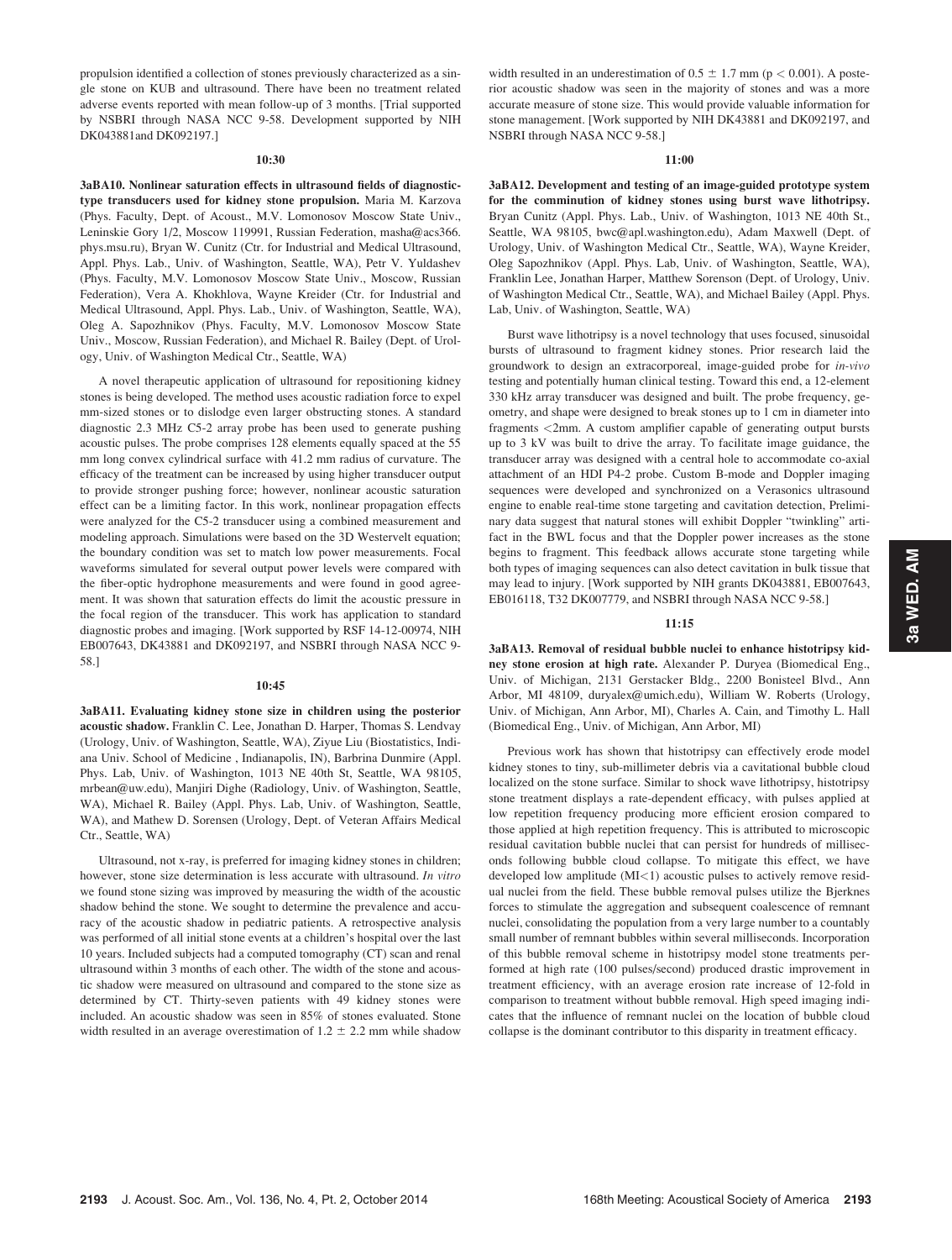propulsion identified a collection of stones previously characterized as a single stone on KUB and ultrasound. There have been no treatment related adverse events reported with mean follow-up of 3 months. [Trial supported by NSBRI through NASA NCC 9-58. Development supported by NIH DK043881and DK092197.]

**10:30**

**3aBA10. Nonlinear saturation effects in ultrasound fields of diagnostic-type transducers used for kidney stone propulsion.** Maria M. Karzova (Phys. Faculty, Dept. of Acoust., M.V. Lomonosov Moscow State Univ., Leninskie Gory 1/2, Moscow 119991, Russian Federation, masha@acs366.phys.msu.ru), Bryan W. Cunitz (Ctr. for Industrial and Medical Ultrasound, Appl. Phys. Lab., Univ. of Washington, Seattle, WA), Petr V. Yuldashev (Phys. Faculty, M.V. Lomonosov Moscow State Univ., Moscow, Russian Federation), Vera A. Khokhlova, Wayne Kreider (Ctr. for Industrial and Medical Ultrasound, Appl. Phys. Lab., Univ. of Washington, Seattle, WA), Oleg A. Sapozhnikov (Phys. Faculty, M.V. Lomonosov Moscow State Univ., Moscow, Russian Federation), and Michael R. Bailey (Dept. of Urology, Univ. of Washington Medical Ctr., Seattle, WA)

A novel therapeutic application of ultrasound for repositioning kidney stones is being developed. The method uses acoustic radiation force to expel mm-sized stones or to dislodge even larger obstructing stones. A standard diagnostic 2.3 MHz C5-2 array probe has been used to generate pushing acoustic pulses. The probe comprises 128 elements equally spaced at the 55 mm long convex cylindrical surface with 41.2 mm radius of curvature. The efficacy of the treatment can be increased by using higher transducer output to provide stronger pushing force; however, nonlinear acoustic saturation effect can be a limiting factor. In this work, nonlinear propagation effects were analyzed for the C5-2 transducer using a combined measurement and modeling approach. Simulations were based on the 3D Westervelt equation; the boundary condition was set to match low power measurements. Focal waveforms simulated for several output power levels were compared with the fiber-optic hydrophone measurements and were found in good agreement. It was shown that saturation effects do limit the acoustic pressure in the focal region of the transducer. This work has application to standard diagnostic probes and imaging. [Work supported by RSF 14-12-00974, NIH EB007643, DK43881 and DK092197, and NSBRI through NASA NCC 9-58.]

**10:45**

**3aBA11. Evaluating kidney stone size in children using the posterior acoustic shadow.** Franklin C. Lee, Jonathan D. Harper, Thomas S. Lendvay (Urology, Univ. of Washington, Seattle, WA), Ziyue Liu (Biostatistics, Indiana Univ. School of Medicine , Indianapolis, IN), Barbrina Dunmire (Appl. Phys. Lab, Univ. of Washington, 1013 NE 40th St, Seattle, WA 98105, mrbean@uw.edu), Manjiri Dighe (Radiology, Univ. of Washington, Seattle, WA), Michael R. Bailey (Appl. Phys. Lab, Univ. of Washington, Seattle, WA), and Mathew D. Sorensen (Urology, Dept. of Veteran Affairs Medical Ctr., Seattle, WA)

Ultrasound, not x-ray, is preferred for imaging kidney stones in children; however, stone size determination is less accurate with ultrasound. *In vitro* we found stone sizing was improved by measuring the width of the acoustic shadow behind the stone. We sought to determine the prevalence and accuracy of the acoustic shadow in pediatric patients. A retrospective analysis was performed of all initial stone events at a children's hospital over the last 10 years. Included subjects had a computed tomography (CT) scan and renal ultrasound within 3 months of each other. The width of the stone and acoustic shadow were measured on ultrasound and compared to the stone size as determined by CT. Thirty-seven patients with 49 kidney stones were included. An acoustic shadow was seen in 85% of stones evaluated. Stone width resulted in an average overestimation of $1.2 \pm 2.2$ mm while shadow width resulted in an underestimation of $0.5 \pm 1.7$ mm ($p < 0.001$). A posterior acoustic shadow was seen in the majority of stones and was a more accurate measure of stone size. This would provide valuable information for stone management. [Work supported by NIH DK43881 and DK092197, and NSBRI through NASA NCC 9-58.]

**11:00**

**3aBA12. Development and testing of an image-guided prototype system for the comminution of kidney stones using burst wave lithotripsy.** Bryan Cunitz (Appl. Phys. Lab., Univ. of Washington, 1013 NE 40th St., Seattle, WA 98105, bwc@apl.washington.edu), Adam Maxwell (Dept. of Urology, Univ. of Washington Medical Ctr., Seattle, WA), Wayne Kreider, Oleg Sapozhnikov (Appl. Phys. Lab, Univ. of Washington, Seattle, WA), Franklin Lee, Jonathan Harper, Matthew Sorenson (Dept. of Urology, Univ. of Washington Medical Ctr., Seattle, WA), and Michael Bailey (Appl. Phys. Lab, Univ. of Washington, Seattle, WA)

Burst wave lithotripsy is a novel technology that uses focused, sinusoidal bursts of ultrasound to fragment kidney stones. Prior research laid the groundwork to design an extracorporeal, image-guided probe for *in-vivo* testing and potentially human clinical testing. Toward this end, a 12-element 330 kHz array transducer was designed and built. The probe frequency, geometry, and shape were designed to break stones up to 1 cm in diameter into fragments <2mm. A custom amplifier capable of generating output bursts up to 3 kV was built to drive the array. To facilitate image guidance, the transducer array was designed with a central hole to accommodate co-axial attachment of an HDI P4-2 probe. Custom B-mode and Doppler imaging sequences were developed and synchronized on a Verasonics ultrasound engine to enable real-time stone targeting and cavitation detection, Preliminary data suggest that natural stones will exhibit Doppler "twinkling" artifact in the BWL focus and that the Doppler power increases as the stone begins to fragment. This feedback allows accurate stone targeting while both types of imaging sequences can also detect cavitation in bulk tissue that may lead to injury. [Work supported by NIH grants DK043881, EB007643, EB016118, T32 DK007779, and NSBRI through NASA NCC 9-58.]

**11:15**

**3aBA13. Removal of residual bubble nuclei to enhance histotripsy kidney stone erosion at high rate.** Alexander P. Duryea (Biomedical Eng., Univ. of Michigan, 2131 Gerstacker Bldg., 2200 Bonisteel Blvd., Ann Arbor, MI 48109, duryalex@umich.edu), William W. Roberts (Urology, Univ. of Michigan, Ann Arbor, MI), Charles A. Cain, and Timothy L. Hall (Biomedical Eng., Univ. of Michigan, Ann Arbor, MI)

Previous work has shown that histotripsy can effectively erode model kidney stones to tiny, sub-millimeter debris via a cavitational bubble cloud localized on the stone surface. Similar to shock wave lithotripsy, histotripsy stone treatment displays a rate-dependent efficacy, with pulses applied at low repetition frequency producing more efficient erosion compared to those applied at high repetition frequency. This is attributed to microscopic residual cavitation bubble nuclei that can persist for hundreds of milliseconds following bubble cloud collapse. To mitigate this effect, we have developed low amplitude (MI<1) acoustic pulses to actively remove residual nuclei from the field. These bubble removal pulses utilize the Bjerknes forces to stimulate the aggregation and subsequent coalescence of remnant nuclei, consolidating the population from a very large number to a countably small number of remnant bubbles within several milliseconds. Incorporation of this bubble removal scheme in histotripsy model stone treatments performed at high rate (100 pulses/second) produced drastic improvement in treatment efficiency, with an average erosion rate increase of 12-fold in comparison to treatment without bubble removal. High speed imaging indicates that the influence of remnant nuclei on the location of bubble cloud collapse is the dominant contributor to this disparity in treatment efficacy.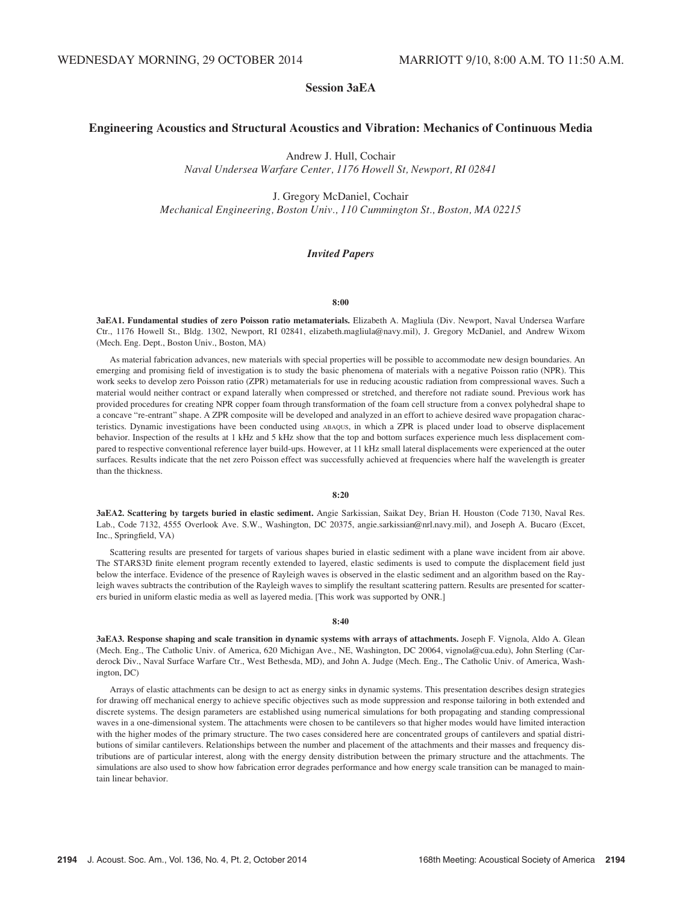WEDNESDAY MORNING, 29 OCTOBER 2014 MARRIOTT 9/10, 8:00 A.M. TO 11:50 A.M.

# Session 3aEA

## Engineering Acoustics and Structural Acoustics and Vibration: Mechanics of Continuous Media

Andrew J. Hull, Cochair
*Naval Undersea Warfare Center, 1176 Howell St, Newport, RI 02841*

J. Gregory McDaniel, Cochair
*Mechanical Engineering, Boston Univ., 110 Cummington St., Boston, MA 02215*

### *Invited Papers*

**8:00**

**3aEA1. Fundamental studies of zero Poisson ratio metamaterials.** Elizabeth A. Magliula (Div. Newport, Naval Undersea Warfare Ctr., 1176 Howell St., Bldg. 1302, Newport, RI 02841, elizabeth.magliula@navy.mil), J. Gregory McDaniel, and Andrew Wixom (Mech. Eng. Dept., Boston Univ., Boston, MA)

As material fabrication advances, new materials with special properties will be possible to accommodate new design boundaries. An emerging and promising field of investigation is to study the basic phenomena of materials with a negative Poisson ratio (NPR). This work seeks to develop zero Poisson ratio (ZPR) metamaterials for use in reducing acoustic radiation from compressional waves. Such a material would neither contract or expand laterally when compressed or stretched, and therefore not radiate sound. Previous work has provided procedures for creating NPR copper foam through transformation of the foam cell structure from a convex polyhedral shape to a concave "re-entrant" shape. A ZPR composite will be developed and analyzed in an effort to achieve desired wave propagation characteristics. Dynamic investigations have been conducted using ABAQUS, in which a ZPR is placed under load to observe displacement behavior. Inspection of the results at 1 kHz and 5 kHz show that the top and bottom surfaces experience much less displacement compared to respective conventional reference layer build-ups. However, at 11 kHz small lateral displacements were experienced at the outer surfaces. Results indicate that the net zero Poisson effect was successfully achieved at frequencies where half the wavelength is greater than the thickness.

**8:20**

**3aEA2. Scattering by targets buried in elastic sediment.** Angie Sarkissian, Saikat Dey, Brian H. Houston (Code 7130, Naval Res. Lab., Code 7132, 4555 Overlook Ave. S.W., Washington, DC 20375, angie.sarkissian@nrl.navy.mil), and Joseph A. Bucaro (Excet, Inc., Springfield, VA)

Scattering results are presented for targets of various shapes buried in elastic sediment with a plane wave incident from air above. The STARS3D finite element program recently extended to layered, elastic sediments is used to compute the displacement field just below the interface. Evidence of the presence of Rayleigh waves is observed in the elastic sediment and an algorithm based on the Rayleigh waves subtracts the contribution of the Rayleigh waves to simplify the resultant scattering pattern. Results are presented for scatterers buried in uniform elastic media as well as layered media. [This work was supported by ONR.]

**8:40**

**3aEA3. Response shaping and scale transition in dynamic systems with arrays of attachments.** Joseph F. Vignola, Aldo A. Glean (Mech. Eng., The Catholic Univ. of America, 620 Michigan Ave., NE, Washington, DC 20064, vignola@cua.edu), John Sterling (Carderock Div., Naval Surface Warfare Ctr., West Bethesda, MD), and John A. Judge (Mech. Eng., The Catholic Univ. of America, Washington, DC)

Arrays of elastic attachments can be design to act as energy sinks in dynamic systems. This presentation describes design strategies for drawing off mechanical energy to achieve specific objectives such as mode suppression and response tailoring in both extended and discrete systems. The design parameters are established using numerical simulations for both propagating and standing compressional waves in a one-dimensional system. The attachments were chosen to be cantilevers so that higher modes would have limited interaction with the higher modes of the primary structure. The two cases considered here are concentrated groups of cantilevers and spatial distributions of similar cantilevers. Relationships between the number and placement of the attachments and their masses and frequency distributions are of particular interest, along with the energy density distribution between the primary structure and the attachments. The simulations are also used to show how fabrication error degrades performance and how energy scale transition can be managed to maintain linear behavior.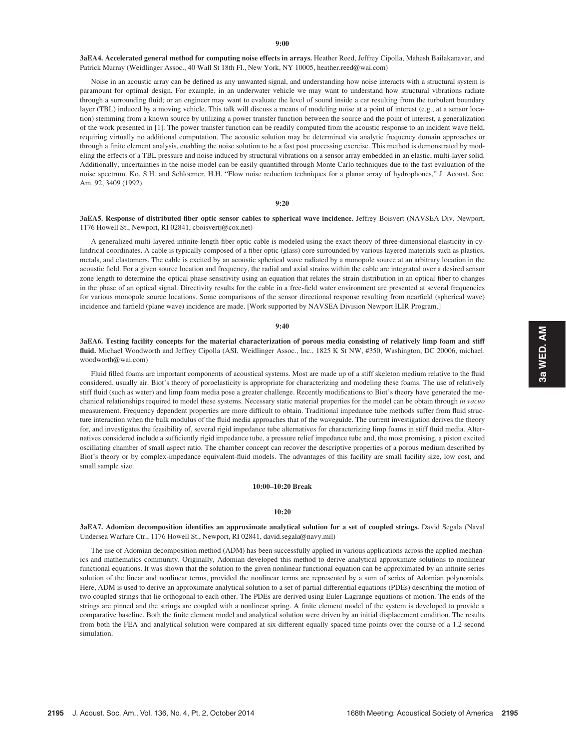**9:00**

**3aEA4. Accelerated general method for computing noise effects in arrays.** Heather Reed, Jeffrey Cipolla, Mahesh Bailakanavar, and Patrick Murray (Weidlinger Assoc., 40 Wall St 18th Fl., New York, NY 10005, heather.reed@wai.com)

Noise in an acoustic array can be defined as any unwanted signal, and understanding how noise interacts with a structural system is paramount for optimal design. For example, in an underwater vehicle we may want to understand how structural vibrations radiate through a surrounding fluid; or an engineer may want to evaluate the level of sound inside a car resulting from the turbulent boundary layer (TBL) induced by a moving vehicle. This talk will discuss a means of modeling noise at a point of interest (e.g., at a sensor location) stemming from a known source by utilizing a power transfer function between the source and the point of interest, a generalization of the work presented in [1]. The power transfer function can be readily computed from the acoustic response to an incident wave field, requiring virtually no additional computation. The acoustic solution may be determined via analytic frequency domain approaches or through a finite element analysis, enabling the noise solution to be a fast post processing exercise. This method is demonstrated by modeling the effects of a TBL pressure and noise induced by structural vibrations on a sensor array embedded in an elastic, multi-layer solid. Additionally, uncertainties in the noise model can be easily quantified through Monte Carlo techniques due to the fast evaluation of the noise spectrum. Ko, S.H. and Schloemer, H.H. "Flow noise reduction techniques for a planar array of hydrophones," J. Acoust. Soc. Am. 92, 3409 (1992).

**9:20**

**3aEA5. Response of distributed fiber optic sensor cables to spherical wave incidence.** Jeffrey Boisvert (NAVSEA Div. Newport, 1176 Howell St., Newport, RI 02841, cboisvertj@cox.net)

A generalized multi-layered infinite-length fiber optic cable is modeled using the exact theory of three-dimensional elasticity in cylindrical coordinates. A cable is typically composed of a fiber optic (glass) core surrounded by various layered materials such as plastics, metals, and elastomers. The cable is excited by an acoustic spherical wave radiated by a monopole source at an arbitrary location in the acoustic field. For a given source location and frequency, the radial and axial strains within the cable are integrated over a desired sensor zone length to determine the optical phase sensitivity using an equation that relates the strain distribution in an optical fiber to changes in the phase of an optical signal. Directivity results for the cable in a free-field water environment are presented at several frequencies for various monopole source locations. Some comparisons of the sensor directional response resulting from nearfield (spherical wave) incidence and farfield (plane wave) incidence are made. [Work supported by NAVSEA Division Newport ILIR Program.]

**9:40**

**3aEA6. Testing facility concepts for the material characterization of porous media consisting of relatively limp foam and stiff fluid.** Michael Woodworth and Jeffrey Cipolla (ASI, Weidlinger Assoc., Inc., 1825 K St NW, #350, Washington, DC 20006, michael.woodworth@wai.com)

Fluid filled foams are important components of acoustical systems. Most are made up of a stiff skeleton medium relative to the fluid considered, usually air. Biot's theory of poroelasticity is appropriate for characterizing and modeling these foams. The use of relatively stiff fluid (such as water) and limp foam media pose a greater challenge. Recently modifications to Biot's theory have generated the mechanical relationships required to model these systems. Necessary static material properties for the model can be obtain through *in vacuo* measurement. Frequency dependent properties are more difficult to obtain. Traditional impedance tube methods suffer from fluid structure interaction when the bulk modulus of the fluid media approaches that of the waveguide. The current investigation derives the theory for, and investigates the feasibility of, several rigid impedance tube alternatives for characterizing limp foams in stiff fluid media. Alternatives considered include a sufficiently rigid impedance tube, a pressure relief impedance tube and, the most promising, a piston excited oscillating chamber of small aspect ratio. The chamber concept can recover the descriptive properties of a porous medium described by Biot's theory or by complex-impedance equivalent-fluid models. The advantages of this facility are small facility size, low cost, and small sample size.

**10:00–10:20 Break**

**10:20**

**3aEA7. Adomian decomposition identifies an approximate analytical solution for a set of coupled strings.** David Segala (Naval Undersea Warfare Ctr., 1176 Howell St., Newport, RI 02841, david.segala@navy.mil)

The use of Adomian decomposition method (ADM) has been successfully applied in various applications across the applied mechanics and mathematics community. Originally, Adomian developed this method to derive analytical approximate solutions to nonlinear functional equations. It was shown that the solution to the given nonlinear functional equation can be approximated by an infinite series solution of the linear and nonlinear terms, provided the nonlinear terms are represented by a sum of series of Adomian polynomials. Here, ADM is used to derive an approximate analytical solution to a set of partial differential equations (PDEs) describing the motion of two coupled strings that lie orthogonal to each other. The PDEs are derived using Euler-Lagrange equations of motion. The ends of the strings are pinned and the strings are coupled with a nonlinear spring. A finite element model of the system is developed to provide a comparative baseline. Both the finite element model and analytical solution were driven by an initial displacement condition. The results from both the FEA and analytical solution were compared at six different equally spaced time points over the course of a 1.2 second simulation.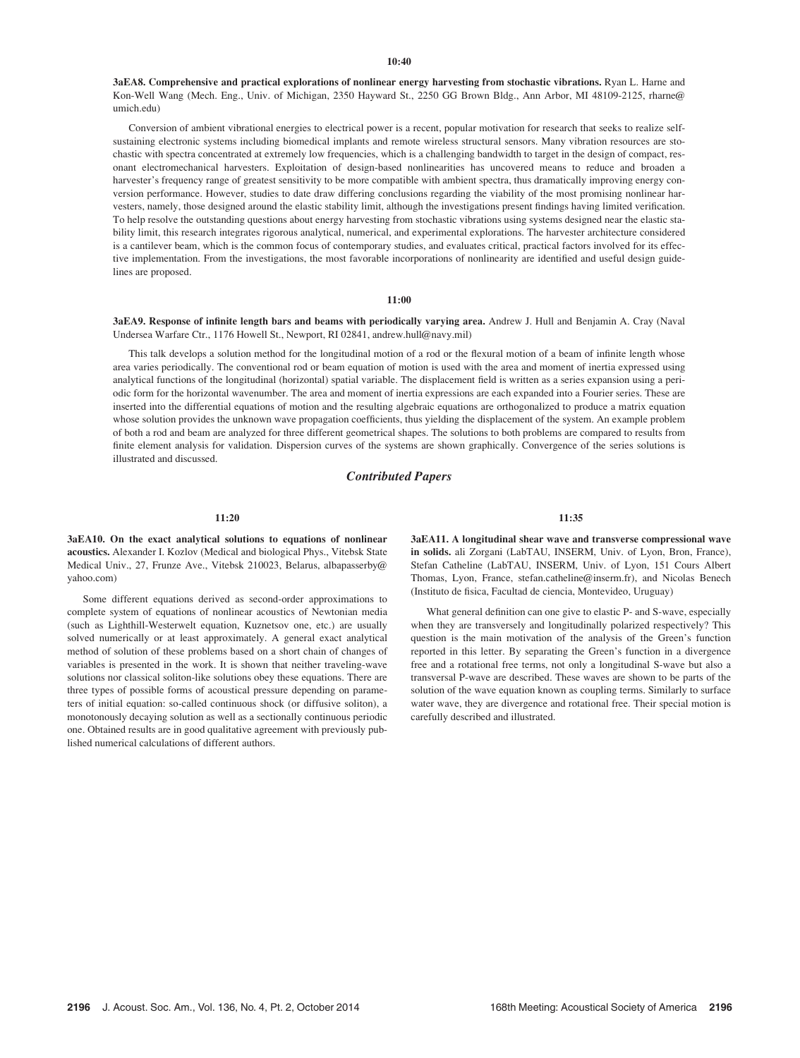**10:40**

**3aEA8. Comprehensive and practical explorations of nonlinear energy harvesting from stochastic vibrations.** Ryan L. Harne and Kon-Well Wang (Mech. Eng., Univ. of Michigan, 2350 Hayward St., 2250 GG Brown Bldg., Ann Arbor, MI 48109-2125, rharne@umich.edu)

Conversion of ambient vibrational energies to electrical power is a recent, popular motivation for research that seeks to realize self-sustaining electronic systems including biomedical implants and remote wireless structural sensors. Many vibration resources are stochastic with spectra concentrated at extremely low frequencies, which is a challenging bandwidth to target in the design of compact, resonant electromechanical harvesters. Exploitation of design-based nonlinearities has uncovered means to reduce and broaden a harvester's frequency range of greatest sensitivity to be more compatible with ambient spectra, thus dramatically improving energy conversion performance. However, studies to date draw differing conclusions regarding the viability of the most promising nonlinear harvesters, namely, those designed around the elastic stability limit, although the investigations present findings having limited verification. To help resolve the outstanding questions about energy harvesting from stochastic vibrations using systems designed near the elastic stability limit, this research integrates rigorous analytical, numerical, and experimental explorations. The harvester architecture considered is a cantilever beam, which is the common focus of contemporary studies, and evaluates critical, practical factors involved for its effective implementation. From the investigations, the most favorable incorporations of nonlinearity are identified and useful design guidelines are proposed.

**11:00**

**3aEA9. Response of infinite length bars and beams with periodically varying area.** Andrew J. Hull and Benjamin A. Cray (Naval Undersea Warfare Ctr., 1176 Howell St., Newport, RI 02841, andrew.hull@navy.mil)

This talk develops a solution method for the longitudinal motion of a rod or the flexural motion of a beam of infinite length whose area varies periodically. The conventional rod or beam equation of motion is used with the area and moment of inertia expressed using analytical functions of the longitudinal (horizontal) spatial variable. The displacement field is written as a series expansion using a periodic form for the horizontal wavenumber. The area and moment of inertia expressions are each expanded into a Fourier series. These are inserted into the differential equations of motion and the resulting algebraic equations are orthogonalized to produce a matrix equation whose solution provides the unknown wave propagation coefficients, thus yielding the displacement of the system. An example problem of both a rod and beam are analyzed for three different geometrical shapes. The solutions to both problems are compared to results from finite element analysis for validation. Dispersion curves of the systems are shown graphically. Convergence of the series solutions is illustrated and discussed.

## *Contributed Papers*

**11:20**

**3aEA10. On the exact analytical solutions to equations of nonlinear acoustics.** Alexander I. Kozlov (Medical and biological Phys., Vitebsk State Medical Univ., 27, Frunze Ave., Vitebsk 210023, Belarus, albapasserby@yahoo.com)

Some different equations derived as second-order approximations to complete system of equations of nonlinear acoustics of Newtonian media (such as Lighthill-Westerwelt equation, Kuznetsov one, etc.) are usually solved numerically or at least approximately. A general exact analytical method of solution of these problems based on a short chain of changes of variables is presented in the work. It is shown that neither traveling-wave solutions nor classical soliton-like solutions obey these equations. There are three types of possible forms of acoustical pressure depending on parameters of initial equation: so-called continuous shock (or diffusive soliton), a monotonously decaying solution as well as a sectionally continuous periodic one. Obtained results are in good qualitative agreement with previously published numerical calculations of different authors.

**11:35**

**3aEA11. A longitudinal shear wave and transverse compressional wave in solids.** ali Zorgani (LabTAU, INSERM, Univ. of Lyon, Bron, France), Stefan Catheline (LabTAU, INSERM, Univ. of Lyon, 151 Cours Albert Thomas, Lyon, France, stefan.catheline@inserm.fr), and Nicolas Benech (Instituto de fisica, Facultad de ciencia, Montevideo, Uruguay)

What general definition can one give to elastic P- and S-wave, especially when they are transversely and longitudinally polarized respectively? This question is the main motivation of the analysis of the Green's function reported in this letter. By separating the Green's function in a divergence free and a rotational free terms, not only a longitudinal S-wave but also a transversal P-wave are described. These waves are shown to be parts of the solution of the wave equation known as coupling terms. Similarly to surface water wave, they are divergence and rotational free. Their special motion is carefully described and illustrated.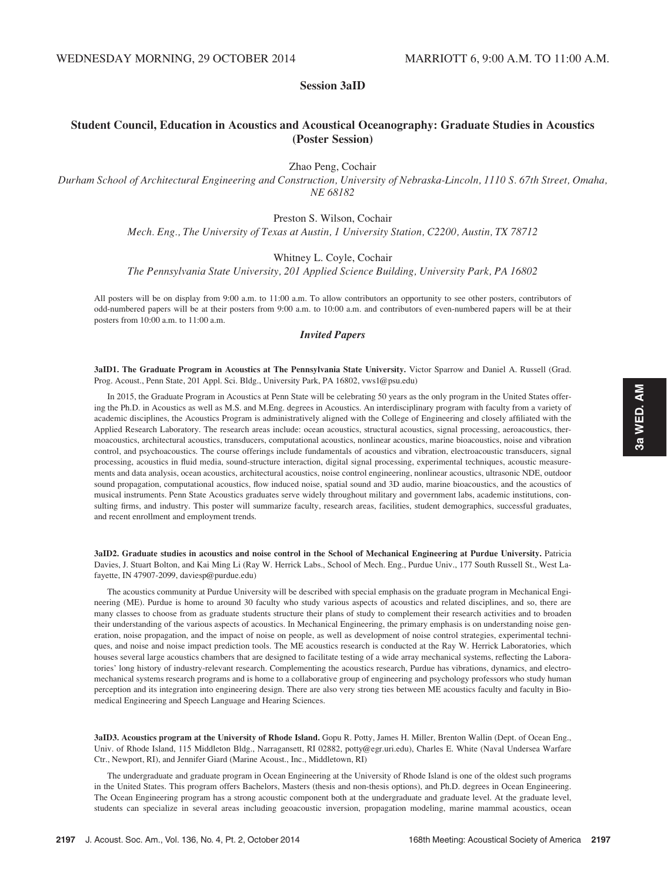WEDNESDAY MORNING, 29 OCTOBER 2014 MARRIOTT 6, 9:00 A.M. TO 11:00 A.M.

## Session 3aID

### Student Council, Education in Acoustics and Acoustical Oceanography: Graduate Studies in Acoustics (Poster Session)

Zhao Peng, Cochair

*Durham School of Architectural Engineering and Construction, University of Nebraska-Lincoln, 1110 S. 67th Street, Omaha, NE 68182*

Preston S. Wilson, Cochair

*Mech. Eng., The University of Texas at Austin, 1 University Station, C2200, Austin, TX 78712*

Whitney L. Coyle, Cochair

*The Pennsylvania State University, 201 Applied Science Building, University Park, PA 16802*

All posters will be on display from 9:00 a.m. to 11:00 a.m. To allow contributors an opportunity to see other posters, contributors of odd-numbered papers will be at their posters from 9:00 a.m. to 10:00 a.m. and contributors of even-numbered papers will be at their posters from 10:00 a.m. to 11:00 a.m.

### *Invited Papers*

**3aID1. The Graduate Program in Acoustics at The Pennsylvania State University.** Victor Sparrow and Daniel A. Russell (Grad. Prog. Acoust., Penn State, 201 Appl. Sci. Bldg., University Park, PA 16802, vws1@psu.edu)

In 2015, the Graduate Program in Acoustics at Penn State will be celebrating 50 years as the only program in the United States offering the Ph.D. in Acoustics as well as M.S. and M.Eng. degrees in Acoustics. An interdisciplinary program with faculty from a variety of academic disciplines, the Acoustics Program is administratively aligned with the College of Engineering and closely affiliated with the Applied Research Laboratory. The research areas include: ocean acoustics, structural acoustics, signal processing, aeroacoustics, thermoacoustics, architectural acoustics, transducers, computational acoustics, nonlinear acoustics, marine bioacoustics, noise and vibration control, and psychoacoustics. The course offerings include fundamentals of acoustics and vibration, electroacoustic transducers, signal processing, acoustics in fluid media, sound-structure interaction, digital signal processing, experimental techniques, acoustic measurements and data analysis, ocean acoustics, architectural acoustics, noise control engineering, nonlinear acoustics, ultrasonic NDE, outdoor sound propagation, computational acoustics, flow induced noise, spatial sound and 3D audio, marine bioacoustics, and the acoustics of musical instruments. Penn State Acoustics graduates serve widely throughout military and government labs, academic institutions, consulting firms, and industry. This poster will summarize faculty, research areas, facilities, student demographics, successful graduates, and recent enrollment and employment trends.

**3aID2. Graduate studies in acoustics and noise control in the School of Mechanical Engineering at Purdue University.** Patricia Davies, J. Stuart Bolton, and Kai Ming Li (Ray W. Herrick Labs., School of Mech. Eng., Purdue Univ., 177 South Russell St., West Lafayette, IN 47907-2099, daviesp@purdue.edu)

The acoustics community at Purdue University will be described with special emphasis on the graduate program in Mechanical Engineering (ME). Purdue is home to around 30 faculty who study various aspects of acoustics and related disciplines, and so, there are many classes to choose from as graduate students structure their plans of study to complement their research activities and to broaden their understanding of the various aspects of acoustics. In Mechanical Engineering, the primary emphasis is on understanding noise generation, noise propagation, and the impact of noise on people, as well as development of noise control strategies, experimental techniques, and noise and noise impact prediction tools. The ME acoustics research is conducted at the Ray W. Herrick Laboratories, which houses several large acoustics chambers that are designed to facilitate testing of a wide array mechanical systems, reflecting the Laboratories' long history of industry-relevant research. Complementing the acoustics research, Purdue has vibrations, dynamics, and electromechanical systems research programs and is home to a collaborative group of engineering and psychology professors who study human perception and its integration into engineering design. There are also very strong ties between ME acoustics faculty and faculty in Biomedical Engineering and Speech Language and Hearing Sciences.

**3aID3. Acoustics program at the University of Rhode Island.** Gopu R. Potty, James H. Miller, Brenton Wallin (Dept. of Ocean Eng., Univ. of Rhode Island, 115 Middleton Bldg., Narragansett, RI 02882, potty@egr.uri.edu), Charles E. White (Naval Undersea Warfare Ctr., Newport, RI), and Jennifer Giard (Marine Acoust., Inc., Middletown, RI)

The undergraduate and graduate program in Ocean Engineering at the University of Rhode Island is one of the oldest such programs in the United States. This program offers Bachelors, Masters (thesis and non-thesis options), and Ph.D. degrees in Ocean Engineering. The Ocean Engineering program has a strong acoustic component both at the undergraduate and graduate level. At the graduate level, students can specialize in several areas including geoacoustic inversion, propagation modeling, marine mammal acoustics, ocean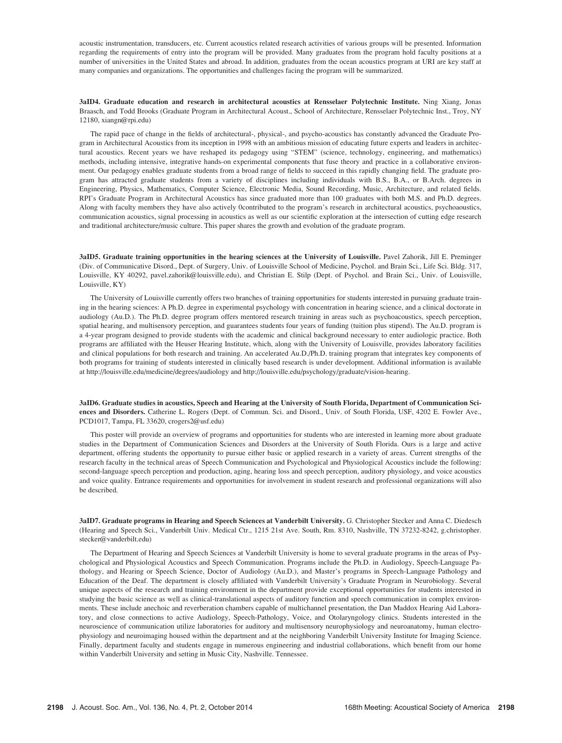acoustic instrumentation, transducers, etc. Current acoustics related research activities of various groups will be presented. Information regarding the requirements of entry into the program will be provided. Many graduates from the program hold faculty positions at a number of universities in the United States and abroad. In addition, graduates from the ocean acoustics program at URI are key staff at many companies and organizations. The opportunities and challenges facing the program will be summarized.

**3aID4. Graduate education and research in architectural acoustics at Rensselaer Polytechnic Institute.** Ning Xiang, Jonas Braasch, and Todd Brooks (Graduate Program in Architectural Acoust., School of Architecture, Rensselaer Polytechnic Inst., Troy, NY 12180, xiangn@rpi.edu)

The rapid pace of change in the fields of architectural-, physical-, and psycho-acoustics has constantly advanced the Graduate Program in Architectural Acoustics from its inception in 1998 with an ambitious mission of educating future experts and leaders in architectural acoustics. Recent years we have reshaped its pedagogy using "STEM" (science, technology, engineering, and mathematics) methods, including intensive, integrative hands-on experimental components that fuse theory and practice in a collaborative environment. Our pedagogy enables graduate students from a broad range of fields to succeed in this rapidly changing field. The graduate program has attracted graduate students from a variety of disciplines including individuals with B.S., B.A., or B.Arch. degrees in Engineering, Physics, Mathematics, Computer Science, Electronic Media, Sound Recording, Music, Architecture, and related fields. RPI's Graduate Program in Architectural Acoustics has since graduated more than 100 graduates with both M.S. and Ph.D. degrees. Along with faculty members they have also actively 0contributed to the program's research in architectural acoustics, psychoacoustics, communication acoustics, signal processing in acoustics as well as our scientific exploration at the intersection of cutting edge research and traditional architecture/music culture. This paper shares the growth and evolution of the graduate program.

**3aID5. Graduate training opportunities in the hearing sciences at the University of Louisville.** Pavel Zahorik, Jill E. Preminger (Div. of Communicative Disord., Dept. of Surgery, Univ. of Louisville School of Medicine, Psychol. and Brain Sci., Life Sci. Bldg. 317, Louisville, KY 40292, pavel.zahorik@louisville.edu), and Christian E. Stilp (Dept. of Psychol. and Brain Sci., Univ. of Louisville, Louisville, KY)

The University of Louisville currently offers two branches of training opportunities for students interested in pursuing graduate training in the hearing sciences: A Ph.D. degree in experimental psychology with concentration in hearing science, and a clinical doctorate in audiology (Au.D.). The Ph.D. degree program offers mentored research training in areas such as psychoacoustics, speech perception, spatial hearing, and multisensory perception, and guarantees students four years of funding (tuition plus stipend). The Au.D. program is a 4-year program designed to provide students with the academic and clinical background necessary to enter audiologic practice. Both programs are affiliated with the Heuser Hearing Institute, which, along with the University of Louisville, provides laboratory facilities and clinical populations for both research and training. An accelerated Au.D./Ph.D. training program that integrates key components of both programs for training of students interested in clinically based research is under development. Additional information is available at http://louisville.edu/medicine/degrees/audiology and http://louisville.edu/psychology/graduate/vision-hearing.

**3aID6. Graduate studies in acoustics, Speech and Hearing at the University of South Florida, Department of Communication Sciences and Disorders.** Catherine L. Rogers (Dept. of Commun. Sci. and Disord., Univ. of South Florida, USF, 4202 E. Fowler Ave., PCD1017, Tampa, FL 33620, crogers2@usf.edu)

This poster will provide an overview of programs and opportunities for students who are interested in learning more about graduate studies in the Department of Communication Sciences and Disorders at the University of South Florida. Ours is a large and active department, offering students the opportunity to pursue either basic or applied research in a variety of areas. Current strengths of the research faculty in the technical areas of Speech Communication and Psychological and Physiological Acoustics include the following: second-language speech perception and production, aging, hearing loss and speech perception, auditory physiology, and voice acoustics and voice quality. Entrance requirements and opportunities for involvement in student research and professional organizations will also be described.

**3aID7. Graduate programs in Hearing and Speech Sciences at Vanderbilt University.** G. Christopher Stecker and Anna C. Diedesch (Hearing and Speech Sci., Vanderbilt Univ. Medical Ctr., 1215 21st Ave. South, Rm. 8310, Nashville, TN 37232-8242, g.christopher.stecker@vanderbilt.edu)

The Department of Hearing and Speech Sciences at Vanderbilt University is home to several graduate programs in the areas of Psychological and Physiological Acoustics and Speech Communication. Programs include the Ph.D. in Audiology, Speech-Language Pathology, and Hearing or Speech Science, Doctor of Audiology (Au.D.), and Master's programs in Speech-Language Pathology and Education of the Deaf. The department is closely affiliated with Vanderbilt University's Graduate Program in Neurobiology. Several unique aspects of the research and training environment in the department provide exceptional opportunities for students interested in studying the basic science as well as clinical-translational aspects of auditory function and speech communication in complex environments. These include anechoic and reverberation chambers capable of multichannel presentation, the Dan Maddox Hearing Aid Laboratory, and close connections to active Audiology, Speech-Pathology, Voice, and Otolaryngology clinics. Students interested in the neuroscience of communication utilize laboratories for auditory and multisensory neurophysiology and neuroanatomy, human electrophysiology and neuroimaging housed within the department and at the neighboring Vanderbilt University Institute for Imaging Science. Finally, department faculty and students engage in numerous engineering and industrial collaborations, which benefit from our home within Vanderbilt University and setting in Music City, Nashville. Tennessee.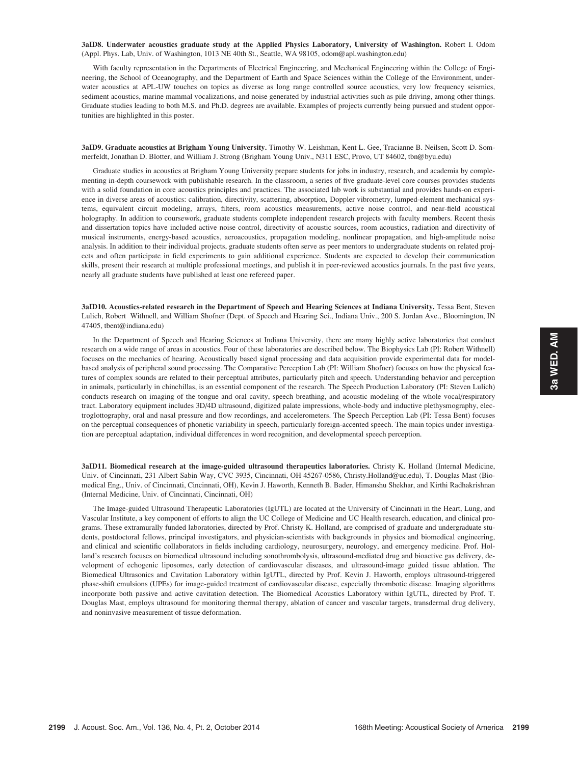**3aID8. Underwater acoustics graduate study at the Applied Physics Laboratory, University of Washington.** Robert I. Odom (Appl. Phys. Lab, Univ. of Washington, 1013 NE 40th St., Seattle, WA 98105, odom@apl.washington.edu)

With faculty representation in the Departments of Electrical Engineering, and Mechanical Engineering within the College of Engineering, the School of Oceanography, and the Department of Earth and Space Sciences within the College of the Environment, underwater acoustics at APL-UW touches on topics as diverse as long range controlled source acoustics, very low frequency seismics, sediment acoustics, marine mammal vocalizations, and noise generated by industrial activities such as pile driving, among other things. Graduate studies leading to both M.S. and Ph.D. degrees are available. Examples of projects currently being pursued and student opportunities are highlighted in this poster.

**3aID9. Graduate acoustics at Brigham Young University.** Timothy W. Leishman, Kent L. Gee, Tracianne B. Neilsen, Scott D. Sommerfeldt, Jonathan D. Blotter, and William J. Strong (Brigham Young Univ., N311 ESC, Provo, UT 84602, tbn@byu.edu)

Graduate studies in acoustics at Brigham Young University prepare students for jobs in industry, research, and academia by complementing in-depth coursework with publishable research. In the classroom, a series of five graduate-level core courses provides students with a solid foundation in core acoustics principles and practices. The associated lab work is substantial and provides hands-on experience in diverse areas of acoustics: calibration, directivity, scattering, absorption, Doppler vibrometry, lumped-element mechanical systems, equivalent circuit modeling, arrays, filters, room acoustics measurements, active noise control, and near-field acoustical holography. In addition to coursework, graduate students complete independent research projects with faculty members. Recent thesis and dissertation topics have included active noise control, directivity of acoustic sources, room acoustics, radiation and directivity of musical instruments, energy-based acoustics, aeroacoustics, propagation modeling, nonlinear propagation, and high-amplitude noise analysis. In addition to their individual projects, graduate students often serve as peer mentors to undergraduate students on related projects and often participate in field experiments to gain additional experience. Students are expected to develop their communication skills, present their research at multiple professional meetings, and publish it in peer-reviewed acoustics journals. In the past five years, nearly all graduate students have published at least one refereed paper.

**3aID10. Acoustics-related research in the Department of Speech and Hearing Sciences at Indiana University.** Tessa Bent, Steven Lulich, Robert Withnell, and William Shofner (Dept. of Speech and Hearing Sci., Indiana Univ., 200 S. Jordan Ave., Bloomington, IN 47405, tbent@indiana.edu)

In the Department of Speech and Hearing Sciences at Indiana University, there are many highly active laboratories that conduct research on a wide range of areas in acoustics. Four of these laboratories are described below. The Biophysics Lab (PI: Robert Withnell) focuses on the mechanics of hearing. Acoustically based signal processing and data acquisition provide experimental data for model-based analysis of peripheral sound processing. The Comparative Perception Lab (PI: William Shofner) focuses on how the physical features of complex sounds are related to their perceptual attributes, particularly pitch and speech. Understanding behavior and perception in animals, particularly in chinchillas, is an essential component of the research. The Speech Production Laboratory (PI: Steven Lulich) conducts research on imaging of the tongue and oral cavity, speech breathing, and acoustic modeling of the whole vocal/respiratory tract. Laboratory equipment includes 3D/4D ultrasound, digitized palate impressions, whole-body and inductive plethysmography, electroglottography, oral and nasal pressure and flow recordings, and accelerometers. The Speech Perception Lab (PI: Tessa Bent) focuses on the perceptual consequences of phonetic variability in speech, particularly foreign-accented speech. The main topics under investigation are perceptual adaptation, individual differences in word recognition, and developmental speech perception.

**3aID11. Biomedical research at the image-guided ultrasound therapeutics laboratories.** Christy K. Holland (Internal Medicine, Univ. of Cincinnati, 231 Albert Sabin Way, CVC 3935, Cincinnati, OH 45267-0586, Christy.Holland@uc.edu), T. Douglas Mast (Biomedical Eng., Univ. of Cincinnati, Cincinnati, OH), Kevin J. Haworth, Kenneth B. Bader, Himanshu Shekhar, and Kirthi Radhakrishnan (Internal Medicine, Univ. of Cincinnati, Cincinnati, OH)

The Image-guided Ultrasound Therapeutic Laboratories (IgUTL) are located at the University of Cincinnati in the Heart, Lung, and Vascular Institute, a key component of efforts to align the UC College of Medicine and UC Health research, education, and clinical programs. These extramurally funded laboratories, directed by Prof. Christy K. Holland, are comprised of graduate and undergraduate students, postdoctoral fellows, principal investigators, and physician-scientists with backgrounds in physics and biomedical engineering, and clinical and scientific collaborators in fields including cardiology, neurosurgery, neurology, and emergency medicine. Prof. Holland's research focuses on biomedical ultrasound including sonothrombolysis, ultrasound-mediated drug and bioactive gas delivery, development of echogenic liposomes, early detection of cardiovascular diseases, and ultrasound-image guided tissue ablation. The Biomedical Ultrasonics and Cavitation Laboratory within IgUTL, directed by Prof. Kevin J. Haworth, employs ultrasound-triggered phase-shift emulsions (UPEs) for image-guided treatment of cardiovascular disease, especially thrombotic disease. Imaging algorithms incorporate both passive and active cavitation detection. The Biomedical Acoustics Laboratory within IgUTL, directed by Prof. T. Douglas Mast, employs ultrasound for monitoring thermal therapy, ablation of cancer and vascular targets, transdermal drug delivery, and noninvasive measurement of tissue deformation.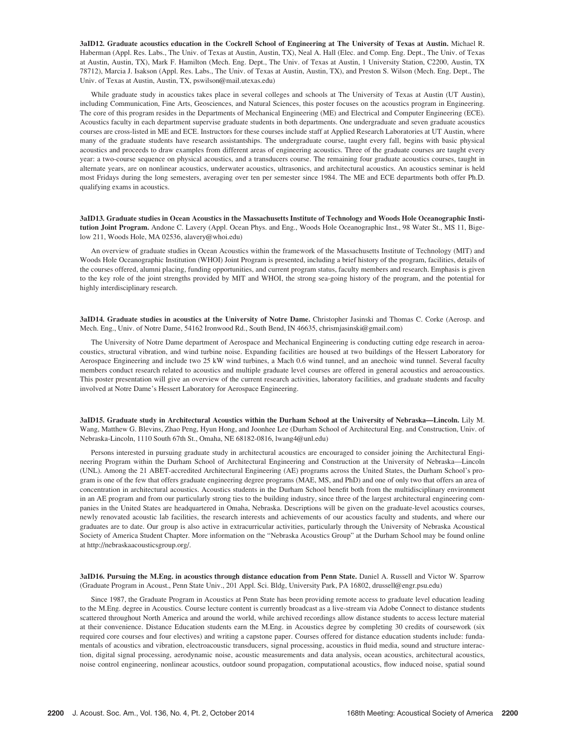**3aID12. Graduate acoustics education in the Cockrell School of Engineering at The University of Texas at Austin.** Michael R. Haberman (Appl. Res. Labs., The Univ. of Texas at Austin, Austin, TX), Neal A. Hall (Elec. and Comp. Eng. Dept., The Univ. of Texas at Austin, Austin, TX), Mark F. Hamilton (Mech. Eng. Dept., The Univ. of Texas at Austin, 1 University Station, C2200, Austin, TX 78712), Marcia J. Isakson (Appl. Res. Labs., The Univ. of Texas at Austin, Austin, TX), and Preston S. Wilson (Mech. Eng. Dept., The Univ. of Texas at Austin, Austin, TX, pswilson@mail.utexas.edu)

While graduate study in acoustics takes place in several colleges and schools at The University of Texas at Austin (UT Austin), including Communication, Fine Arts, Geosciences, and Natural Sciences, this poster focuses on the acoustics program in Engineering. The core of this program resides in the Departments of Mechanical Engineering (ME) and Electrical and Computer Engineering (ECE). Acoustics faculty in each department supervise graduate students in both departments. One undergraduate and seven graduate acoustics courses are cross-listed in ME and ECE. Instructors for these courses include staff at Applied Research Laboratories at UT Austin, where many of the graduate students have research assistantships. The undergraduate course, taught every fall, begins with basic physical acoustics and proceeds to draw examples from different areas of engineering acoustics. Three of the graduate courses are taught every year: a two-course sequence on physical acoustics, and a transducers course. The remaining four graduate acoustics courses, taught in alternate years, are on nonlinear acoustics, underwater acoustics, ultrasonics, and architectural acoustics. An acoustics seminar is held most Fridays during the long semesters, averaging over ten per semester since 1984. The ME and ECE departments both offer Ph.D. qualifying exams in acoustics.

**3aID13. Graduate studies in Ocean Acoustics in the Massachusetts Institute of Technology and Woods Hole Oceanographic Institution Joint Program.** Andone C. Lavery (Appl. Ocean Phys. and Eng., Woods Hole Oceanographic Inst., 98 Water St., MS 11, Bigelow 211, Woods Hole, MA 02536, alavery@whoi.edu)

An overview of graduate studies in Ocean Acoustics within the framework of the Massachusetts Institute of Technology (MIT) and Woods Hole Oceanographic Institution (WHOI) Joint Program is presented, including a brief history of the program, facilities, details of the courses offered, alumni placing, funding opportunities, and current program status, faculty members and research. Emphasis is given to the key role of the joint strengths provided by MIT and WHOI, the strong sea-going history of the program, and the potential for highly interdisciplinary research.

**3aID14. Graduate studies in acoustics at the University of Notre Dame.** Christopher Jasinski and Thomas C. Corke (Aerosp. and Mech. Eng., Univ. of Notre Dame, 54162 Ironwood Rd., South Bend, IN 46635, chrismjasinski@gmail.com)

The University of Notre Dame department of Aerospace and Mechanical Engineering is conducting cutting edge research in aeroacoustics, structural vibration, and wind turbine noise. Expanding facilities are housed at two buildings of the Hessert Laboratory for Aerospace Engineering and include two 25 kW wind turbines, a Mach 0.6 wind tunnel, and an anechoic wind tunnel. Several faculty members conduct research related to acoustics and multiple graduate level courses are offered in general acoustics and aeroacoustics. This poster presentation will give an overview of the current research activities, laboratory facilities, and graduate students and faculty involved at Notre Dame's Hessert Laboratory for Aerospace Engineering.

**3aID15. Graduate study in Architectural Acoustics within the Durham School at the University of Nebraska—Lincoln.** Lily M. Wang, Matthew G. Blevins, Zhao Peng, Hyun Hong, and Joonhee Lee (Durham School of Architectural Eng. and Construction, Univ. of Nebraska-Lincoln, 1110 South 67th St., Omaha, NE 68182-0816, lwang4@unl.edu)

Persons interested in pursuing graduate study in architectural acoustics are encouraged to consider joining the Architectural Engineering Program within the Durham School of Architectural Engineering and Construction at the University of Nebraska—Lincoln (UNL). Among the 21 ABET-accredited Architectural Engineering (AE) programs across the United States, the Durham School's program is one of the few that offers graduate engineering degree programs (MAE, MS, and PhD) and one of only two that offers an area of concentration in architectural acoustics. Acoustics students in the Durham School benefit both from the multidisciplinary environment in an AE program and from our particularly strong ties to the building industry, since three of the largest architectural engineering companies in the United States are headquartered in Omaha, Nebraska. Descriptions will be given on the graduate-level acoustics courses, newly renovated acoustic lab facilities, the research interests and achievements of our acoustics faculty and students, and where our graduates are to date. Our group is also active in extracurricular activities, particularly through the University of Nebraska Acoustical Society of America Student Chapter. More information on the "Nebraska Acoustics Group" at the Durham School may be found online at http://nebraskaacousticsgroup.org/.

**3aID16. Pursuing the M.Eng. in acoustics through distance education from Penn State.** Daniel A. Russell and Victor W. Sparrow (Graduate Program in Acoust., Penn State Univ., 201 Appl. Sci. Bldg, University Park, PA 16802, drussell@engr.psu.edu)

Since 1987, the Graduate Program in Acoustics at Penn State has been providing remote access to graduate level education leading to the M.Eng. degree in Acoustics. Course lecture content is currently broadcast as a live-stream via Adobe Connect to distance students scattered throughout North America and around the world, while archived recordings allow distance students to access lecture material at their convenience. Distance Education students earn the M.Eng. in Acoustics degree by completing 30 credits of coursework (six required core courses and four electives) and writing a capstone paper. Courses offered for distance education students include: fundamentals of acoustics and vibration, electroacoustic transducers, signal processing, acoustics in fluid media, sound and structure interaction, digital signal processing, aerodynamic noise, acoustic measurements and data analysis, ocean acoustics, architectural acoustics, noise control engineering, nonlinear acoustics, outdoor sound propagation, computational acoustics, flow induced noise, spatial sound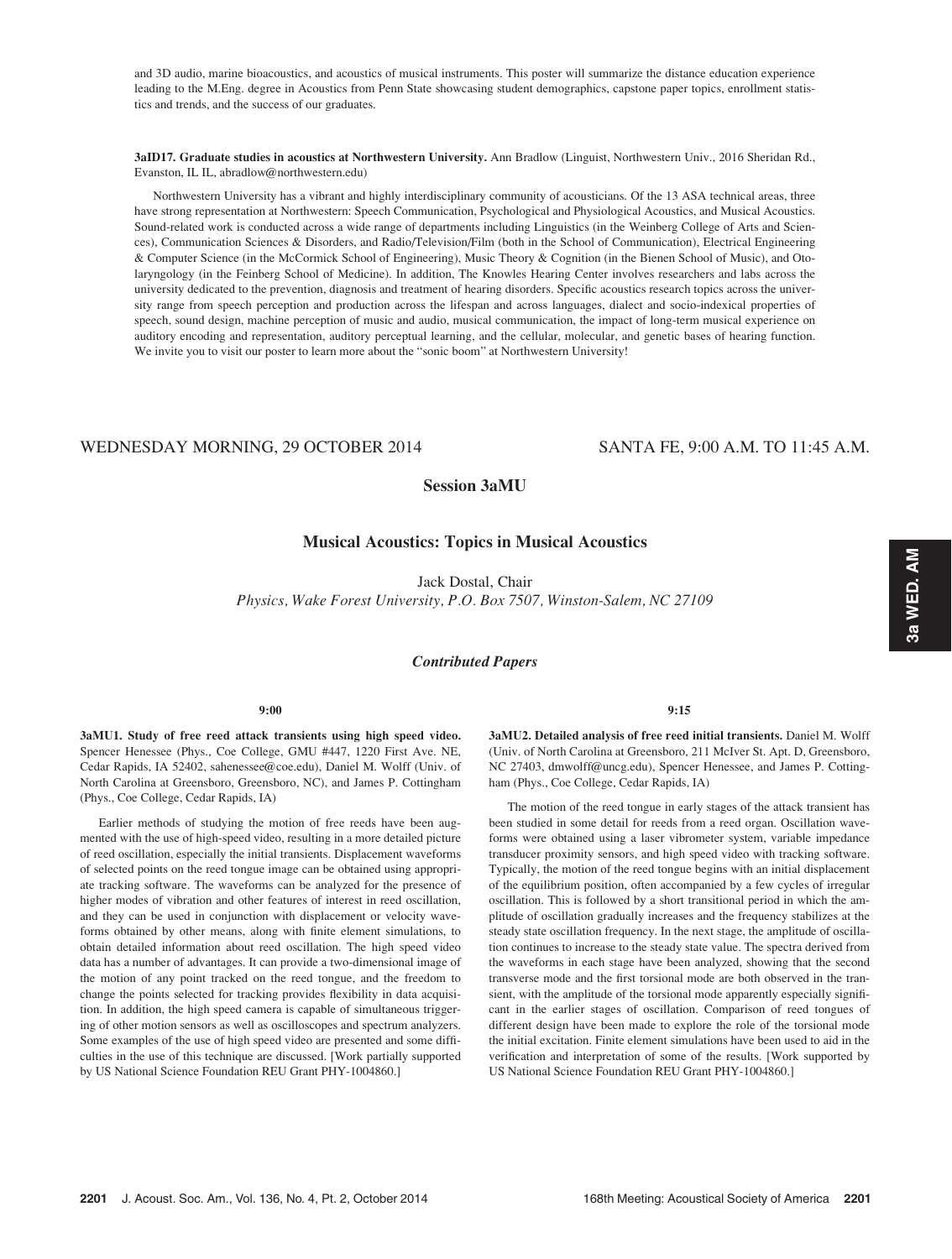and 3D audio, marine bioacoustics, and acoustics of musical instruments. This poster will summarize the distance education experience leading to the M.Eng. degree in Acoustics from Penn State showcasing student demographics, capstone paper topics, enrollment statistics and trends, and the success of our graduates.

**3aID17. Graduate studies in acoustics at Northwestern University.** Ann Bradlow (Linguist, Northwestern Univ., 2016 Sheridan Rd., Evanston, IL IL, abradlow@northwestern.edu)

Northwestern University has a vibrant and highly interdisciplinary community of acousticians. Of the 13 ASA technical areas, three have strong representation at Northwestern: Speech Communication, Psychological and Physiological Acoustics, and Musical Acoustics. Sound-related work is conducted across a wide range of departments including Linguistics (in the Weinberg College of Arts and Sciences), Communication Sciences & Disorders, and Radio/Television/Film (both in the School of Communication), Electrical Engineering & Computer Science (in the McCormick School of Engineering), Music Theory & Cognition (in the Bienen School of Music), and Otolaryngology (in the Feinberg School of Medicine). In addition, The Knowles Hearing Center involves researchers and labs across the university dedicated to the prevention, diagnosis and treatment of hearing disorders. Specific acoustics research topics across the university range from speech perception and production across the lifespan and across languages, dialect and socio-indexical properties of speech, sound design, machine perception of music and audio, musical communication, the impact of long-term musical experience on auditory encoding and representation, auditory perceptual learning, and the cellular, molecular, and genetic bases of hearing function. We invite you to visit our poster to learn more about the "sonic boom" at Northwestern University!

WEDNESDAY MORNING, 29 OCTOBER 2014 — SANTA FE, 9:00 A.M. TO 11:45 A.M.

# Session 3aMU

## Musical Acoustics: Topics in Musical Acoustics

Jack Dostal, Chair

*Physics, Wake Forest University, P.O. Box 7507, Winston-Salem, NC 27109*

### *Contributed Papers*

9:00

**3aMU1. Study of free reed attack transients using high speed video.** Spencer Henessee (Phys., Coe College, GMU #447, 1220 First Ave. NE, Cedar Rapids, IA 52402, sahenessee@coe.edu), Daniel M. Wolff (Univ. of North Carolina at Greensboro, Greensboro, NC), and James P. Cottingham (Phys., Coe College, Cedar Rapids, IA)

Earlier methods of studying the motion of free reeds have been augmented with the use of high-speed video, resulting in a more detailed picture of reed oscillation, especially the initial transients. Displacement waveforms of selected points on the reed tongue image can be obtained using appropriate tracking software. The waveforms can be analyzed for the presence of higher modes of vibration and other features of interest in reed oscillation, and they can be used in conjunction with displacement or velocity waveforms obtained by other means, along with finite element simulations, to obtain detailed information about reed oscillation. The high speed video data has a number of advantages. It can provide a two-dimensional image of the motion of any point tracked on the reed tongue, and the freedom to change the points selected for tracking provides flexibility in data acquisition. In addition, the high speed camera is capable of simultaneous triggering of other motion sensors as well as oscilloscopes and spectrum analyzers. Some examples of the use of high speed video are presented and some difficulties in the use of this technique are discussed. [Work partially supported by US National Science Foundation REU Grant PHY-1004860.]

9:15

**3aMU2. Detailed analysis of free reed initial transients.** Daniel M. Wolff (Univ. of North Carolina at Greensboro, 211 McIver St. Apt. D, Greensboro, NC 27403, dmwolff@uncg.edu), Spencer Henessee, and James P. Cottingham (Phys., Coe College, Cedar Rapids, IA)

The motion of the reed tongue in early stages of the attack transient has been studied in some detail for reeds from a reed organ. Oscillation waveforms were obtained using a laser vibrometer system, variable impedance transducer proximity sensors, and high speed video with tracking software. Typically, the motion of the reed tongue begins with an initial displacement of the equilibrium position, often accompanied by a few cycles of irregular oscillation. This is followed by a short transitional period in which the amplitude of oscillation gradually increases and the frequency stabilizes at the steady state oscillation frequency. In the next stage, the amplitude of oscillation continues to increase to the steady state value. The spectra derived from the waveforms in each stage have been analyzed, showing that the second transverse mode and the first torsional mode are both observed in the transient, with the amplitude of the torsional mode apparently especially significant in the earlier stages of oscillation. Comparison of reed tongues of different design have been made to explore the role of the torsional mode the initial excitation. Finite element simulations have been used to aid in the verification and interpretation of some of the results. [Work supported by US National Science Foundation REU Grant PHY-1004860.]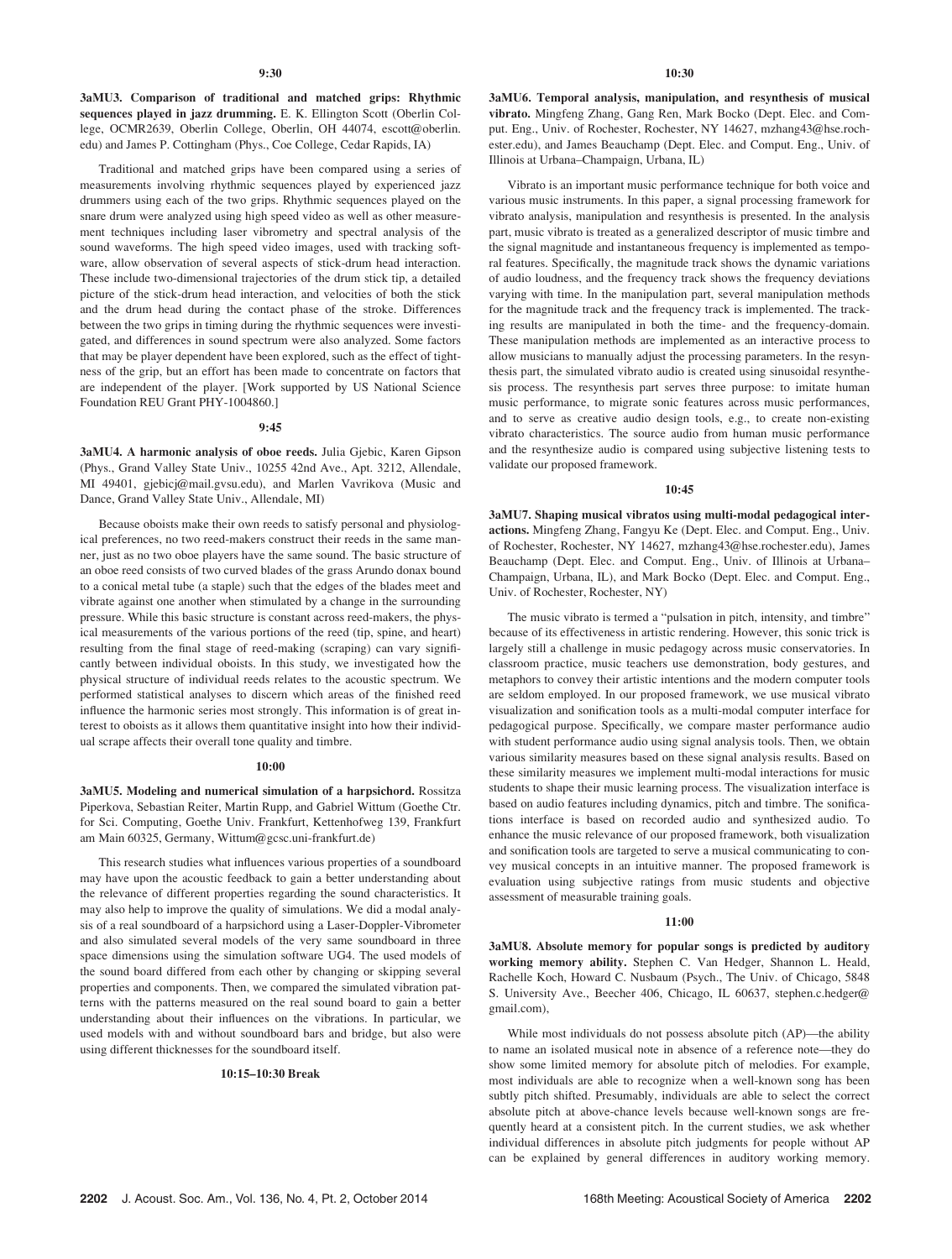**9:30**

**3aMU3. Comparison of traditional and matched grips: Rhythmic sequences played in jazz drumming.** E. K. Ellington Scott (Oberlin College, OCMR2639, Oberlin College, Oberlin, OH 44074, escott@oberlin.edu) and James P. Cottingham (Phys., Coe College, Cedar Rapids, IA)

Traditional and matched grips have been compared using a series of measurements involving rhythmic sequences played by experienced jazz drummers using each of the two grips. Rhythmic sequences played on the snare drum were analyzed using high speed video as well as other measurement techniques including laser vibrometry and spectral analysis of the sound waveforms. The high speed video images, used with tracking software, allow observation of several aspects of stick-drum head interaction. These include two-dimensional trajectories of the drum stick tip, a detailed picture of the stick-drum head interaction, and velocities of both the stick and the drum head during the contact phase of the stroke. Differences between the two grips in timing during the rhythmic sequences were investigated, and differences in sound spectrum were also analyzed. Some factors that may be player dependent have been explored, such as the effect of tightness of the grip, but an effort has been made to concentrate on factors that are independent of the player. [Work supported by US National Science Foundation REU Grant PHY-1004860.]

**9:45**

**3aMU4. A harmonic analysis of oboe reeds.** Julia Gjebic, Karen Gipson (Phys., Grand Valley State Univ., 10255 42nd Ave., Apt. 3212, Allendale, MI 49401, gjebicj@mail.gvsu.edu), and Marlen Vavrikova (Music and Dance, Grand Valley State Univ., Allendale, MI)

Because oboists make their own reeds to satisfy personal and physiological preferences, no two reed-makers construct their reeds in the same manner, just as no two oboe players have the same sound. The basic structure of an oboe reed consists of two curved blades of the grass Arundo donax bound to a conical metal tube (a staple) such that the edges of the blades meet and vibrate against one another when stimulated by a change in the surrounding pressure. While this basic structure is constant across reed-makers, the physical measurements of the various portions of the reed (tip, spine, and heart) resulting from the final stage of reed-making (scraping) can vary significantly between individual oboists. In this study, we investigated how the physical structure of individual reeds relates to the acoustic spectrum. We performed statistical analyses to discern which areas of the finished reed influence the harmonic series most strongly. This information is of great interest to oboists as it allows them quantitative insight into how their individual scrape affects their overall tone quality and timbre.

**10:00**

**3aMU5. Modeling and numerical simulation of a harpsichord.** Rossitza Piperkova, Sebastian Reiter, Martin Rupp, and Gabriel Wittum (Goethe Ctr. for Sci. Computing, Goethe Univ. Frankfurt, Kettenhofweg 139, Frankfurt am Main 60325, Germany, Wittum@gcsc.uni-frankfurt.de)

This research studies what influences various properties of a soundboard may have upon the acoustic feedback to gain a better understanding about the relevance of different properties regarding the sound characteristics. It may also help to improve the quality of simulations. We did a modal analysis of a real soundboard of a harpsichord using a Laser-Doppler-Vibrometer and also simulated several models of the very same soundboard in three space dimensions using the simulation software UG4. The used models of the sound board differed from each other by changing or skipping several properties and components. Then, we compared the simulated vibration patterns with the patterns measured on the real sound board to gain a better understanding about their influences on the vibrations. In particular, we used models with and without soundboard bars and bridge, but also were using different thicknesses for the soundboard itself.

**10:15–10:30 Break**

**10:30**

**3aMU6. Temporal analysis, manipulation, and resynthesis of musical vibrato.** Mingfeng Zhang, Gang Ren, Mark Bocko (Dept. Elec. and Comput. Eng., Univ. of Rochester, Rochester, NY 14627, mzhang43@hse.rochester.edu), and James Beauchamp (Dept. Elec. and Comput. Eng., Univ. of Illinois at Urbana–Champaign, Urbana, IL)

Vibrato is an important music performance technique for both voice and various music instruments. In this paper, a signal processing framework for vibrato analysis, manipulation and resynthesis is presented. In the analysis part, music vibrato is treated as a generalized descriptor of music timbre and the signal magnitude and instantaneous frequency is implemented as temporal features. Specifically, the magnitude track shows the dynamic variations of audio loudness, and the frequency track shows the frequency deviations varying with time. In the manipulation part, several manipulation methods for the magnitude track and the frequency track is implemented. The tracking results are manipulated in both the time- and the frequency-domain. These manipulation methods are implemented as an interactive process to allow musicians to manually adjust the processing parameters. In the resynthesis part, the simulated vibrato audio is created using sinusoidal resynthesis process. The resynthesis part serves three purpose: to imitate human music performance, to migrate sonic features across music performances, and to serve as creative audio design tools, e.g., to create non-existing vibrato characteristics. The source audio from human music performance and the resynthesize audio is compared using subjective listening tests to validate our proposed framework.

**10:45**

**3aMU7. Shaping musical vibratos using multi-modal pedagogical interactions.** Mingfeng Zhang, Fangyu Ke (Dept. Elec. and Comput. Eng., Univ. of Rochester, Rochester, NY 14627, mzhang43@hse.rochester.edu), James Beauchamp (Dept. Elec. and Comput. Eng., Univ. of Illinois at Urbana–Champaign, Urbana, IL), and Mark Bocko (Dept. Elec. and Comput. Eng., Univ. of Rochester, Rochester, NY)

The music vibrato is termed a "pulsation in pitch, intensity, and timbre" because of its effectiveness in artistic rendering. However, this sonic trick is largely still a challenge in music pedagogy across music conservatories. In classroom practice, music teachers use demonstration, body gestures, and metaphors to convey their artistic intentions and the modern computer tools are seldom employed. In our proposed framework, we use musical vibrato visualization and sonification tools as a multi-modal computer interface for pedagogical purpose. Specifically, we compare master performance audio with student performance audio using signal analysis tools. Then, we obtain various similarity measures based on these signal analysis results. Based on these similarity measures we implement multi-modal interactions for music students to shape their music learning process. The visualization interface is based on audio features including dynamics, pitch and timbre. The sonifications interface is based on recorded audio and synthesized audio. To enhance the music relevance of our proposed framework, both visualization and sonification tools are targeted to serve a musical communicating to convey musical concepts in an intuitive manner. The proposed framework is evaluation using subjective ratings from music students and objective assessment of measurable training goals.

**11:00**

**3aMU8. Absolute memory for popular songs is predicted by auditory working memory ability.** Stephen C. Van Hedger, Shannon L. Heald, Rachelle Koch, Howard C. Nusbaum (Psych., The Univ. of Chicago, 5848 S. University Ave., Beecher 406, Chicago, IL 60637, stephen.c.hedger@gmail.com),

While most individuals do not possess absolute pitch (AP)—the ability to name an isolated musical note in absence of a reference note—they do show some limited memory for absolute pitch of melodies. For example, most individuals are able to recognize when a well-known song has been subtly pitch shifted. Presumably, individuals are able to select the correct absolute pitch at above-chance levels because well-known songs are frequently heard at a consistent pitch. In the current studies, we ask whether individual differences in absolute pitch judgments for people without AP can be explained by general differences in auditory working memory.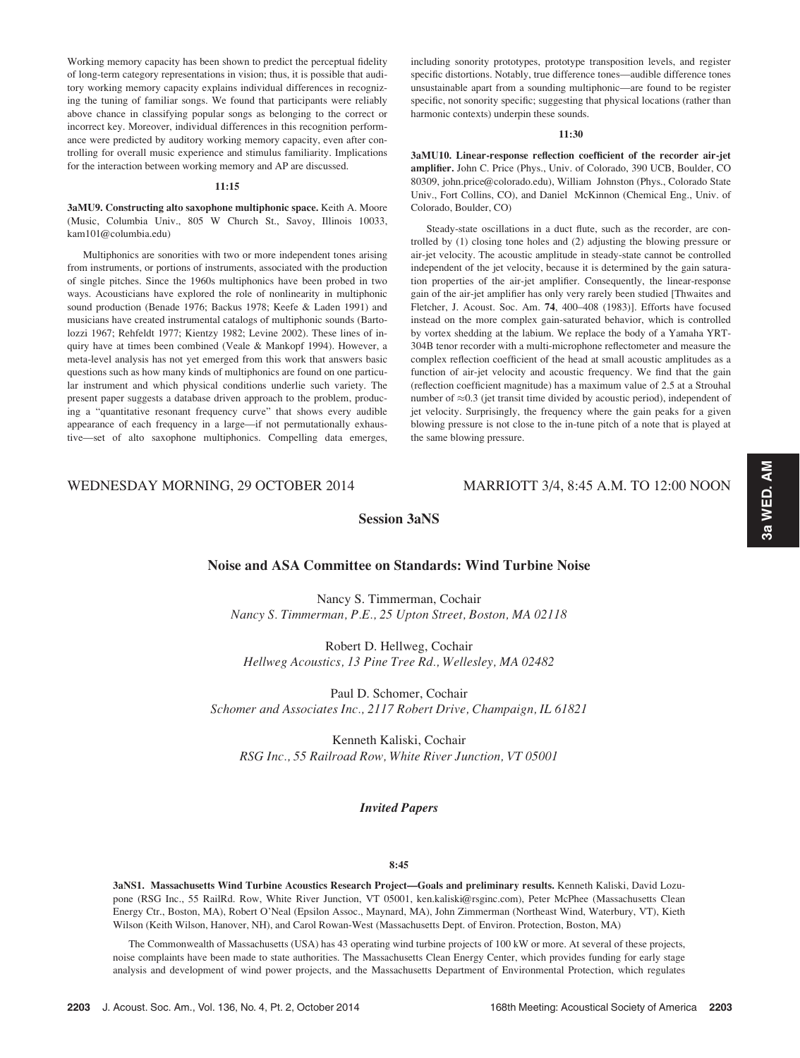Working memory capacity has been shown to predict the perceptual fidelity of long-term category representations in vision; thus, it is possible that auditory working memory capacity explains individual differences in recognizing the tuning of familiar songs. We found that participants were reliably above chance in classifying popular songs as belonging to the correct or incorrect key. Moreover, individual differences in this recognition performance were predicted by auditory working memory capacity, even after controlling for overall music experience and stimulus familiarity. Implications for the interaction between working memory and AP are discussed.

**11:15**

**3aMU9. Constructing alto saxophone multiphonic space.** Keith A. Moore (Music, Columbia Univ., 805 W Church St., Savoy, Illinois 10033, kam101@columbia.edu)

Multiphonics are sonorities with two or more independent tones arising from instruments, or portions of instruments, associated with the production of single pitches. Since the 1960s multiphonics have been probed in two ways. Acousticians have explored the role of nonlinearity in multiphonic sound production (Benade 1976; Backus 1978; Keefe & Laden 1991) and musicians have created instrumental catalogs of multiphonic sounds (Bartolozzi 1967; Rehfeldt 1977; Kientzy 1982; Levine 2002). These lines of inquiry have at times been combined (Veale & Mankopf 1994). However, a meta-level analysis has not yet emerged from this work that answers basic questions such as how many kinds of multiphonics are found on one particular instrument and which physical conditions underlie such variety. The present paper suggests a database driven approach to the problem, producing a "quantitative resonant frequency curve" that shows every audible appearance of each frequency in a large—if not permutationally exhaustive—set of alto saxophone multiphonics. Compelling data emerges, including sonority prototypes, prototype transposition levels, and register specific distortions. Notably, true difference tones—audible difference tones unsustainable apart from a sounding multiphonic—are found to be register specific, not sonority specific; suggesting that physical locations (rather than harmonic contexts) underpin these sounds.

**11:30**

**3aMU10. Linear-response reflection coefficient of the recorder air-jet amplifier.** John C. Price (Phys., Univ. of Colorado, 390 UCB, Boulder, CO 80309, john.price@colorado.edu), William Johnston (Phys., Colorado State Univ., Fort Collins, CO), and Daniel McKinnon (Chemical Eng., Univ. of Colorado, Boulder, CO)

Steady-state oscillations in a duct flute, such as the recorder, are controlled by (1) closing tone holes and (2) adjusting the blowing pressure or air-jet velocity. The acoustic amplitude in steady-state cannot be controlled independent of the jet velocity, because it is determined by the gain saturation properties of the air-jet amplifier. Consequently, the linear-response gain of the air-jet amplifier has only very rarely been studied [Thwaites and Fletcher, J. Acoust. Soc. Am. **74**, 400–408 (1983)]. Efforts have focused instead on the more complex gain-saturated behavior, which is controlled by vortex shedding at the labium. We replace the body of a Yamaha YRT-304B tenor recorder with a multi-microphone reflectometer and measure the complex reflection coefficient of the head at small acoustic amplitudes as a function of air-jet velocity and acoustic frequency. We find that the gain (reflection coefficient magnitude) has a maximum value of 2.5 at a Strouhal number of $\approx$0.3 (jet transit time divided by acoustic period), independent of jet velocity. Surprisingly, the frequency where the gain peaks for a given blowing pressure is not close to the in-tune pitch of a note that is played at the same blowing pressure.

WEDNESDAY MORNING, 29 OCTOBER 2014 — MARRIOTT 3/4, 8:45 A.M. TO 12:00 NOON

## Session 3aNS

## Noise and ASA Committee on Standards: Wind Turbine Noise

Nancy S. Timmerman, Cochair
*Nancy S. Timmerman, P.E., 25 Upton Street, Boston, MA 02118*

Robert D. Hellweg, Cochair
*Hellweg Acoustics, 13 Pine Tree Rd., Wellesley, MA 02482*

Paul D. Schomer, Cochair
*Schomer and Associates Inc., 2117 Robert Drive, Champaign, IL 61821*

Kenneth Kaliski, Cochair
*RSG Inc., 55 Railroad Row, White River Junction, VT 05001*

### *Invited Papers*

**8:45**

**3aNS1. Massachusetts Wind Turbine Acoustics Research Project—Goals and preliminary results.** Kenneth Kaliski, David Lozupone (RSG Inc., 55 RailRd. Row, White River Junction, VT 05001, ken.kaliski@rsginc.com), Peter McPhee (Massachusetts Clean Energy Ctr., Boston, MA), Robert O'Neal (Epsilon Assoc., Maynard, MA), John Zimmerman (Northeast Wind, Waterbury, VT), Kieth Wilson (Keith Wilson, Hanover, NH), and Carol Rowan-West (Massachusetts Dept. of Environ. Protection, Boston, MA)

The Commonwealth of Massachusetts (USA) has 43 operating wind turbine projects of 100 kW or more. At several of these projects, noise complaints have been made to state authorities. The Massachusetts Clean Energy Center, which provides funding for early stage analysis and development of wind power projects, and the Massachusetts Department of Environmental Protection, which regulates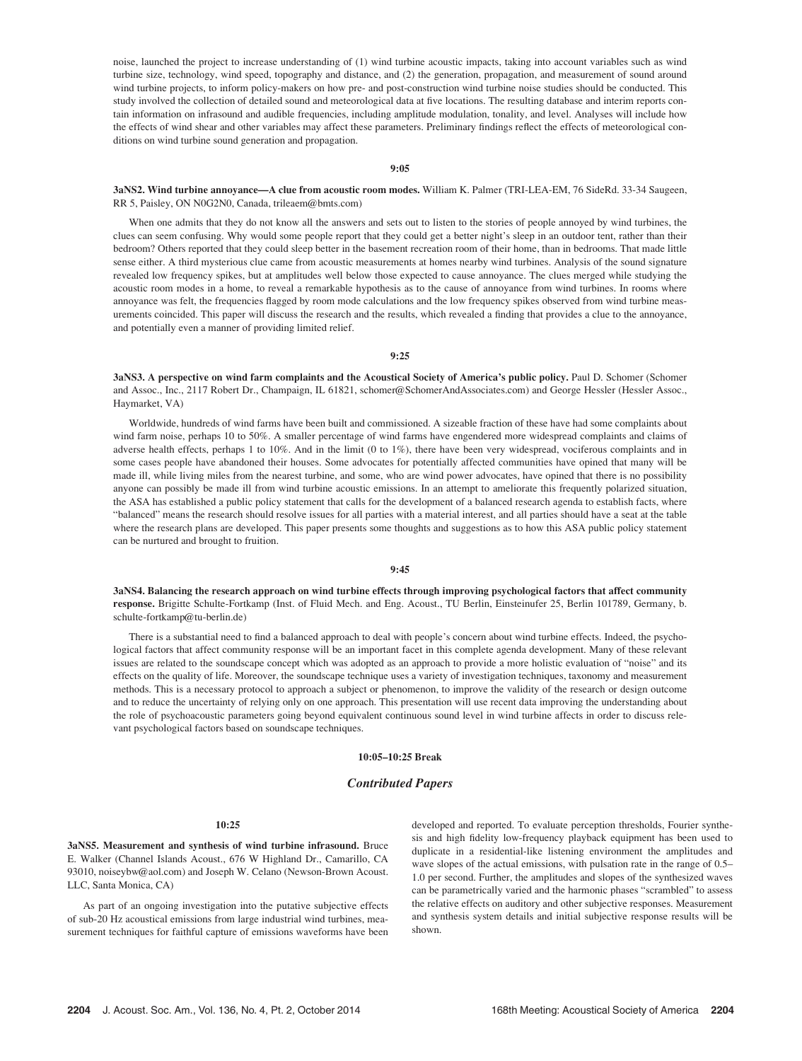noise, launched the project to increase understanding of (1) wind turbine acoustic impacts, taking into account variables such as wind turbine size, technology, wind speed, topography and distance, and (2) the generation, propagation, and measurement of sound around wind turbine projects, to inform policy-makers on how pre- and post-construction wind turbine noise studies should be conducted. This study involved the collection of detailed sound and meteorological data at five locations. The resulting database and interim reports contain information on infrasound and audible frequencies, including amplitude modulation, tonality, and level. Analyses will include how the effects of wind shear and other variables may affect these parameters. Preliminary findings reflect the effects of meteorological conditions on wind turbine sound generation and propagation.

**9:05**

**3aNS2. Wind turbine annoyance—A clue from acoustic room modes.** William K. Palmer (TRI-LEA-EM, 76 SideRd. 33-34 Saugeen, RR 5, Paisley, ON N0G2N0, Canada, trileaem@bmts.com)

When one admits that they do not know all the answers and sets out to listen to the stories of people annoyed by wind turbines, the clues can seem confusing. Why would some people report that they could get a better night's sleep in an outdoor tent, rather than their bedroom? Others reported that they could sleep better in the basement recreation room of their home, than in bedrooms. That made little sense either. A third mysterious clue came from acoustic measurements at homes nearby wind turbines. Analysis of the sound signature revealed low frequency spikes, but at amplitudes well below those expected to cause annoyance. The clues merged while studying the acoustic room modes in a home, to reveal a remarkable hypothesis as to the cause of annoyance from wind turbines. In rooms where annoyance was felt, the frequencies flagged by room mode calculations and the low frequency spikes observed from wind turbine measurements coincided. This paper will discuss the research and the results, which revealed a finding that provides a clue to the annoyance, and potentially even a manner of providing limited relief.

**9:25**

**3aNS3. A perspective on wind farm complaints and the Acoustical Society of America's public policy.** Paul D. Schomer (Schomer and Assoc., Inc., 2117 Robert Dr., Champaign, IL 61821, schomer@SchomerAndAssociates.com) and George Hessler (Hessler Assoc., Haymarket, VA)

Worldwide, hundreds of wind farms have been built and commissioned. A sizeable fraction of these have had some complaints about wind farm noise, perhaps 10 to 50%. A smaller percentage of wind farms have engendered more widespread complaints and claims of adverse health effects, perhaps 1 to 10%. And in the limit (0 to 1%), there have been very widespread, vociferous complaints and in some cases people have abandoned their houses. Some advocates for potentially affected communities have opined that many will be made ill, while living miles from the nearest turbine, and some, who are wind power advocates, have opined that there is no possibility anyone can possibly be made ill from wind turbine acoustic emissions. In an attempt to ameliorate this frequently polarized situation, the ASA has established a public policy statement that calls for the development of a balanced research agenda to establish facts, where "balanced" means the research should resolve issues for all parties with a material interest, and all parties should have a seat at the table where the research plans are developed. This paper presents some thoughts and suggestions as to how this ASA public policy statement can be nurtured and brought to fruition.

**9:45**

**3aNS4. Balancing the research approach on wind turbine effects through improving psychological factors that affect community response.** Brigitte Schulte-Fortkamp (Inst. of Fluid Mech. and Eng. Acoust., TU Berlin, Einsteinufer 25, Berlin 101789, Germany, b.schulte-fortkamp@tu-berlin.de)

There is a substantial need to find a balanced approach to deal with people's concern about wind turbine effects. Indeed, the psychological factors that affect community response will be an important facet in this complete agenda development. Many of these relevant issues are related to the soundscape concept which was adopted as an approach to provide a more holistic evaluation of "noise" and its effects on the quality of life. Moreover, the soundscape technique uses a variety of investigation techniques, taxonomy and measurement methods. This is a necessary protocol to approach a subject or phenomenon, to improve the validity of the research or design outcome and to reduce the uncertainty of relying only on one approach. This presentation will use recent data improving the understanding about the role of psychoacoustic parameters going beyond equivalent continuous sound level in wind turbine affects in order to discuss relevant psychological factors based on soundscape techniques.

**10:05–10:25 Break**

## *Contributed Papers*

**10:25**

**3aNS5. Measurement and synthesis of wind turbine infrasound.** Bruce E. Walker (Channel Islands Acoust., 676 W Highland Dr., Camarillo, CA 93010, noiseybw@aol.com) and Joseph W. Celano (Newson-Brown Acoust. LLC, Santa Monica, CA)

As part of an ongoing investigation into the putative subjective effects of sub-20 Hz acoustical emissions from large industrial wind turbines, measurement techniques for faithful capture of emissions waveforms have been developed and reported. To evaluate perception thresholds, Fourier synthesis and high fidelity low-frequency playback equipment has been used to duplicate in a residential-like listening environment the amplitudes and wave slopes of the actual emissions, with pulsation rate in the range of 0.5–1.0 per second. Further, the amplitudes and slopes of the synthesized waves can be parametrically varied and the harmonic phases "scrambled" to assess the relative effects on auditory and other subjective responses. Measurement and synthesis system details and initial subjective response results will be shown.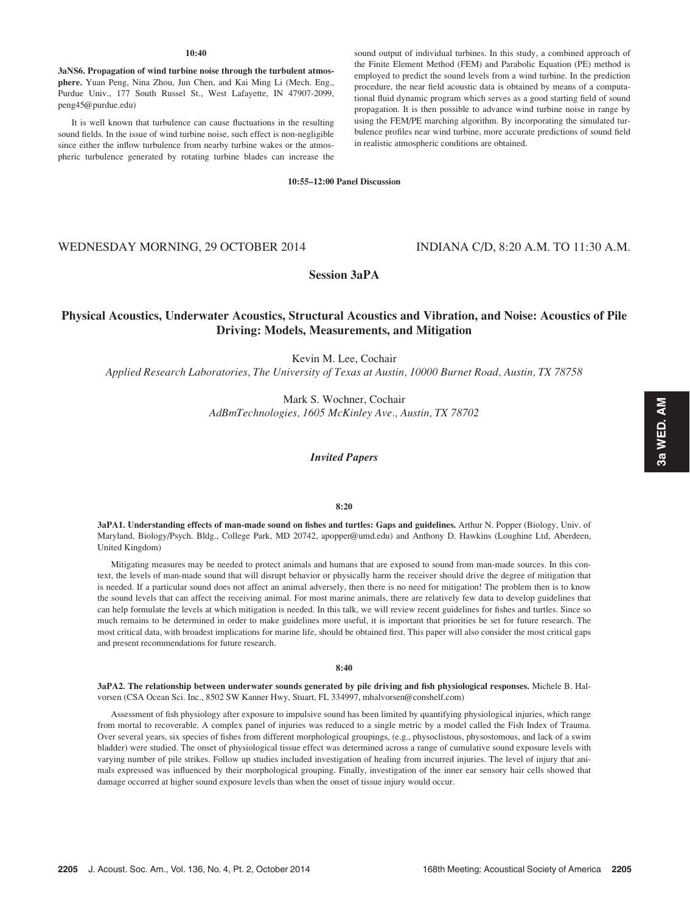**10:40**

**3aNS6. Propagation of wind turbine noise through the turbulent atmosphere.** Yuan Peng, Nina Zhou, Jun Chen, and Kai Ming Li (Mech. Eng., Purdue Univ., 177 South Russel St., West Lafayette, IN 47907-2099, peng45@purdue.edu)

It is well known that turbulence can cause fluctuations in the resulting sound fields. In the issue of wind turbine noise, such effect is non-negligible since either the inflow turbulence from nearby turbine wakes or the atmospheric turbulence generated by rotating turbine blades can increase the sound output of individual turbines. In this study, a combined approach of the Finite Element Method (FEM) and Parabolic Equation (PE) method is employed to predict the sound levels from a wind turbine. In the prediction procedure, the near field acoustic data is obtained by means of a computational fluid dynamic program which serves as a good starting field of sound propagation. It is then possible to advance wind turbine noise in range by using the FEM/PE marching algorithm. By incorporating the simulated turbulence profiles near wind turbine, more accurate predictions of sound field in realistic atmospheric conditions are obtained.

**10:55–12:00 Panel Discussion**

WEDNESDAY MORNING, 29 OCTOBER 2014 — INDIANA C/D, 8:20 A.M. TO 11:30 A.M.

## Session 3aPA

## Physical Acoustics, Underwater Acoustics, Structural Acoustics and Vibration, and Noise: Acoustics of Pile Driving: Models, Measurements, and Mitigation

Kevin M. Lee, Cochair
*Applied Research Laboratories, The University of Texas at Austin, 10000 Burnet Road, Austin, TX 78758*

Mark S. Wochner, Cochair
*AdBmTechnologies, 1605 McKinley Ave., Austin, TX 78702*

### *Invited Papers*

**8:20**

**3aPA1. Understanding effects of man-made sound on fishes and turtles: Gaps and guidelines.** Arthur N. Popper (Biology, Univ. of Maryland, Biology/Psych. Bldg., College Park, MD 20742, apopper@umd.edu) and Anthony D. Hawkins (Loughine Ltd, Aberdeen, United Kingdom)

Mitigating measures may be needed to protect animals and humans that are exposed to sound from man-made sources. In this context, the levels of man-made sound that will disrupt behavior or physically harm the receiver should drive the degree of mitigation that is needed. If a particular sound does not affect an animal adversely, then there is no need for mitigation! The problem then is to know the sound levels that can affect the receiving animal. For most marine animals, there are relatively few data to develop guidelines that can help formulate the levels at which mitigation is needed. In this talk, we will review recent guidelines for fishes and turtles. Since so much remains to be determined in order to make guidelines more useful, it is important that priorities be set for future research. The most critical data, with broadest implications for marine life, should be obtained first. This paper will also consider the most critical gaps and present recommendations for future research.

**8:40**

**3aPA2. The relationship between underwater sounds generated by pile driving and fish physiological responses.** Michele B. Halvorsen (CSA Ocean Sci. Inc., 8502 SW Kanner Hwy, Stuart, FL 334997, mhalvorsen@conshelf.com)

Assessment of fish physiology after exposure to impulsive sound has been limited by quantifying physiological injuries, which range from mortal to recoverable. A complex panel of injuries was reduced to a single metric by a model called the Fish Index of Trauma. Over several years, six species of fishes from different morphological groupings, (e.g., physoclistous, physostomous, and lack of a swim bladder) were studied. The onset of physiological tissue effect was determined across a range of cumulative sound exposure levels with varying number of pile strikes. Follow up studies included investigation of healing from incurred injuries. The level of injury that animals expressed was influenced by their morphological grouping. Finally, investigation of the inner ear sensory hair cells showed that damage occurred at higher sound exposure levels than when the onset of tissue injury would occur.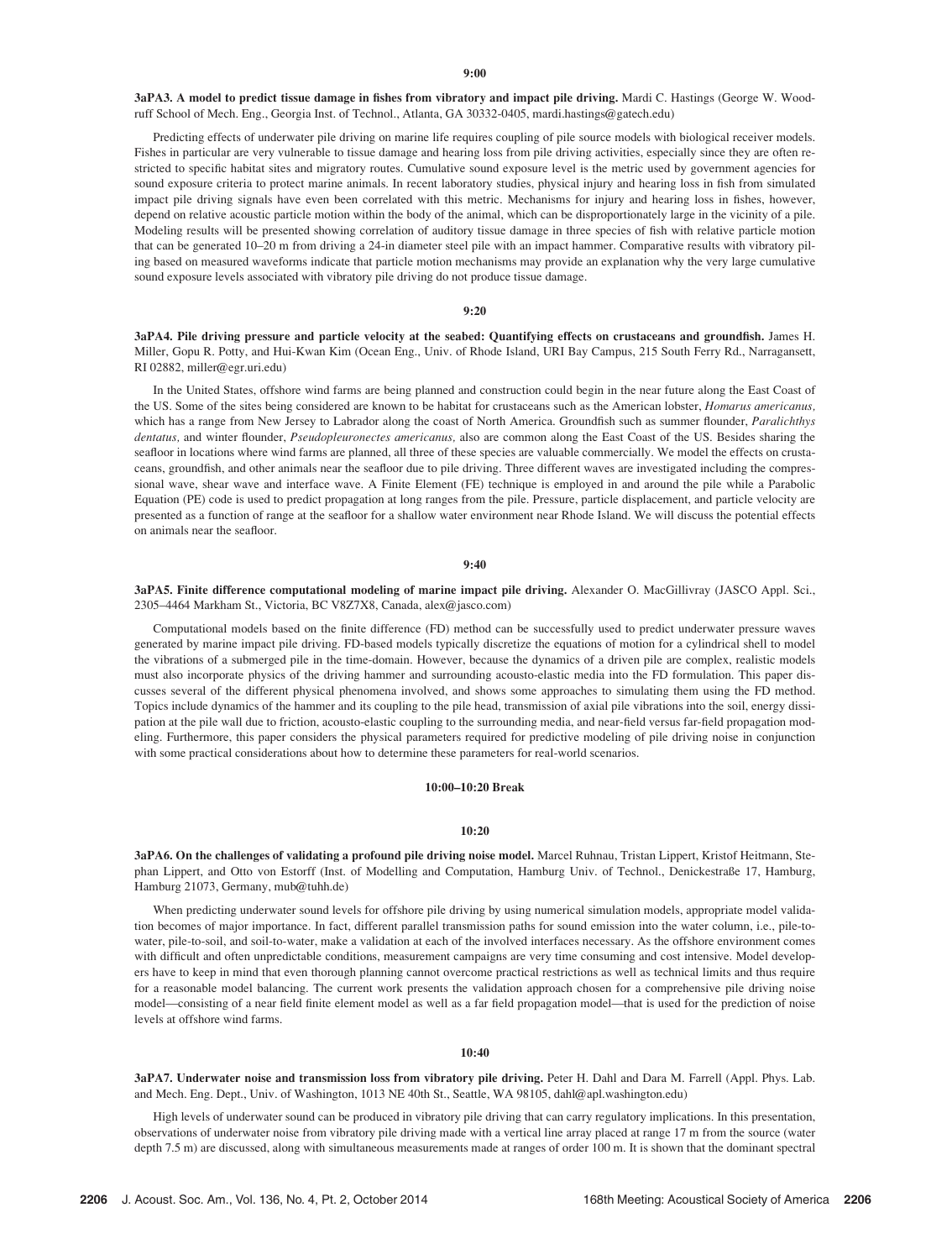**9:00**

**3aPA3. A model to predict tissue damage in fishes from vibratory and impact pile driving.** Mardi C. Hastings (George W. Woodruff School of Mech. Eng., Georgia Inst. of Technol., Atlanta, GA 30332-0405, mardi.hastings@gatech.edu)

Predicting effects of underwater pile driving on marine life requires coupling of pile source models with biological receiver models. Fishes in particular are very vulnerable to tissue damage and hearing loss from pile driving activities, especially since they are often restricted to specific habitat sites and migratory routes. Cumulative sound exposure level is the metric used by government agencies for sound exposure criteria to protect marine animals. In recent laboratory studies, physical injury and hearing loss in fish from simulated impact pile driving signals have even been correlated with this metric. Mechanisms for injury and hearing loss in fishes, however, depend on relative acoustic particle motion within the body of the animal, which can be disproportionately large in the vicinity of a pile. Modeling results will be presented showing correlation of auditory tissue damage in three species of fish with relative particle motion that can be generated 10–20 m from driving a 24-in diameter steel pile with an impact hammer. Comparative results with vibratory piling based on measured waveforms indicate that particle motion mechanisms may provide an explanation why the very large cumulative sound exposure levels associated with vibratory pile driving do not produce tissue damage.

**9:20**

**3aPA4. Pile driving pressure and particle velocity at the seabed: Quantifying effects on crustaceans and groundfish.** James H. Miller, Gopu R. Potty, and Hui-Kwan Kim (Ocean Eng., Univ. of Rhode Island, URI Bay Campus, 215 South Ferry Rd., Narragansett, RI 02882, miller@egr.uri.edu)

In the United States, offshore wind farms are being planned and construction could begin in the near future along the East Coast of the US. Some of the sites being considered are known to be habitat for crustaceans such as the American lobster, *Homarus americanus,* which has a range from New Jersey to Labrador along the coast of North America. Groundfish such as summer flounder, *Paralichthys dentatus,* and winter flounder, *Pseudopleuronectes americanus,* also are common along the East Coast of the US. Besides sharing the seafloor in locations where wind farms are planned, all three of these species are valuable commercially. We model the effects on crustaceans, groundfish, and other animals near the seafloor due to pile driving. Three different waves are investigated including the compressional wave, shear wave and interface wave. A Finite Element (FE) technique is employed in and around the pile while a Parabolic Equation (PE) code is used to predict propagation at long ranges from the pile. Pressure, particle displacement, and particle velocity are presented as a function of range at the seafloor for a shallow water environment near Rhode Island. We will discuss the potential effects on animals near the seafloor.

**9:40**

**3aPA5. Finite difference computational modeling of marine impact pile driving.** Alexander O. MacGillivray (JASCO Appl. Sci., 2305–4464 Markham St., Victoria, BC V8Z7X8, Canada, alex@jasco.com)

Computational models based on the finite difference (FD) method can be successfully used to predict underwater pressure waves generated by marine impact pile driving. FD-based models typically discretize the equations of motion for a cylindrical shell to model the vibrations of a submerged pile in the time-domain. However, because the dynamics of a driven pile are complex, realistic models must also incorporate physics of the driving hammer and surrounding acousto-elastic media into the FD formulation. This paper discusses several of the different physical phenomena involved, and shows some approaches to simulating them using the FD method. Topics include dynamics of the hammer and its coupling to the pile head, transmission of axial pile vibrations into the soil, energy dissipation at the pile wall due to friction, acousto-elastic coupling to the surrounding media, and near-field versus far-field propagation modeling. Furthermore, this paper considers the physical parameters required for predictive modeling of pile driving noise in conjunction with some practical considerations about how to determine these parameters for real-world scenarios.

**10:00–10:20 Break**

**10:20**

**3aPA6. On the challenges of validating a profound pile driving noise model.** Marcel Ruhnau, Tristan Lippert, Kristof Heitmann, Stephan Lippert, and Otto von Estorff (Inst. of Modelling and Computation, Hamburg Univ. of Technol., Denickestraße 17, Hamburg, Hamburg 21073, Germany, mub@tuhh.de)

When predicting underwater sound levels for offshore pile driving by using numerical simulation models, appropriate model validation becomes of major importance. In fact, different parallel transmission paths for sound emission into the water column, i.e., pile-to-water, pile-to-soil, and soil-to-water, make a validation at each of the involved interfaces necessary. As the offshore environment comes with difficult and often unpredictable conditions, measurement campaigns are very time consuming and cost intensive. Model developers have to keep in mind that even thorough planning cannot overcome practical restrictions as well as technical limits and thus require for a reasonable model balancing. The current work presents the validation approach chosen for a comprehensive pile driving noise model—consisting of a near field finite element model as well as a far field propagation model—that is used for the prediction of noise levels at offshore wind farms.

**10:40**

**3aPA7. Underwater noise and transmission loss from vibratory pile driving.** Peter H. Dahl and Dara M. Farrell (Appl. Phys. Lab. and Mech. Eng. Dept., Univ. of Washington, 1013 NE 40th St., Seattle, WA 98105, dahl@apl.washington.edu)

High levels of underwater sound can be produced in vibratory pile driving that can carry regulatory implications. In this presentation, observations of underwater noise from vibratory pile driving made with a vertical line array placed at range 17 m from the source (water depth 7.5 m) are discussed, along with simultaneous measurements made at ranges of order 100 m. It is shown that the dominant spectral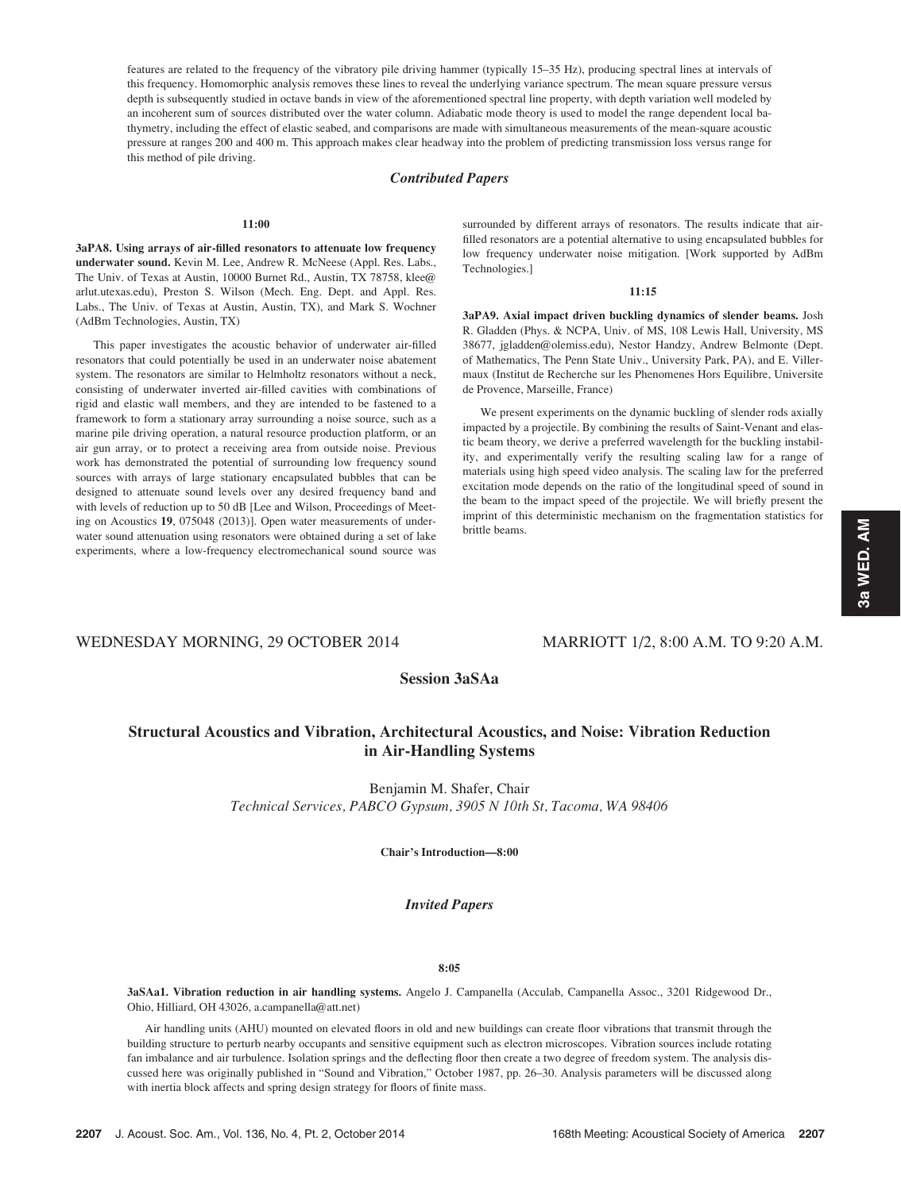features are related to the frequency of the vibratory pile driving hammer (typically 15–35 Hz), producing spectral lines at intervals of this frequency. Homomorphic analysis removes these lines to reveal the underlying variance spectrum. The mean square pressure versus depth is subsequently studied in octave bands in view of the aforementioned spectral line property, with depth variation well modeled by an incoherent sum of sources distributed over the water column. Adiabatic mode theory is used to model the range dependent local bathymetry, including the effect of elastic seabed, and comparisons are made with simultaneous measurements of the mean-square acoustic pressure at ranges 200 and 400 m. This approach makes clear headway into the problem of predicting transmission loss versus range for this method of pile driving.

### *Contributed Papers*

**11:00**

**3aPA8. Using arrays of air-filled resonators to attenuate low frequency underwater sound.** Kevin M. Lee, Andrew R. McNeese (Appl. Res. Labs., The Univ. of Texas at Austin, 10000 Burnet Rd., Austin, TX 78758, klee@arlut.utexas.edu), Preston S. Wilson (Mech. Eng. Dept. and Appl. Res. Labs., The Univ. of Texas at Austin, Austin, TX), and Mark S. Wochner (AdBm Technologies, Austin, TX)

This paper investigates the acoustic behavior of underwater air-filled resonators that could potentially be used in an underwater noise abatement system. The resonators are similar to Helmholtz resonators without a neck, consisting of underwater inverted air-filled cavities with combinations of rigid and elastic wall members, and they are intended to be fastened to a framework to form a stationary array surrounding a noise source, such as a marine pile driving operation, a natural resource production platform, or an air gun array, or to protect a receiving area from outside noise. Previous work has demonstrated the potential of surrounding low frequency sound sources with arrays of large stationary encapsulated bubbles that can be designed to attenuate sound levels over any desired frequency band and with levels of reduction up to 50 dB [Lee and Wilson, Proceedings of Meeting on Acoustics **19**, 075048 (2013)]. Open water measurements of underwater sound attenuation using resonators were obtained during a set of lake experiments, where a low-frequency electromechanical sound source was surrounded by different arrays of resonators. The results indicate that air-filled resonators are a potential alternative to using encapsulated bubbles for low frequency underwater noise mitigation. [Work supported by AdBm Technologies.]

**11:15**

**3aPA9. Axial impact driven buckling dynamics of slender beams.** Josh R. Gladden (Phys. & NCPA, Univ. of MS, 108 Lewis Hall, University, MS 38677, jgladden@olemiss.edu), Nestor Handzy, Andrew Belmonte (Dept. of Mathematics, The Penn State Univ., University Park, PA), and E. Villermaux (Institut de Recherche sur les Phenomenes Hors Equilibre, Universite de Provence, Marseille, France)

We present experiments on the dynamic buckling of slender rods axially impacted by a projectile. By combining the results of Saint-Venant and elastic beam theory, we derive a preferred wavelength for the buckling instability, and experimentally verify the resulting scaling law for a range of materials using high speed video analysis. The scaling law for the preferred excitation mode depends on the ratio of the longitudinal speed of sound in the beam to the impact speed of the projectile. We will briefly present the imprint of this deterministic mechanism on the fragmentation statistics for brittle beams.

WEDNESDAY MORNING, 29 OCTOBER 2014 — MARRIOTT 1/2, 8:00 A.M. TO 9:20 A.M.

## Session 3aSAa

## Structural Acoustics and Vibration, Architectural Acoustics, and Noise: Vibration Reduction in Air-Handling Systems

Benjamin M. Shafer, Chair
*Technical Services, PABCO Gypsum, 3905 N 10th St, Tacoma, WA 98406*

**Chair's Introduction—8:00**

### *Invited Papers*

**8:05**

**3aSAa1. Vibration reduction in air handling systems.** Angelo J. Campanella (Acculab, Campanella Assoc., 3201 Ridgewood Dr., Ohio, Hilliard, OH 43026, a.campanella@att.net)

Air handling units (AHU) mounted on elevated floors in old and new buildings can create floor vibrations that transmit through the building structure to perturb nearby occupants and sensitive equipment such as electron microscopes. Vibration sources include rotating fan imbalance and air turbulence. Isolation springs and the deflecting floor then create a two degree of freedom system. The analysis discussed here was originally published in "Sound and Vibration," October 1987, pp. 26–30. Analysis parameters will be discussed along with inertia block affects and spring design strategy for floors of finite mass.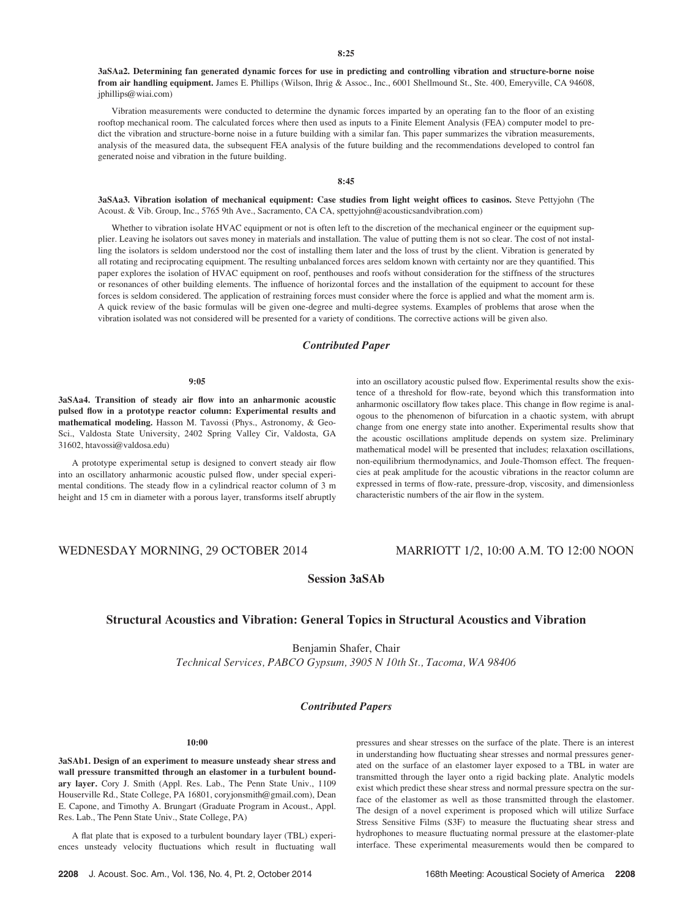**8:25**

**3aSAa2. Determining fan generated dynamic forces for use in predicting and controlling vibration and structure-borne noise from air handling equipment.** James E. Phillips (Wilson, Ihrig & Assoc., Inc., 6001 Shellmound St., Ste. 400, Emeryville, CA 94608, jphillips@wiai.com)

Vibration measurements were conducted to determine the dynamic forces imparted by an operating fan to the floor of an existing rooftop mechanical room. The calculated forces where then used as inputs to a Finite Element Analysis (FEA) computer model to predict the vibration and structure-borne noise in a future building with a similar fan. This paper summarizes the vibration measurements, analysis of the measured data, the subsequent FEA analysis of the future building and the recommendations developed to control fan generated noise and vibration in the future building.

**8:45**

**3aSAa3. Vibration isolation of mechanical equipment: Case studies from light weight offices to casinos.** Steve Pettyjohn (The Acoust. & Vib. Group, Inc., 5765 9th Ave., Sacramento, CA CA, spettyjohn@acousticsandvibration.com)

Whether to vibration isolate HVAC equipment or not is often left to the discretion of the mechanical engineer or the equipment supplier. Leaving he isolators out saves money in materials and installation. The value of putting them is not so clear. The cost of not installing the isolators is seldom understood nor the cost of installing them later and the loss of trust by the client. Vibration is generated by all rotating and reciprocating equipment. The resulting unbalanced forces ares seldom known with certainty nor are they quantified. This paper explores the isolation of HVAC equipment on roof, penthouses and roofs without consideration for the stiffness of the structures or resonances of other building elements. The influence of horizontal forces and the installation of the equipment to account for these forces is seldom considered. The application of restraining forces must consider where the force is applied and what the moment arm is. A quick review of the basic formulas will be given one-degree and multi-degree systems. Examples of problems that arose when the vibration isolated was not considered will be presented for a variety of conditions. The corrective actions will be given also.

### *Contributed Paper*

**9:05**

**3aSAa4. Transition of steady air flow into an anharmonic acoustic pulsed flow in a prototype reactor column: Experimental results and mathematical modeling.** Hasson M. Tavossi (Phys., Astronomy, & Geo-Sci., Valdosta State University, 2402 Spring Valley Cir, Valdosta, GA 31602, htavossi@valdosa.edu)

A prototype experimental setup is designed to convert steady air flow into an oscillatory anharmonic acoustic pulsed flow, under special experimental conditions. The steady flow in a cylindrical reactor column of 3 m height and 15 cm in diameter with a porous layer, transforms itself abruptly into an oscillatory acoustic pulsed flow. Experimental results show the existence of a threshold for flow-rate, beyond which this transformation into anharmonic oscillatory flow takes place. This change in flow regime is analogous to the phenomenon of bifurcation in a chaotic system, with abrupt change from one energy state into another. Experimental results show that the acoustic oscillations amplitude depends on system size. Preliminary mathematical model will be presented that includes; relaxation oscillations, non-equilibrium thermodynamics, and Joule-Thomson effect. The frequencies at peak amplitude for the acoustic vibrations in the reactor column are expressed in terms of flow-rate, pressure-drop, viscosity, and dimensionless characteristic numbers of the air flow in the system.

WEDNESDAY MORNING, 29 OCTOBER 2014 — MARRIOTT 1/2, 10:00 A.M. TO 12:00 NOON

## Session 3aSAb

## Structural Acoustics and Vibration: General Topics in Structural Acoustics and Vibration

Benjamin Shafer, Chair
*Technical Services, PABCO Gypsum, 3905 N 10th St., Tacoma, WA 98406*

### *Contributed Papers*

**10:00**

**3aSAb1. Design of an experiment to measure unsteady shear stress and wall pressure transmitted through an elastomer in a turbulent boundary layer.** Cory J. Smith (Appl. Res. Lab., The Penn State Univ., 1109 Houserville Rd., State College, PA 16801, coryjonsmith@gmail.com), Dean E. Capone, and Timothy A. Brungart (Graduate Program in Acoust., Appl. Res. Lab., The Penn State Univ., State College, PA)

A flat plate that is exposed to a turbulent boundary layer (TBL) experiences unsteady velocity fluctuations which result in fluctuating wall pressures and shear stresses on the surface of the plate. There is an interest in understanding how fluctuating shear stresses and normal pressures generated on the surface of an elastomer layer exposed to a TBL in water are transmitted through the layer onto a rigid backing plate. Analytic models exist which predict these shear stress and normal pressure spectra on the surface of the elastomer as well as those transmitted through the elastomer. The design of a novel experiment is proposed which will utilize Surface Stress Sensitive Films (S3F) to measure the fluctuating shear stress and hydrophones to measure fluctuating normal pressure at the elastomer-plate interface. These experimental measurements would then be compared to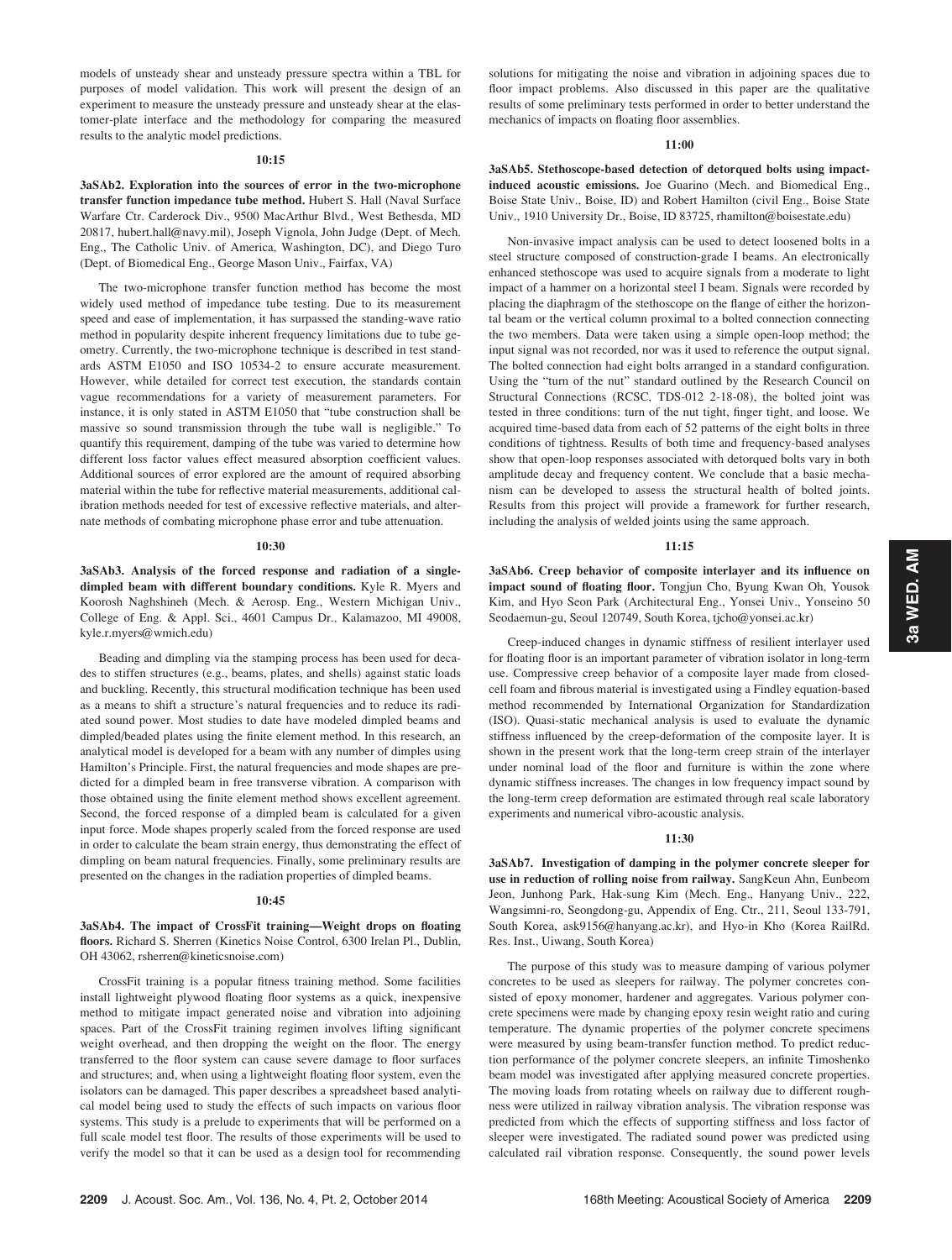models of unsteady shear and unsteady pressure spectra within a TBL for purposes of model validation. This work will present the design of an experiment to measure the unsteady pressure and unsteady shear at the elastomer-plate interface and the methodology for comparing the measured results to the analytic model predictions.

**10:15**

**3aSAb2. Exploration into the sources of error in the two-microphone transfer function impedance tube method.** Hubert S. Hall (Naval Surface Warfare Ctr. Carderock Div., 9500 MacArthur Blvd., West Bethesda, MD 20817, hubert.hall@navy.mil), Joseph Vignola, John Judge (Dept. of Mech. Eng., The Catholic Univ. of America, Washington, DC), and Diego Turo (Dept. of Biomedical Eng., George Mason Univ., Fairfax, VA)

The two-microphone transfer function method has become the most widely used method of impedance tube testing. Due to its measurement speed and ease of implementation, it has surpassed the standing-wave ratio method in popularity despite inherent frequency limitations due to tube geometry. Currently, the two-microphone technique is described in test standards ASTM E1050 and ISO 10534-2 to ensure accurate measurement. However, while detailed for correct test execution, the standards contain vague recommendations for a variety of measurement parameters. For instance, it is only stated in ASTM E1050 that "tube construction shall be massive so sound transmission through the tube wall is negligible." To quantify this requirement, damping of the tube was varied to determine how different loss factor values effect measured absorption coefficient values. Additional sources of error explored are the amount of required absorbing material within the tube for reflective material measurements, additional calibration methods needed for test of excessive reflective materials, and alternate methods of combating microphone phase error and tube attenuation.

**10:30**

**3aSAb3. Analysis of the forced response and radiation of a single-dimpled beam with different boundary conditions.** Kyle R. Myers and Koorosh Naghshineh (Mech. & Aerosp. Eng., Western Michigan Univ., College of Eng. & Appl. Sci., 4601 Campus Dr., Kalamazoo, MI 49008, kyle.r.myers@wmich.edu)

Beading and dimpling via the stamping process has been used for decades to stiffen structures (e.g., beams, plates, and shells) against static loads and buckling. Recently, this structural modification technique has been used as a means to shift a structure's natural frequencies and to reduce its radiated sound power. Most studies to date have modeled dimpled beams and dimpled/beaded plates using the finite element method. In this research, an analytical model is developed for a beam with any number of dimples using Hamilton's Principle. First, the natural frequencies and mode shapes are predicted for a dimpled beam in free transverse vibration. A comparison with those obtained using the finite element method shows excellent agreement. Second, the forced response of a dimpled beam is calculated for a given input force. Mode shapes properly scaled from the forced response are used in order to calculate the beam strain energy, thus demonstrating the effect of dimpling on beam natural frequencies. Finally, some preliminary results are presented on the changes in the radiation properties of dimpled beams.

**10:45**

**3aSAb4. The impact of CrossFit training—Weight drops on floating floors.** Richard S. Sherren (Kinetics Noise Control, 6300 Irelan Pl., Dublin, OH 43062, rsherren@kineticsnoise.com)

CrossFit training is a popular fitness training method. Some facilities install lightweight plywood floating floor systems as a quick, inexpensive method to mitigate impact generated noise and vibration into adjoining spaces. Part of the CrossFit training regimen involves lifting significant weight overhead, and then dropping the weight on the floor. The energy transferred to the floor system can cause severe damage to floor surfaces and structures; and, when using a lightweight floating floor system, even the isolators can be damaged. This paper describes a spreadsheet based analytical model being used to study the effects of such impacts on various floor systems. This study is a prelude to experiments that will be performed on a full scale model test floor. The results of those experiments will be used to verify the model so that it can be used as a design tool for recommending solutions for mitigating the noise and vibration in adjoining spaces due to floor impact problems. Also discussed in this paper are the qualitative results of some preliminary tests performed in order to better understand the mechanics of impacts on floating floor assemblies.

**11:00**

**3aSAb5. Stethoscope-based detection of detorqued bolts using impact-induced acoustic emissions.** Joe Guarino (Mech. and Biomedical Eng., Boise State Univ., Boise, ID) and Robert Hamilton (civil Eng., Boise State Univ., 1910 University Dr., Boise, ID 83725, rhamilton@boisestate.edu)

Non-invasive impact analysis can be used to detect loosened bolts in a steel structure composed of construction-grade I beams. An electronically enhanced stethoscope was used to acquire signals from a moderate to light impact of a hammer on a horizontal steel I beam. Signals were recorded by placing the diaphragm of the stethoscope on the flange of either the horizontal beam or the vertical column proximal to a bolted connection connecting the two members. Data were taken using a simple open-loop method; the input signal was not recorded, nor was it used to reference the output signal. The bolted connection had eight bolts arranged in a standard configuration. Using the "turn of the nut" standard outlined by the Research Council on Structural Connections (RCSC, TDS-012 2-18-08), the bolted joint was tested in three conditions: turn of the nut tight, finger tight, and loose. We acquired time-based data from each of 52 patterns of the eight bolts in three conditions of tightness. Results of both time and frequency-based analyses show that open-loop responses associated with detorqued bolts vary in both amplitude decay and frequency content. We conclude that a basic mechanism can be developed to assess the structural health of bolted joints. Results from this project will provide a framework for further research, including the analysis of welded joints using the same approach.

**11:15**

**3aSAb6. Creep behavior of composite interlayer and its influence on impact sound of floating floor.** Tongjun Cho, Byung Kwan Oh, Yousok Kim, and Hyo Seon Park (Architectural Eng., Yonsei Univ., Yonseino 50 Seodaemun-gu, Seoul 120749, South Korea, tjcho@yonsei.ac.kr)

Creep-induced changes in dynamic stiffness of resilient interlayer used for floating floor is an important parameter of vibration isolator in long-term use. Compressive creep behavior of a composite layer made from closed-cell foam and fibrous material is investigated using a Findley equation-based method recommended by International Organization for Standardization (ISO). Quasi-static mechanical analysis is used to evaluate the dynamic stiffness influenced by the creep-deformation of the composite layer. It is shown in the present work that the long-term creep strain of the interlayer under nominal load of the floor and furniture is within the zone where dynamic stiffness increases. The changes in low frequency impact sound by the long-term creep deformation are estimated through real scale laboratory experiments and numerical vibro-acoustic analysis.

**11:30**

**3aSAb7. Investigation of damping in the polymer concrete sleeper for use in reduction of rolling noise from railway.** SangKeun Ahn, Eunbeom Jeon, Junhong Park, Hak-sung Kim (Mech. Eng., Hanyang Univ., 222, Wangsimni-ro, Seongdong-gu, Appendix of Eng. Ctr., 211, Seoul 133-791, South Korea, ask9156@hanyang.ac.kr), and Hyo-in Kho (Korea RailRd. Res. Inst., Uiwang, South Korea)

The purpose of this study was to measure damping of various polymer concretes to be used as sleepers for railway. The polymer concretes consisted of epoxy monomer, hardener and aggregates. Various polymer concrete specimens were made by changing epoxy resin weight ratio and curing temperature. The dynamic properties of the polymer concrete specimens were measured by using beam-transfer function method. To predict reduction performance of the polymer concrete sleepers, an infinite Timoshenko beam model was investigated after applying measured concrete properties. The moving loads from rotating wheels on railway due to different roughness were utilized in railway vibration analysis. The vibration response was predicted from which the effects of supporting stiffness and loss factor of sleeper were investigated. The radiated sound power was predicted using calculated rail vibration response. Consequently, the sound power levels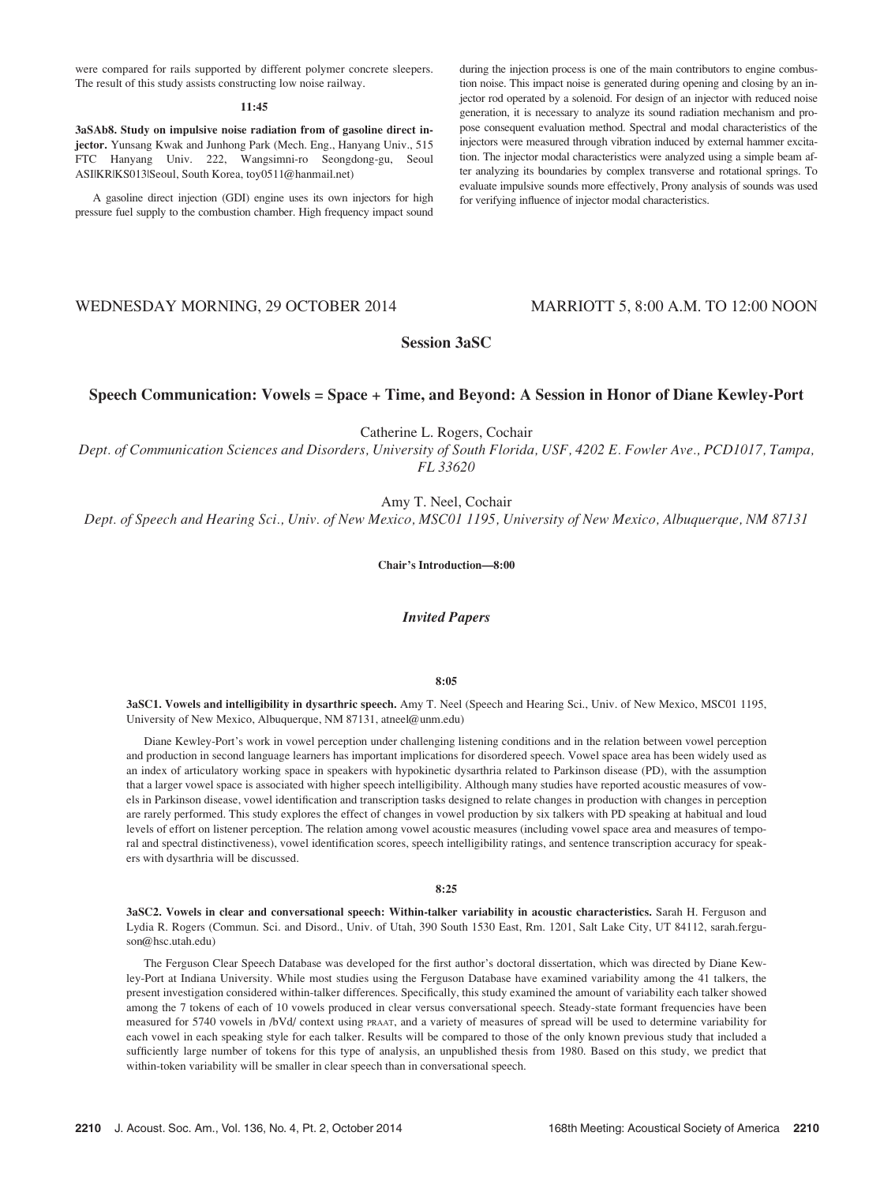were compared for rails supported by different polymer concrete sleepers. The result of this study assists constructing low noise railway.

**11:45**

**3aSAb8. Study on impulsive noise radiation from of gasoline direct injector.** Yunsang Kwak and Junhong Park (Mech. Eng., Hanyang Univ., 515 FTC Hanyang Univ. 222, Wangsimni-ro Seongdong-gu, Seoul ASI|KR|KS013|Seoul, South Korea, toy0511@hanmail.net)

A gasoline direct injection (GDI) engine uses its own injectors for high pressure fuel supply to the combustion chamber. High frequency impact sound during the injection process is one of the main contributors to engine combustion noise. This impact noise is generated during opening and closing by an injector rod operated by a solenoid. For design of an injector with reduced noise generation, it is necessary to analyze its sound radiation mechanism and propose consequent evaluation method. Spectral and modal characteristics of the injectors were measured through vibration induced by external hammer excitation. The injector modal characteristics were analyzed using a simple beam after analyzing its boundaries by complex transverse and rotational springs. To evaluate impulsive sounds more effectively, Prony analysis of sounds was used for verifying influence of injector modal characteristics.

WEDNESDAY MORNING, 29 OCTOBER 2014 — MARRIOTT 5, 8:00 A.M. TO 12:00 NOON

## Session 3aSC

## Speech Communication: Vowels = Space + Time, and Beyond: A Session in Honor of Diane Kewley-Port

Catherine L. Rogers, Cochair
*Dept. of Communication Sciences and Disorders, University of South Florida, USF, 4202 E. Fowler Ave., PCD1017, Tampa, FL 33620*

Amy T. Neel, Cochair
*Dept. of Speech and Hearing Sci., Univ. of New Mexico, MSC01 1195, University of New Mexico, Albuquerque, NM 87131*

**Chair's Introduction—8:00**

### *Invited Papers*

**8:05**

**3aSC1. Vowels and intelligibility in dysarthric speech.** Amy T. Neel (Speech and Hearing Sci., Univ. of New Mexico, MSC01 1195, University of New Mexico, Albuquerque, NM 87131, atneel@unm.edu)

Diane Kewley-Port's work in vowel perception under challenging listening conditions and in the relation between vowel perception and production in second language learners has important implications for disordered speech. Vowel space area has been widely used as an index of articulatory working space in speakers with hypokinetic dysarthria related to Parkinson disease (PD), with the assumption that a larger vowel space is associated with higher speech intelligibility. Although many studies have reported acoustic measures of vowels in Parkinson disease, vowel identification and transcription tasks designed to relate changes in production with changes in perception are rarely performed. This study explores the effect of changes in vowel production by six talkers with PD speaking at habitual and loud levels of effort on listener perception. The relation among vowel acoustic measures (including vowel space area and measures of temporal and spectral distinctiveness), vowel identification scores, speech intelligibility ratings, and sentence transcription accuracy for speakers with dysarthria will be discussed.

**8:25**

**3aSC2. Vowels in clear and conversational speech: Within-talker variability in acoustic characteristics.** Sarah H. Ferguson and Lydia R. Rogers (Commun. Sci. and Disord., Univ. of Utah, 390 South 1530 East, Rm. 1201, Salt Lake City, UT 84112, sarah.ferguson@hsc.utah.edu)

The Ferguson Clear Speech Database was developed for the first author's doctoral dissertation, which was directed by Diane Kewley-Port at Indiana University. While most studies using the Ferguson Database have examined variability among the 41 talkers, the present investigation considered within-talker differences. Specifically, this study examined the amount of variability each talker showed among the 7 tokens of each of 10 vowels produced in clear versus conversational speech. Steady-state formant frequencies have been measured for 5740 vowels in /bVd/ context using PRAAT, and a variety of measures of spread will be used to determine variability for each vowel in each speaking style for each talker. Results will be compared to those of the only known previous study that included a sufficiently large number of tokens for this type of analysis, an unpublished thesis from 1980. Based on this study, we predict that within-token variability will be smaller in clear speech than in conversational speech.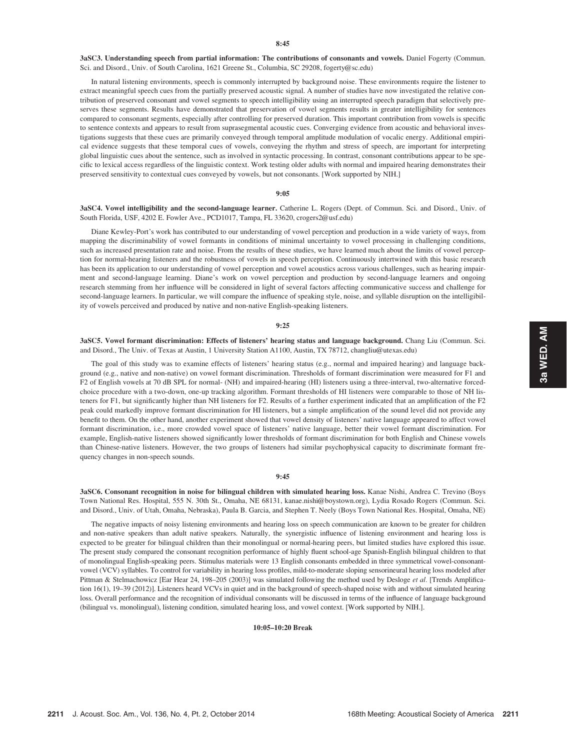**8:45**

**3aSC3. Understanding speech from partial information: The contributions of consonants and vowels.** Daniel Fogerty (Commun. Sci. and Disord., Univ. of South Carolina, 1621 Greene St., Columbia, SC 29208, fogerty@sc.edu)

In natural listening environments, speech is commonly interrupted by background noise. These environments require the listener to extract meaningful speech cues from the partially preserved acoustic signal. A number of studies have now investigated the relative contribution of preserved consonant and vowel segments to speech intelligibility using an interrupted speech paradigm that selectively preserves these segments. Results have demonstrated that preservation of vowel segments results in greater intelligibility for sentences compared to consonant segments, especially after controlling for preserved duration. This important contribution from vowels is specific to sentence contexts and appears to result from suprasegmental acoustic cues. Converging evidence from acoustic and behavioral investigations suggests that these cues are primarily conveyed through temporal amplitude modulation of vocalic energy. Additional empirical evidence suggests that these temporal cues of vowels, conveying the rhythm and stress of speech, are important for interpreting global linguistic cues about the sentence, such as involved in syntactic processing. In contrast, consonant contributions appear to be specific to lexical access regardless of the linguistic context. Work testing older adults with normal and impaired hearing demonstrates their preserved sensitivity to contextual cues conveyed by vowels, but not consonants. [Work supported by NIH.]

**9:05**

**3aSC4. Vowel intelligibility and the second-language learner.** Catherine L. Rogers (Dept. of Commun. Sci. and Disord., Univ. of South Florida, USF, 4202 E. Fowler Ave., PCD1017, Tampa, FL 33620, crogers2@usf.edu)

Diane Kewley-Port's work has contributed to our understanding of vowel perception and production in a wide variety of ways, from mapping the discriminability of vowel formants in conditions of minimal uncertainty to vowel processing in challenging conditions, such as increased presentation rate and noise. From the results of these studies, we have learned much about the limits of vowel perception for normal-hearing listeners and the robustness of vowels in speech perception. Continuously intertwined with this basic research has been its application to our understanding of vowel perception and vowel acoustics across various challenges, such as hearing impairment and second-language learning. Diane's work on vowel perception and production by second-language learners and ongoing research stemming from her influence will be considered in light of several factors affecting communicative success and challenge for second-language learners. In particular, we will compare the influence of speaking style, noise, and syllable disruption on the intelligibility of vowels perceived and produced by native and non-native English-speaking listeners.

**9:25**

**3aSC5. Vowel formant discrimination: Effects of listeners' hearing status and language background.** Chang Liu (Commun. Sci. and Disord., The Univ. of Texas at Austin, 1 University Station A1100, Austin, TX 78712, changliu@utexas.edu)

The goal of this study was to examine effects of listeners' hearing status (e.g., normal and impaired hearing) and language background (e.g., native and non-native) on vowel formant discrimination. Thresholds of formant discrimination were measured for F1 and F2 of English vowels at 70 dB SPL for normal- (NH) and impaired-hearing (HI) listeners using a three-interval, two-alternative forced-choice procedure with a two-down, one-up tracking algorithm. Formant thresholds of HI listeners were comparable to those of NH listeners for F1, but significantly higher than NH listeners for F2. Results of a further experiment indicated that an amplification of the F2 peak could markedly improve formant discrimination for HI listeners, but a simple amplification of the sound level did not provide any benefit to them. On the other hand, another experiment showed that vowel density of listeners' native language appeared to affect vowel formant discrimination, i.e., more crowded vowel space of listeners' native language, better their vowel formant discrimination. For example, English-native listeners showed significantly lower thresholds of formant discrimination for both English and Chinese vowels than Chinese-native listeners. However, the two groups of listeners had similar psychophysical capacity to discriminate formant frequency changes in non-speech sounds.

**9:45**

**3aSC6. Consonant recognition in noise for bilingual children with simulated hearing loss.** Kanae Nishi, Andrea C. Trevino (Boys Town National Res. Hospital, 555 N. 30th St., Omaha, NE 68131, kanae.nishi@boystown.org), Lydia Rosado Rogers (Commun. Sci. and Disord., Univ. of Utah, Omaha, Nebraska), Paula B. Garcia, and Stephen T. Neely (Boys Town National Res. Hospital, Omaha, NE)

The negative impacts of noisy listening environments and hearing loss on speech communication are known to be greater for children and non-native speakers than adult native speakers. Naturally, the synergistic influence of listening environment and hearing loss is expected to be greater for bilingual children than their monolingual or normal-hearing peers, but limited studies have explored this issue. The present study compared the consonant recognition performance of highly fluent school-age Spanish-English bilingual children to that of monolingual English-speaking peers. Stimulus materials were 13 English consonants embedded in three symmetrical vowel-consonant-vowel (VCV) syllables. To control for variability in hearing loss profiles, mild-to-moderate sloping sensorineural hearing loss modeled after Pittman & Stelmachowicz [Ear Hear 24, 198–205 (2003)] was simulated following the method used by Desloge *et al.* [Trends Amplification 16(1), 19–39 (2012)]. Listeners heard VCVs in quiet and in the background of speech-shaped noise with and without simulated hearing loss. Overall performance and the recognition of individual consonants will be discussed in terms of the influence of language background (bilingual vs. monolingual), listening condition, simulated hearing loss, and vowel context. [Work supported by NIH.].

**10:05–10:20 Break**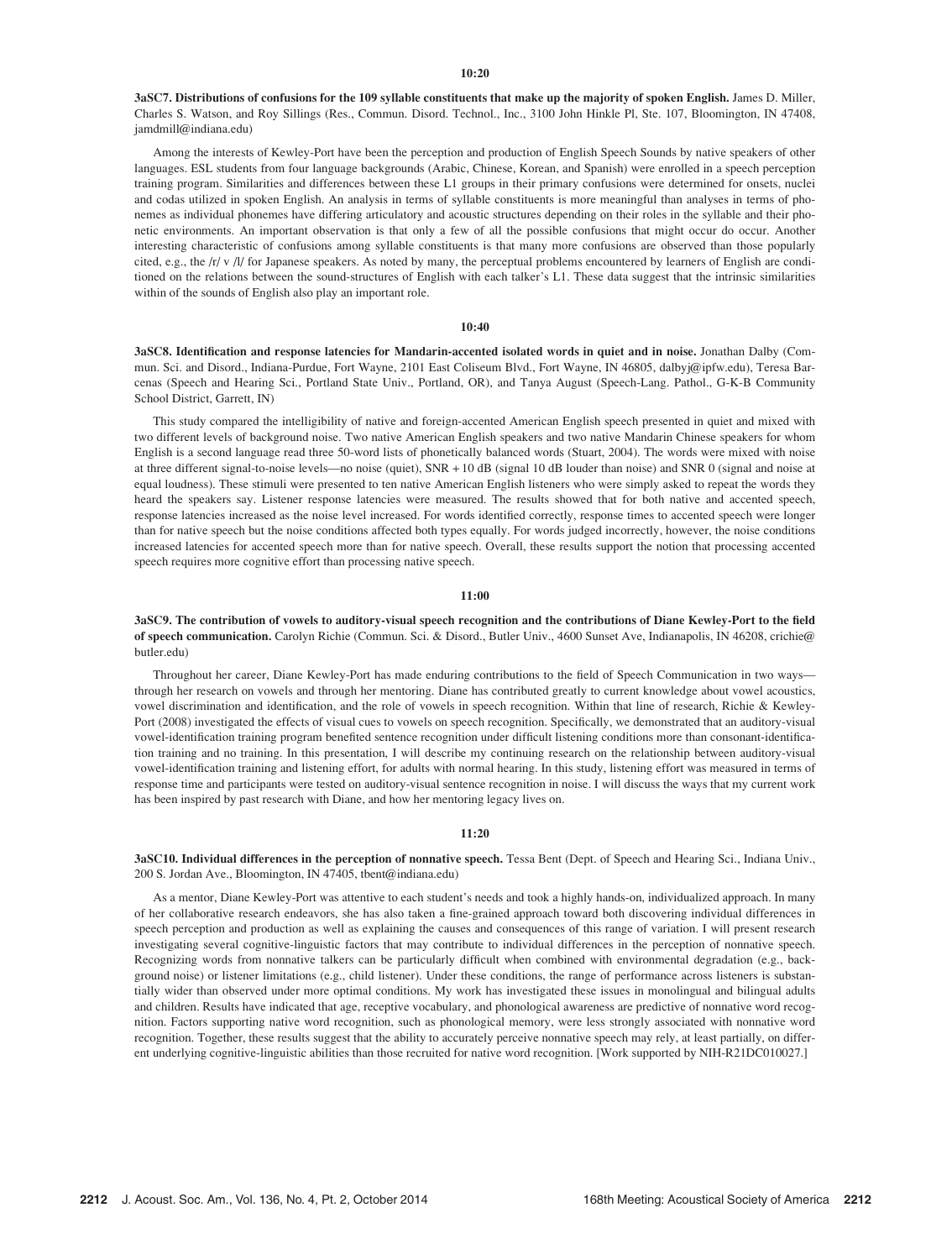**10:20**

**3aSC7. Distributions of confusions for the 109 syllable constituents that make up the majority of spoken English.** James D. Miller, Charles S. Watson, and Roy Sillings (Res., Commun. Disord. Technol., Inc., 3100 John Hinkle Pl, Ste. 107, Bloomington, IN 47408, jamdmill@indiana.edu)

Among the interests of Kewley-Port have been the perception and production of English Speech Sounds by native speakers of other languages. ESL students from four language backgrounds (Arabic, Chinese, Korean, and Spanish) were enrolled in a speech perception training program. Similarities and differences between these L1 groups in their primary confusions were determined for onsets, nuclei and codas utilized in spoken English. An analysis in terms of syllable constituents is more meaningful than analyses in terms of phonemes as individual phonemes have differing articulatory and acoustic structures depending on their roles in the syllable and their phonetic environments. An important observation is that only a few of all the possible confusions that might occur do occur. Another interesting characteristic of confusions among syllable constituents is that many more confusions are observed than those popularly cited, e.g., the /r/ v /l/ for Japanese speakers. As noted by many, the perceptual problems encountered by learners of English are conditioned on the relations between the sound-structures of English with each talker's L1. These data suggest that the intrinsic similarities within of the sounds of English also play an important role.

**10:40**

**3aSC8. Identification and response latencies for Mandarin-accented isolated words in quiet and in noise.** Jonathan Dalby (Commun. Sci. and Disord., Indiana-Purdue, Fort Wayne, 2101 East Coliseum Blvd., Fort Wayne, IN 46805, dalbyj@ipfw.edu), Teresa Barcenas (Speech and Hearing Sci., Portland State Univ., Portland, OR), and Tanya August (Speech-Lang. Pathol., G-K-B Community School District, Garrett, IN)

This study compared the intelligibility of native and foreign-accented American English speech presented in quiet and mixed with two different levels of background noise. Two native American English speakers and two native Mandarin Chinese speakers for whom English is a second language read three 50-word lists of phonetically balanced words (Stuart, 2004). The words were mixed with noise at three different signal-to-noise levels—no noise (quiet), SNR + 10 dB (signal 10 dB louder than noise) and SNR 0 (signal and noise at equal loudness). These stimuli were presented to ten native American English listeners who were simply asked to repeat the words they heard the speakers say. Listener response latencies were measured. The results showed that for both native and accented speech, response latencies increased as the noise level increased. For words identified correctly, response times to accented speech were longer than for native speech but the noise conditions affected both types equally. For words judged incorrectly, however, the noise conditions increased latencies for accented speech more than for native speech. Overall, these results support the notion that processing accented speech requires more cognitive effort than processing native speech.

**11:00**

**3aSC9. The contribution of vowels to auditory-visual speech recognition and the contributions of Diane Kewley-Port to the field of speech communication.** Carolyn Richie (Commun. Sci. & Disord., Butler Univ., 4600 Sunset Ave, Indianapolis, IN 46208, crichie@butler.edu)

Throughout her career, Diane Kewley-Port has made enduring contributions to the field of Speech Communication in two ways—through her research on vowels and through her mentoring. Diane has contributed greatly to current knowledge about vowel acoustics, vowel discrimination and identification, and the role of vowels in speech recognition. Within that line of research, Richie & Kewley-Port (2008) investigated the effects of visual cues to vowels on speech recognition. Specifically, we demonstrated that an auditory-visual vowel-identification training program benefited sentence recognition under difficult listening conditions more than consonant-identification training and no training. In this presentation, I will describe my continuing research on the relationship between auditory-visual vowel-identification training and listening effort, for adults with normal hearing. In this study, listening effort was measured in terms of response time and participants were tested on auditory-visual sentence recognition in noise. I will discuss the ways that my current work has been inspired by past research with Diane, and how her mentoring legacy lives on.

**11:20**

**3aSC10. Individual differences in the perception of nonnative speech.** Tessa Bent (Dept. of Speech and Hearing Sci., Indiana Univ., 200 S. Jordan Ave., Bloomington, IN 47405, tbent@indiana.edu)

As a mentor, Diane Kewley-Port was attentive to each student's needs and took a highly hands-on, individualized approach. In many of her collaborative research endeavors, she has also taken a fine-grained approach toward both discovering individual differences in speech perception and production as well as explaining the causes and consequences of this range of variation. I will present research investigating several cognitive-linguistic factors that may contribute to individual differences in the perception of nonnative speech. Recognizing words from nonnative talkers can be particularly difficult when combined with environmental degradation (e.g., background noise) or listener limitations (e.g., child listener). Under these conditions, the range of performance across listeners is substantially wider than observed under more optimal conditions. My work has investigated these issues in monolingual and bilingual adults and children. Results have indicated that age, receptive vocabulary, and phonological awareness are predictive of nonnative word recognition. Factors supporting native word recognition, such as phonological memory, were less strongly associated with nonnative word recognition. Together, these results suggest that the ability to accurately perceive nonnative speech may rely, at least partially, on different underlying cognitive-linguistic abilities than those recruited for native word recognition. [Work supported by NIH-R21DC010027.]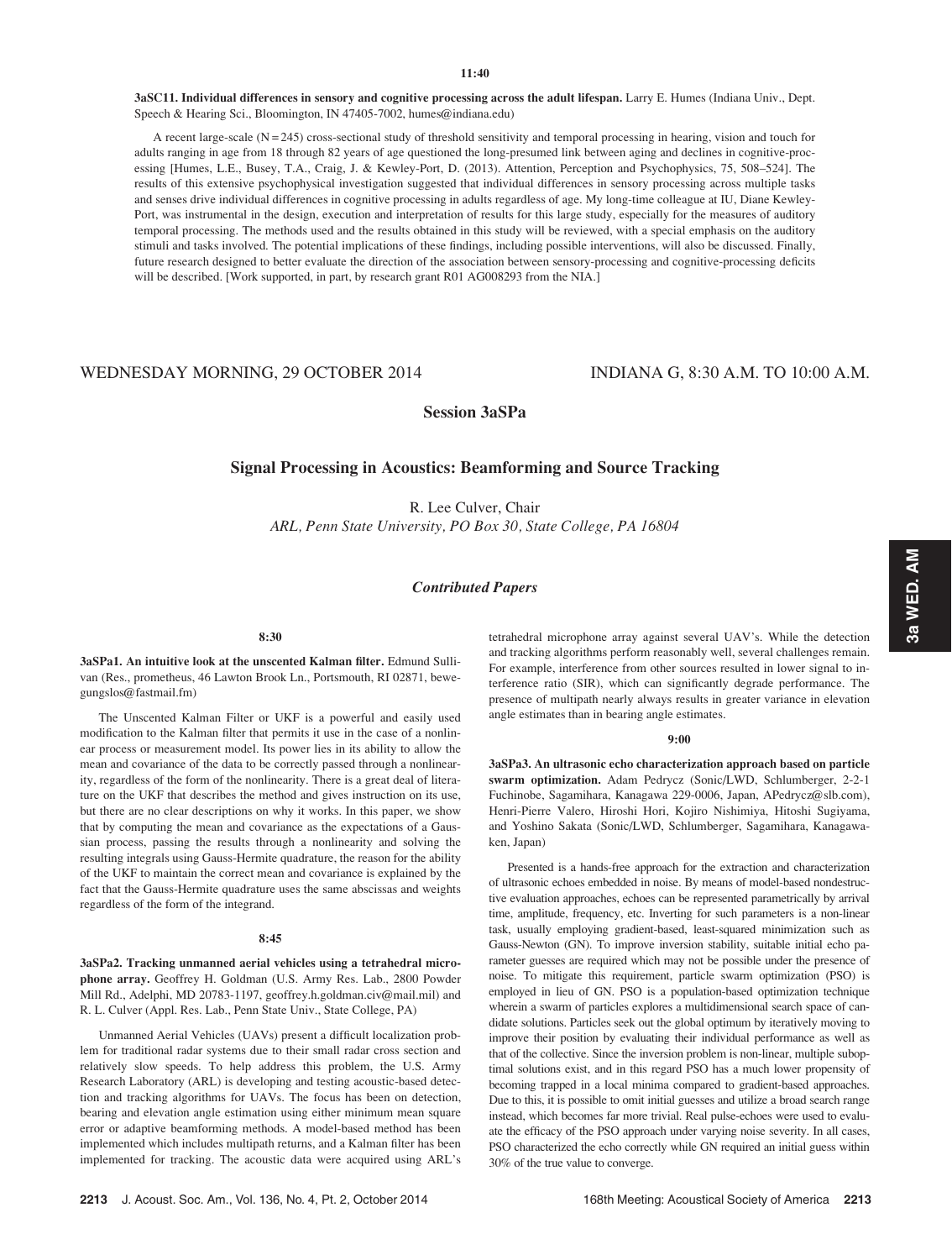11:40

**3aSC11. Individual differences in sensory and cognitive processing across the adult lifespan.** Larry E. Humes (Indiana Univ., Dept. Speech & Hearing Sci., Bloomington, IN 47405-7002, humes@indiana.edu)

A recent large-scale (N = 245) cross-sectional study of threshold sensitivity and temporal processing in hearing, vision and touch for adults ranging in age from 18 through 82 years of age questioned the long-presumed link between aging and declines in cognitive-processing [Humes, L.E., Busey, T.A., Craig, J. & Kewley-Port, D. (2013). Attention, Perception and Psychophysics, 75, 508–524]. The results of this extensive psychophysical investigation suggested that individual differences in sensory processing across multiple tasks and senses drive individual differences in cognitive processing in adults regardless of age. My long-time colleague at IU, Diane Kewley-Port, was instrumental in the design, execution and interpretation of results for this large study, especially for the measures of auditory temporal processing. The methods used and the results obtained in this study will be reviewed, with a special emphasis on the auditory stimuli and tasks involved. The potential implications of these findings, including possible interventions, will also be discussed. Finally, future research designed to better evaluate the direction of the association between sensory-processing and cognitive-processing deficits will be described. [Work supported, in part, by research grant R01 AG008293 from the NIA.]

WEDNESDAY MORNING, 29 OCTOBER 2014 — INDIANA G, 8:30 A.M. TO 10:00 A.M.

# Session 3aSPa

## Signal Processing in Acoustics: Beamforming and Source Tracking

R. Lee Culver, Chair

*ARL, Penn State University, PO Box 30, State College, PA 16804*

### *Contributed Papers*

8:30

**3aSPa1. An intuitive look at the unscented Kalman filter.** Edmund Sullivan (Res., prometheus, 46 Lawton Brook Ln., Portsmouth, RI 02871, bewegungslos@fastmail.fm)

The Unscented Kalman Filter or UKF is a powerful and easily used modification to the Kalman filter that permits it use in the case of a nonlinear process or measurement model. Its power lies in its ability to allow the mean and covariance of the data to be correctly passed through a nonlinearity, regardless of the form of the nonlinearity. There is a great deal of literature on the UKF that describes the method and gives instruction on its use, but there are no clear descriptions on why it works. In this paper, we show that by computing the mean and covariance as the expectations of a Gaussian process, passing the results through a nonlinearity and solving the resulting integrals using Gauss-Hermite quadrature, the reason for the ability of the UKF to maintain the correct mean and covariance is explained by the fact that the Gauss-Hermite quadrature uses the same abscissas and weights regardless of the form of the integrand.

8:45

**3aSPa2. Tracking unmanned aerial vehicles using a tetrahedral microphone array.** Geoffrey H. Goldman (U.S. Army Res. Lab., 2800 Powder Mill Rd., Adelphi, MD 20783-1197, geoffrey.h.goldman.civ@mail.mil) and R. L. Culver (Appl. Res. Lab., Penn State Univ., State College, PA)

Unmanned Aerial Vehicles (UAVs) present a difficult localization problem for traditional radar systems due to their small radar cross section and relatively slow speeds. To help address this problem, the U.S. Army Research Laboratory (ARL) is developing and testing acoustic-based detection and tracking algorithms for UAVs. The focus has been on detection, bearing and elevation angle estimation using either minimum mean square error or adaptive beamforming methods. A model-based method has been implemented which includes multipath returns, and a Kalman filter has been implemented for tracking. The acoustic data were acquired using ARL's tetrahedral microphone array against several UAV's. While the detection and tracking algorithms perform reasonably well, several challenges remain. For example, interference from other sources resulted in lower signal to interference ratio (SIR), which can significantly degrade performance. The presence of multipath nearly always results in greater variance in elevation angle estimates than in bearing angle estimates.

9:00

**3aSPa3. An ultrasonic echo characterization approach based on particle swarm optimization.** Adam Pedrycz (Sonic/LWD, Schlumberger, 2-2-1 Fuchinobe, Sagamihara, Kanagawa 229-0006, Japan, APedrycz@slb.com), Henri-Pierre Valero, Hiroshi Hori, Kojiro Nishimiya, Hitoshi Sugiyama, and Yoshino Sakata (Sonic/LWD, Schlumberger, Sagamihara, Kanagawa-ken, Japan)

Presented is a hands-free approach for the extraction and characterization of ultrasonic echoes embedded in noise. By means of model-based nondestructive evaluation approaches, echoes can be represented parametrically by arrival time, amplitude, frequency, etc. Inverting for such parameters is a non-linear task, usually employing gradient-based, least-squared minimization such as Gauss-Newton (GN). To improve inversion stability, suitable initial echo parameter guesses are required which may not be possible under the presence of noise. To mitigate this requirement, particle swarm optimization (PSO) is employed in lieu of GN. PSO is a population-based optimization technique wherein a swarm of particles explores a multidimensional search space of candidate solutions. Particles seek out the global optimum by iteratively moving to improve their position by evaluating their individual performance as well as that of the collective. Since the inversion problem is non-linear, multiple suboptimal solutions exist, and in this regard PSO has a much lower propensity of becoming trapped in a local minima compared to gradient-based approaches. Due to this, it is possible to omit initial guesses and utilize a broad search range instead, which becomes far more trivial. Real pulse-echoes were used to evaluate the efficacy of the PSO approach under varying noise severity. In all cases, PSO characterized the echo correctly while GN required an initial guess within 30% of the true value to converge.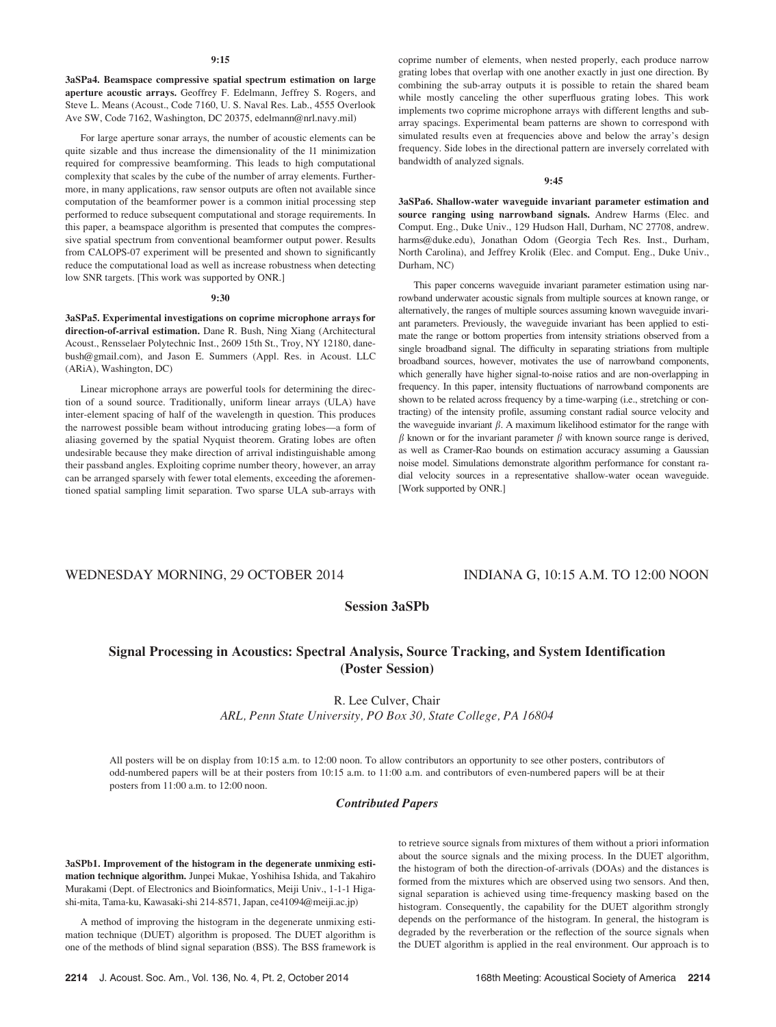**9:15**

**3aSPa4. Beamspace compressive spatial spectrum estimation on large aperture acoustic arrays.** Geoffrey F. Edelmann, Jeffrey S. Rogers, and Steve L. Means (Acoust., Code 7160, U. S. Naval Res. Lab., 4555 Overlook Ave SW, Code 7162, Washington, DC 20375, edelmann@nrl.navy.mil)

For large aperture sonar arrays, the number of acoustic elements can be quite sizable and thus increase the dimensionality of the l1 minimization required for compressive beamforming. This leads to high computational complexity that scales by the cube of the number of array elements. Furthermore, in many applications, raw sensor outputs are often not available since computation of the beamformer power is a common initial processing step performed to reduce subsequent computational and storage requirements. In this paper, a beamspace algorithm is presented that computes the compressive spatial spectrum from conventional beamformer output power. Results from CALOPS-07 experiment will be presented and shown to significantly reduce the computational load as well as increase robustness when detecting low SNR targets. [This work was supported by ONR.]

**9:30**

**3aSPa5. Experimental investigations on coprime microphone arrays for direction-of-arrival estimation.** Dane R. Bush, Ning Xiang (Architectural Acoust., Rensselaer Polytechnic Inst., 2609 15th St., Troy, NY 12180, danebush@gmail.com), and Jason E. Summers (Appl. Res. in Acoust. LLC (ARiA), Washington, DC)

Linear microphone arrays are powerful tools for determining the direction of a sound source. Traditionally, uniform linear arrays (ULA) have inter-element spacing of half of the wavelength in question. This produces the narrowest possible beam without introducing grating lobes—a form of aliasing governed by the spatial Nyquist theorem. Grating lobes are often undesirable because they make direction of arrival indistinguishable among their passband angles. Exploiting coprime number theory, however, an array can be arranged sparsely with fewer total elements, exceeding the aforementioned spatial sampling limit separation. Two sparse ULA sub-arrays with coprime number of elements, when nested properly, each produce narrow grating lobes that overlap with one another exactly in just one direction. By combining the sub-array outputs it is possible to retain the shared beam while mostly canceling the other superfluous grating lobes. This work implements two coprime microphone arrays with different lengths and sub-array spacings. Experimental beam patterns are shown to correspond with simulated results even at frequencies above and below the array's design frequency. Side lobes in the directional pattern are inversely correlated with bandwidth of analyzed signals.

**9:45**

**3aSPa6. Shallow-water waveguide invariant parameter estimation and source ranging using narrowband signals.** Andrew Harms (Elec. and Comput. Eng., Duke Univ., 129 Hudson Hall, Durham, NC 27708, andrew.harms@duke.edu), Jonathan Odom (Georgia Tech Res. Inst., Durham, North Carolina), and Jeffrey Krolik (Elec. and Comput. Eng., Duke Univ., Durham, NC)

This paper concerns waveguide invariant parameter estimation using narrowband underwater acoustic signals from multiple sources at known range, or alternatively, the ranges of multiple sources assuming known waveguide invariant parameters. Previously, the waveguide invariant has been applied to estimate the range or bottom properties from intensity striations observed from a single broadband signal. The difficulty in separating striations from multiple broadband sources, however, motivates the use of narrowband components, which generally have higher signal-to-noise ratios and are non-overlapping in frequency. In this paper, intensity fluctuations of narrowband components are shown to be related across frequency by a time-warping (i.e., stretching or contracting) of the intensity profile, assuming constant radial source velocity and the waveguide invariant $\beta$. A maximum likelihood estimator for the range with $\beta$ known or for the invariant parameter $\beta$ with known source range is derived, as well as Cramer-Rao bounds on estimation accuracy assuming a Gaussian noise model. Simulations demonstrate algorithm performance for constant radial velocity sources in a representative shallow-water ocean waveguide. [Work supported by ONR.]

WEDNESDAY MORNING, 29 OCTOBER 2014 — INDIANA G, 10:15 A.M. TO 12:00 NOON

## Session 3aSPb

## Signal Processing in Acoustics: Spectral Analysis, Source Tracking, and System Identification (Poster Session)

R. Lee Culver, Chair

*ARL, Penn State University, PO Box 30, State College, PA 16804*

All posters will be on display from 10:15 a.m. to 12:00 noon. To allow contributors an opportunity to see other posters, contributors of odd-numbered papers will be at their posters from 10:15 a.m. to 11:00 a.m. and contributors of even-numbered papers will be at their posters from 11:00 a.m. to 12:00 noon.

### *Contributed Papers*

**3aSPb1. Improvement of the histogram in the degenerate unmixing estimation technique algorithm.** Junpei Mukae, Yoshihisa Ishida, and Takahiro Murakami (Dept. of Electronics and Bioinformatics, Meiji Univ., 1-1-1 Higashi-mita, Tama-ku, Kawasaki-shi 214-8571, Japan, ce41094@meiji.ac.jp)

A method of improving the histogram in the degenerate unmixing estimation technique (DUET) algorithm is proposed. The DUET algorithm is one of the methods of blind signal separation (BSS). The BSS framework is to retrieve source signals from mixtures of them without a priori information about the source signals and the mixing process. In the DUET algorithm, the histogram of both the direction-of-arrivals (DOAs) and the distances is formed from the mixtures which are observed using two sensors. And then, signal separation is achieved using time-frequency masking based on the histogram. Consequently, the capability for the DUET algorithm strongly depends on the performance of the histogram. In general, the histogram is degraded by the reverberation or the reflection of the source signals when the DUET algorithm is applied in the real environment. Our approach is to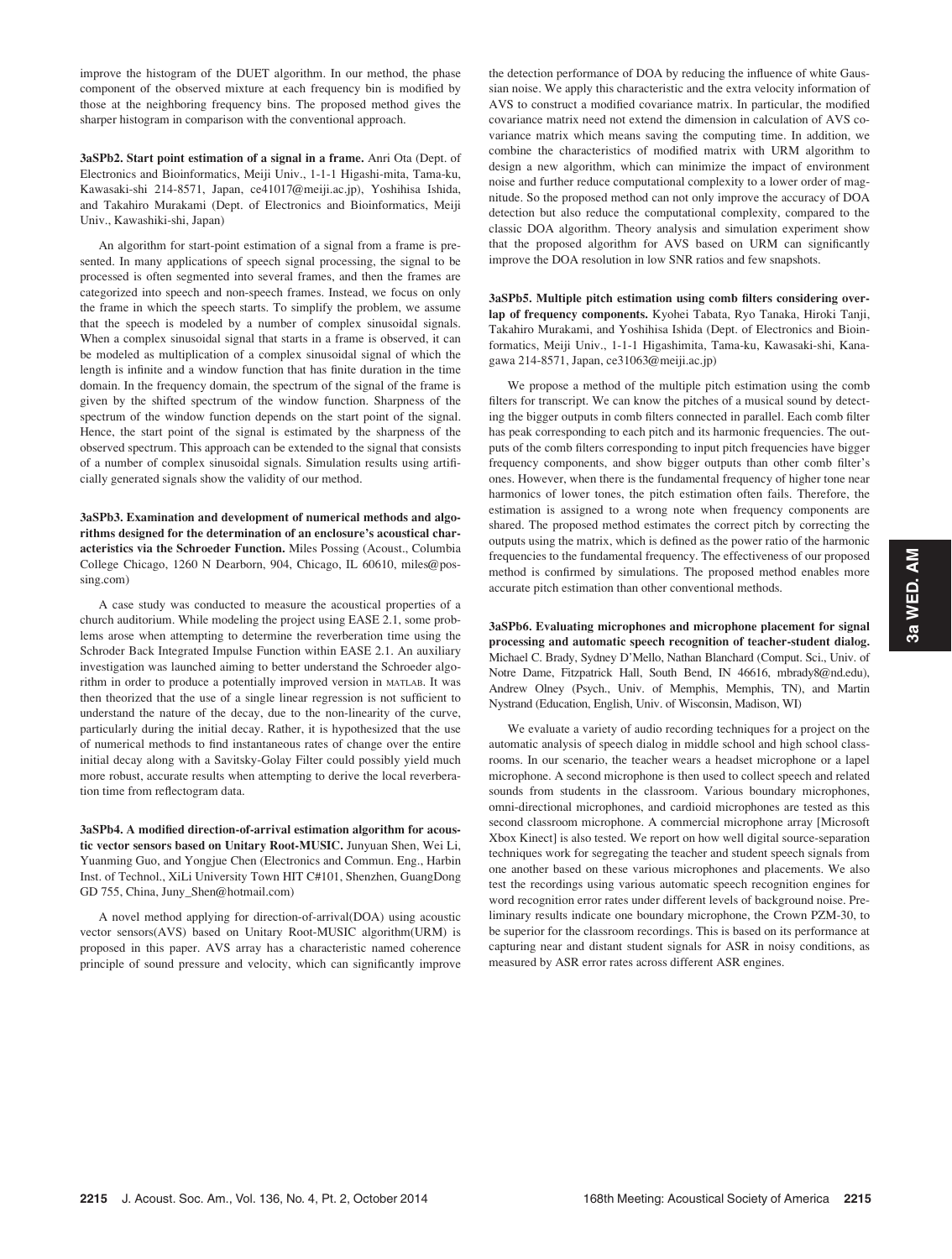improve the histogram of the DUET algorithm. In our method, the phase component of the observed mixture at each frequency bin is modified by those at the neighboring frequency bins. The proposed method gives the sharper histogram in comparison with the conventional approach.

**3aSPb2. Start point estimation of a signal in a frame.** Anri Ota (Dept. of Electronics and Bioinformatics, Meiji Univ., 1-1-1 Higashi-mita, Tama-ku, Kawasaki-shi 214-8571, Japan, ce41017@meiji.ac.jp), Yoshihisa Ishida, and Takahiro Murakami (Dept. of Electronics and Bioinformatics, Meiji Univ., Kawashiki-shi, Japan)

An algorithm for start-point estimation of a signal from a frame is presented. In many applications of speech signal processing, the signal to be processed is often segmented into several frames, and then the frames are categorized into speech and non-speech frames. Instead, we focus on only the frame in which the speech starts. To simplify the problem, we assume that the speech is modeled by a number of complex sinusoidal signals. When a complex sinusoidal signal that starts in a frame is observed, it can be modeled as multiplication of a complex sinusoidal signal of which the length is infinite and a window function that has finite duration in the time domain. In the frequency domain, the spectrum of the signal of the frame is given by the shifted spectrum of the window function. Sharpness of the spectrum of the window function depends on the start point of the signal. Hence, the start point of the signal is estimated by the sharpness of the observed spectrum. This approach can be extended to the signal that consists of a number of complex sinusoidal signals. Simulation results using artificially generated signals show the validity of our method.

**3aSPb3. Examination and development of numerical methods and algorithms designed for the determination of an enclosure's acoustical characteristics via the Schroeder Function.** Miles Possing (Acoust., Columbia College Chicago, 1260 N Dearborn, 904, Chicago, IL 60610, miles@possing.com)

A case study was conducted to measure the acoustical properties of a church auditorium. While modeling the project using EASE 2.1, some problems arose when attempting to determine the reverberation time using the Schroder Back Integrated Impulse Function within EASE 2.1. An auxiliary investigation was launched aiming to better understand the Schroeder algorithm in order to produce a potentially improved version in MATLAB. It was then theorized that the use of a single linear regression is not sufficient to understand the nature of the decay, due to the non-linearity of the curve, particularly during the initial decay. Rather, it is hypothesized that the use of numerical methods to find instantaneous rates of change over the entire initial decay along with a Savitsky-Golay Filter could possibly yield much more robust, accurate results when attempting to derive the local reverberation time from reflectogram data.

**3aSPb4. A modified direction-of-arrival estimation algorithm for acoustic vector sensors based on Unitary Root-MUSIC.** Junyuan Shen, Wei Li, Yuanming Guo, and Yongjue Chen (Electronics and Commun. Eng., Harbin Inst. of Technol., XiLi University Town HIT C#101, Shenzhen, GuangDong GD 755, China, Juny_Shen@hotmail.com)

A novel method applying for direction-of-arrival(DOA) using acoustic vector sensors(AVS) based on Unitary Root-MUSIC algorithm(URM) is proposed in this paper. AVS array has a characteristic named coherence principle of sound pressure and velocity, which can significantly improve the detection performance of DOA by reducing the influence of white Gaussian noise. We apply this characteristic and the extra velocity information of AVS to construct a modified covariance matrix. In particular, the modified covariance matrix need not extend the dimension in calculation of AVS covariance matrix which means saving the computing time. In addition, we combine the characteristics of modified matrix with URM algorithm to design a new algorithm, which can minimize the impact of environment noise and further reduce computational complexity to a lower order of magnitude. So the proposed method can not only improve the accuracy of DOA detection but also reduce the computational complexity, compared to the classic DOA algorithm. Theory analysis and simulation experiment show that the proposed algorithm for AVS based on URM can significantly improve the DOA resolution in low SNR ratios and few snapshots.

**3aSPb5. Multiple pitch estimation using comb filters considering overlap of frequency components.** Kyohei Tabata, Ryo Tanaka, Hiroki Tanji, Takahiro Murakami, and Yoshihisa Ishida (Dept. of Electronics and Bioinformatics, Meiji Univ., 1-1-1 Higashimita, Tama-ku, Kawasaki-shi, Kanagawa 214-8571, Japan, ce31063@meiji.ac.jp)

We propose a method of the multiple pitch estimation using the comb filters for transcript. We can know the pitches of a musical sound by detecting the bigger outputs in comb filters connected in parallel. Each comb filter has peak corresponding to each pitch and its harmonic frequencies. The outputs of the comb filters corresponding to input pitch frequencies have bigger frequency components, and show bigger outputs than other comb filter's ones. However, when there is the fundamental frequency of higher tone near harmonics of lower tones, the pitch estimation often fails. Therefore, the estimation is assigned to a wrong note when frequency components are shared. The proposed method estimates the correct pitch by correcting the outputs using the matrix, which is defined as the power ratio of the harmonic frequencies to the fundamental frequency. The effectiveness of our proposed method is confirmed by simulations. The proposed method enables more accurate pitch estimation than other conventional methods.

**3aSPb6. Evaluating microphones and microphone placement for signal processing and automatic speech recognition of teacher-student dialog.** Michael C. Brady, Sydney D'Mello, Nathan Blanchard (Comput. Sci., Univ. of Notre Dame, Fitzpatrick Hall, South Bend, IN 46616, mbrady8@nd.edu), Andrew Olney (Psych., Univ. of Memphis, Memphis, TN), and Martin Nystrand (Education, English, Univ. of Wisconsin, Madison, WI)

We evaluate a variety of audio recording techniques for a project on the automatic analysis of speech dialog in middle school and high school classrooms. In our scenario, the teacher wears a headset microphone or a lapel microphone. A second microphone is then used to collect speech and related sounds from students in the classroom. Various boundary microphones, omni-directional microphones, and cardioid microphones are tested as this second classroom microphone. A commercial microphone array [Microsoft Xbox Kinect] is also tested. We report on how well digital source-separation techniques work for segregating the teacher and student speech signals from one another based on these various microphones and placements. We also test the recordings using various automatic speech recognition engines for word recognition error rates under different levels of background noise. Preliminary results indicate one boundary microphone, the Crown PZM-30, to be superior for the classroom recordings. This is based on its performance at capturing near and distant student signals for ASR in noisy conditions, as measured by ASR error rates across different ASR engines.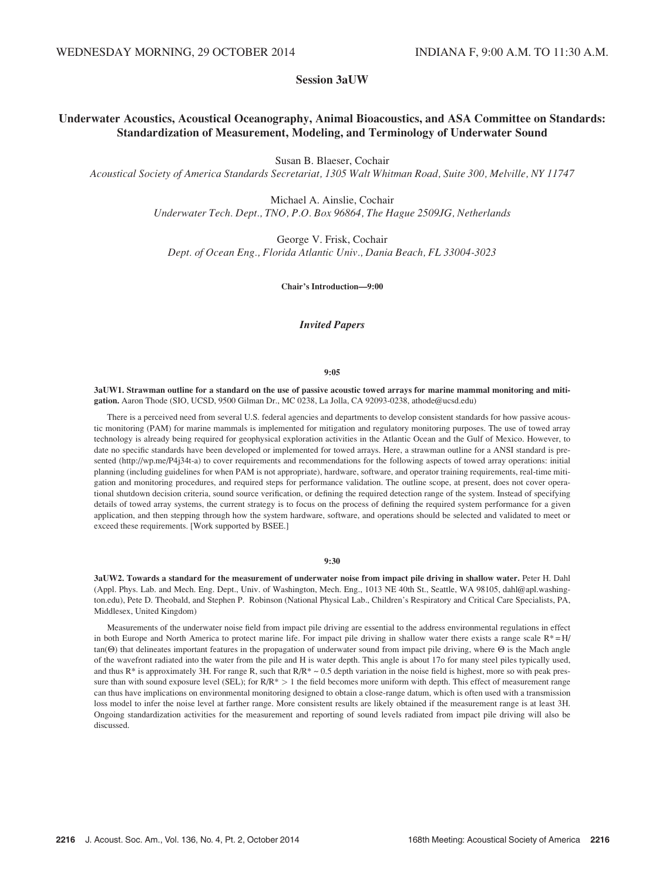WEDNESDAY MORNING, 29 OCTOBER 2014 INDIANA F, 9:00 A.M. TO 11:30 A.M.

# Session 3aUW

## Underwater Acoustics, Acoustical Oceanography, Animal Bioacoustics, and ASA Committee on Standards: Standardization of Measurement, Modeling, and Terminology of Underwater Sound

Susan B. Blaeser, Cochair
*Acoustical Society of America Standards Secretariat, 1305 Walt Whitman Road, Suite 300, Melville, NY 11747*

Michael A. Ainslie, Cochair
*Underwater Tech. Dept., TNO, P.O. Box 96864, The Hague 2509JG, Netherlands*

George V. Frisk, Cochair
*Dept. of Ocean Eng., Florida Atlantic Univ., Dania Beach, FL 33004-3023*

**Chair's Introduction—9:00**

### *Invited Papers*

**9:05**

**3aUW1. Strawman outline for a standard on the use of passive acoustic towed arrays for marine mammal monitoring and mitigation.** Aaron Thode (SIO, UCSD, 9500 Gilman Dr., MC 0238, La Jolla, CA 92093-0238, athode@ucsd.edu)

There is a perceived need from several U.S. federal agencies and departments to develop consistent standards for how passive acoustic monitoring (PAM) for marine mammals is implemented for mitigation and regulatory monitoring purposes. The use of towed array technology is already being required for geophysical exploration activities in the Atlantic Ocean and the Gulf of Mexico. However, to date no specific standards have been developed or implemented for towed arrays. Here, a strawman outline for a ANSI standard is presented (http://wp.me/P4j34t-a) to cover requirements and recommendations for the following aspects of towed array operations: initial planning (including guidelines for when PAM is not appropriate), hardware, software, and operator training requirements, real-time mitigation and monitoring procedures, and required steps for performance validation. The outline scope, at present, does not cover operational shutdown decision criteria, sound source verification, or defining the required detection range of the system. Instead of specifying details of towed array systems, the current strategy is to focus on the process of defining the required system performance for a given application, and then stepping through how the system hardware, software, and operations should be selected and validated to meet or exceed these requirements. [Work supported by BSEE.]

**9:30**

**3aUW2. Towards a standard for the measurement of underwater noise from impact pile driving in shallow water.** Peter H. Dahl (Appl. Phys. Lab. and Mech. Eng. Dept., Univ. of Washington, Mech. Eng., 1013 NE 40th St., Seattle, WA 98105, dahl@apl.washington.edu), Pete D. Theobald, and Stephen P. Robinson (National Physical Lab., Children's Respiratory and Critical Care Specialists, PA, Middlesex, United Kingdom)

Measurements of the underwater noise field from impact pile driving are essential to the address environmental regulations in effect in both Europe and North America to protect marine life. For impact pile driving in shallow water there exists a range scale $R^* = H/\tan(\Theta)$ that delineates important features in the propagation of underwater sound from impact pile driving, where $\Theta$ is the Mach angle of the wavefront radiated into the water from the pile and H is water depth. This angle is about 17o for many steel piles typically used, and thus $R^*$ is approximately 3H. For range R, such that $R/R^* \sim 0.5$ depth variation in the noise field is highest, more so with peak pressure than with sound exposure level (SEL); for $R/R^* > 1$ the field becomes more uniform with depth. This effect of measurement range can thus have implications on environmental monitoring designed to obtain a close-range datum, which is often used with a transmission loss model to infer the noise level at farther range. More consistent results are likely obtained if the measurement range is at least 3H. Ongoing standardization activities for the measurement and reporting of sound levels radiated from impact pile driving will also be discussed.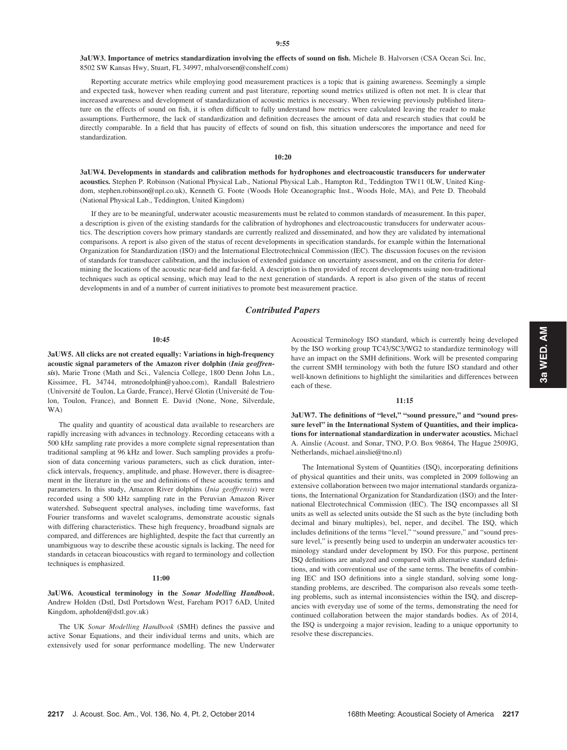9:55

**3aUW3. Importance of metrics standardization involving the effects of sound on fish.** Michele B. Halvorsen (CSA Ocean Sci. Inc, 8502 SW Kansas Hwy, Stuart, FL 34997, mhalvorsen@conshelf.com)

Reporting accurate metrics while employing good measurement practices is a topic that is gaining awareness. Seemingly a simple and expected task, however when reading current and past literature, reporting sound metrics utilized is often not met. It is clear that increased awareness and development of standardization of acoustic metrics is necessary. When reviewing previously published literature on the effects of sound on fish, it is often difficult to fully understand how metrics were calculated leaving the reader to make assumptions. Furthermore, the lack of standardization and definition decreases the amount of data and research studies that could be directly comparable. In a field that has paucity of effects of sound on fish, this situation underscores the importance and need for standardization.

10:20

**3aUW4. Developments in standards and calibration methods for hydrophones and electroacoustic transducers for underwater acoustics.** Stephen P. Robinson (National Physical Lab., National Physical Lab., Hampton Rd., Teddington TW11 0LW, United Kingdom, stephen.robinson@npl.co.uk), Kenneth G. Foote (Woods Hole Oceanographic Inst., Woods Hole, MA), and Pete D. Theobald (National Physical Lab., Teddington, United Kingdom)

If they are to be meaningful, underwater acoustic measurements must be related to common standards of measurement. In this paper, a description is given of the existing standards for the calibration of hydrophones and electroacoustic transducers for underwater acoustics. The description covers how primary standards are currently realized and disseminated, and how they are validated by international comparisons. A report is also given of the status of recent developments in specification standards, for example within the International Organization for Standardization (ISO) and the International Electrotechnical Commission (IEC). The discussion focuses on the revision of standards for transducer calibration, and the inclusion of extended guidance on uncertainty assessment, and on the criteria for determining the locations of the acoustic near-field and far-field. A description is then provided of recent developments using non-traditional techniques such as optical sensing, which may lead to the next generation of standards. A report is also given of the status of recent developments in and of a number of current initiatives to promote best measurement practice.

## *Contributed Papers*

10:45

**3aUW5. All clicks are not created equally: Variations in high-frequency acoustic signal parameters of the Amazon river dolphin (*Inia geoffrensis*).** Marie Trone (Math and Sci., Valencia College, 1800 Denn John Ln., Kissimee, FL 34744, mtronedolphin@yahoo.com), Randall Balestriero (Université de Toulon, La Garde, France), Hervé Glotin (Université de Toulon, Toulon, France), and Bonnett E. David (None, None, Silverdale, WA)

The quality and quantity of acoustical data available to researchers are rapidly increasing with advances in technology. Recording cetaceans with a 500 kHz sampling rate provides a more complete signal representation than traditional sampling at 96 kHz and lower. Such sampling provides a profusion of data concerning various parameters, such as click duration, interclick intervals, frequency, amplitude, and phase. However, there is disagreement in the literature in the use and definitions of these acoustic terms and parameters. In this study, Amazon River dolphins (*Inia geoffrensis*) were recorded using a 500 kHz sampling rate in the Peruvian Amazon River watershed. Subsequent spectral analyses, including time waveforms, fast Fourier transforms and wavelet scalograms, demonstrate acoustic signals with differing characteristics. These high frequency, broadband signals are compared, and differences are highlighted, despite the fact that currently an unambiguous way to describe these acoustic signals is lacking. The need for standards in cetacean bioacoustics with regard to terminology and collection techniques is emphasized.

11:00

**3aUW6. Acoustical terminology in the *Sonar Modelling Handbook*.** Andrew Holden (Dstl, Dstl Portsdown West, Fareham PO17 6AD, United Kingdom, apholden@dstl.gov.uk)

The UK *Sonar Modelling Handbook* (SMH) defines the passive and active Sonar Equations, and their individual terms and units, which are extensively used for sonar performance modelling. The new Underwater Acoustical Terminology ISO standard, which is currently being developed by the ISO working group TC43/SC3/WG2 to standardize terminology will have an impact on the SMH definitions. Work will be presented comparing the current SMH terminology with both the future ISO standard and other well-known definitions to highlight the similarities and differences between each of these.

11:15

**3aUW7. The definitions of "level," "sound pressure," and "sound pressure level" in the International System of Quantities, and their implications for international standardization in underwater acoustics.** Michael A. Ainslie (Acoust. and Sonar, TNO, P.O. Box 96864, The Hague 2509JG, Netherlands, michael.ainslie@tno.nl)

The International System of Quantities (ISQ), incorporating definitions of physical quantities and their units, was completed in 2009 following an extensive collaboration between two major international standards organizations, the International Organization for Standardization (ISO) and the International Electrotechnical Commission (IEC). The ISQ encompasses all SI units as well as selected units outside the SI such as the byte (including both decimal and binary multiples), bel, neper, and decibel. The ISQ, which includes definitions of the terms "level," "sound pressure," and "sound pressure level," is presently being used to underpin an underwater acoustics terminology standard under development by ISO. For this purpose, pertinent ISQ definitions are analyzed and compared with alternative standard definitions, and with conventional use of the same terms. The benefits of combining IEC and ISO definitions into a single standard, solving some longstanding problems, are described. The comparison also reveals some teething problems, such as internal inconsistencies within the ISQ, and discrepancies with everyday use of some of the terms, demonstrating the need for continued collaboration between the major standards bodies. As of 2014, the ISQ is undergoing a major revision, leading to a unique opportunity to resolve these discrepancies.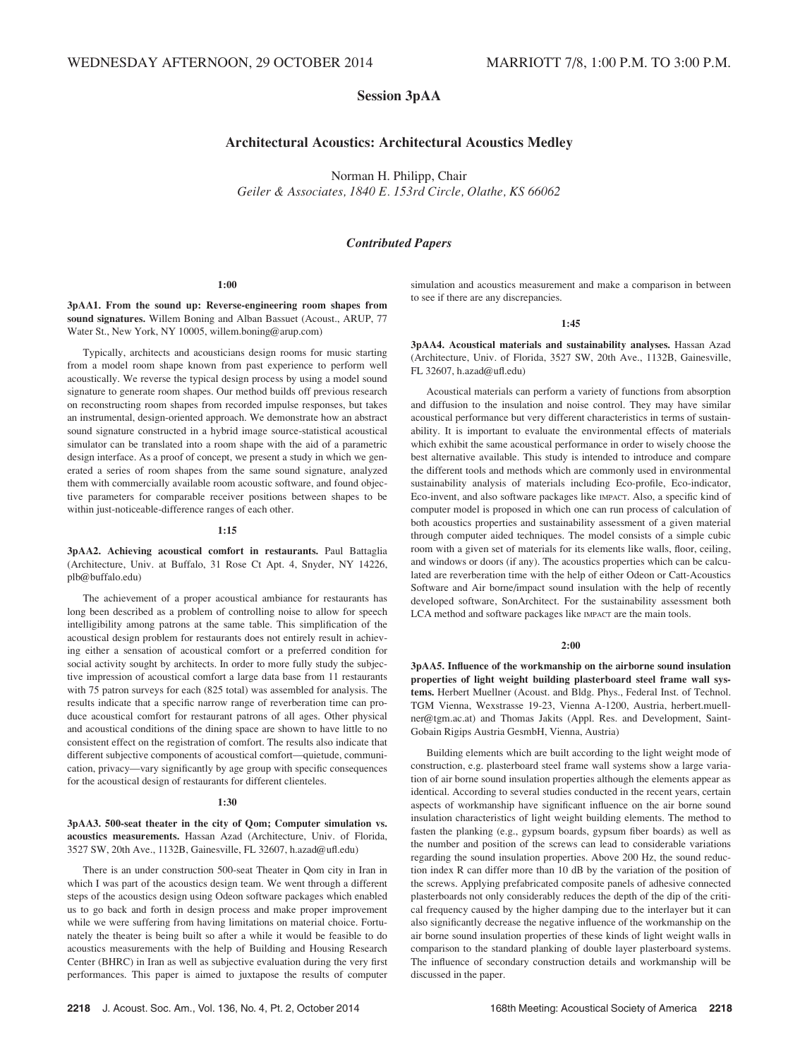WEDNESDAY AFTERNOON, 29 OCTOBER 2014 MARRIOTT 7/8, 1:00 P.M. TO 3:00 P.M.

# Session 3pAA

## Architectural Acoustics: Architectural Acoustics Medley

Norman H. Philipp, Chair
*Geiler & Associates, 1840 E. 153rd Circle, Olathe, KS 66062*

### *Contributed Papers*

**1:00**

**3pAA1. From the sound up: Reverse-engineering room shapes from sound signatures.** Willem Boning and Alban Bassuet (Acoust., ARUP, 77 Water St., New York, NY 10005, willem.boning@arup.com)

Typically, architects and acousticians design rooms for music starting from a model room shape known from past experience to perform well acoustically. We reverse the typical design process by using a model sound signature to generate room shapes. Our method builds off previous research on reconstructing room shapes from recorded impulse responses, but takes an instrumental, design-oriented approach. We demonstrate how an abstract sound signature constructed in a hybrid image source-statistical acoustical simulator can be translated into a room shape with the aid of a parametric design interface. As a proof of concept, we present a study in which we generated a series of room shapes from the same sound signature, analyzed them with commercially available room acoustic software, and found objective parameters for comparable receiver positions between shapes to be within just-noticeable-difference ranges of each other.

**1:15**

**3pAA2. Achieving acoustical comfort in restaurants.** Paul Battaglia (Architecture, Univ. at Buffalo, 31 Rose Ct Apt. 4, Snyder, NY 14226, plb@buffalo.edu)

The achievement of a proper acoustical ambiance for restaurants has long been described as a problem of controlling noise to allow for speech intelligibility among patrons at the same table. This simplification of the acoustical design problem for restaurants does not entirely result in achieving either a sensation of acoustical comfort or a preferred condition for social activity sought by architects. In order to more fully study the subjective impression of acoustical comfort a large data base from 11 restaurants with 75 patron surveys for each (825 total) was assembled for analysis. The results indicate that a specific narrow range of reverberation time can produce acoustical comfort for restaurant patrons of all ages. Other physical and acoustical conditions of the dining space are shown to have little to no consistent effect on the registration of comfort. The results also indicate that different subjective components of acoustical comfort—quietude, communication, privacy—vary significantly by age group with specific consequences for the acoustical design of restaurants for different clienteles.

**1:30**

**3pAA3. 500-seat theater in the city of Qom; Computer simulation vs. acoustics measurements.** Hassan Azad (Architecture, Univ. of Florida, 3527 SW, 20th Ave., 1132B, Gainesville, FL 32607, h.azad@ufl.edu)

There is an under construction 500-seat Theater in Qom city in Iran in which I was part of the acoustics design team. We went through a different steps of the acoustics design using Odeon software packages which enabled us to go back and forth in design process and make proper improvement while we were suffering from having limitations on material choice. Fortunately the theater is being built so after a while it would be feasible to do acoustics measurements with the help of Building and Housing Research Center (BHRC) in Iran as well as subjective evaluation during the very first performances. This paper is aimed to juxtapose the results of computer simulation and acoustics measurement and make a comparison in between to see if there are any discrepancies.

**1:45**

**3pAA4. Acoustical materials and sustainability analyses.** Hassan Azad (Architecture, Univ. of Florida, 3527 SW, 20th Ave., 1132B, Gainesville, FL 32607, h.azad@ufl.edu)

Acoustical materials can perform a variety of functions from absorption and diffusion to the insulation and noise control. They may have similar acoustical performance but very different characteristics in terms of sustainability. It is important to evaluate the environmental effects of materials which exhibit the same acoustical performance in order to wisely choose the best alternative available. This study is intended to introduce and compare the different tools and methods which are commonly used in environmental sustainability analysis of materials including Eco-profile, Eco-indicator, Eco-invent, and also software packages like IMPACT. Also, a specific kind of computer model is proposed in which one can run process of calculation of both acoustics properties and sustainability assessment of a given material through computer aided techniques. The model consists of a simple cubic room with a given set of materials for its elements like walls, floor, ceiling, and windows or doors (if any). The acoustics properties which can be calculated are reverberation time with the help of either Odeon or Catt-Acoustics Software and Air borne/impact sound insulation with the help of recently developed software, SonArchitect. For the sustainability assessment both LCA method and software packages like IMPACT are the main tools.

**2:00**

**3pAA5. Influence of the workmanship on the airborne sound insulation properties of light weight building plasterboard steel frame wall systems.** Herbert Muellner (Acoust. and Bldg. Phys., Federal Inst. of Technol. TGM Vienna, Wexstrasse 19-23, Vienna A-1200, Austria, herbert.muellner@tgm.ac.at) and Thomas Jakits (Appl. Res. and Development, Saint-Gobain Rigips Austria GesmbH, Vienna, Austria)

Building elements which are built according to the light weight mode of construction, e.g. plasterboard steel frame wall systems show a large variation of air borne sound insulation properties although the elements appear as identical. According to several studies conducted in the recent years, certain aspects of workmanship have significant influence on the air borne sound insulation characteristics of light weight building elements. The method to fasten the planking (e.g., gypsum boards, gypsum fiber boards) as well as the number and position of the screws can lead to considerable variations regarding the sound insulation properties. Above 200 Hz, the sound reduction index R can differ more than 10 dB by the variation of the position of the screws. Applying prefabricated composite panels of adhesive connected plasterboards not only considerably reduces the depth of the dip of the critical frequency caused by the higher damping due to the interlayer but it can also significantly decrease the negative influence of the workmanship on the air borne sound insulation properties of these kinds of light weight walls in comparison to the standard planking of double layer plasterboard systems. The influence of secondary construction details and workmanship will be discussed in the paper.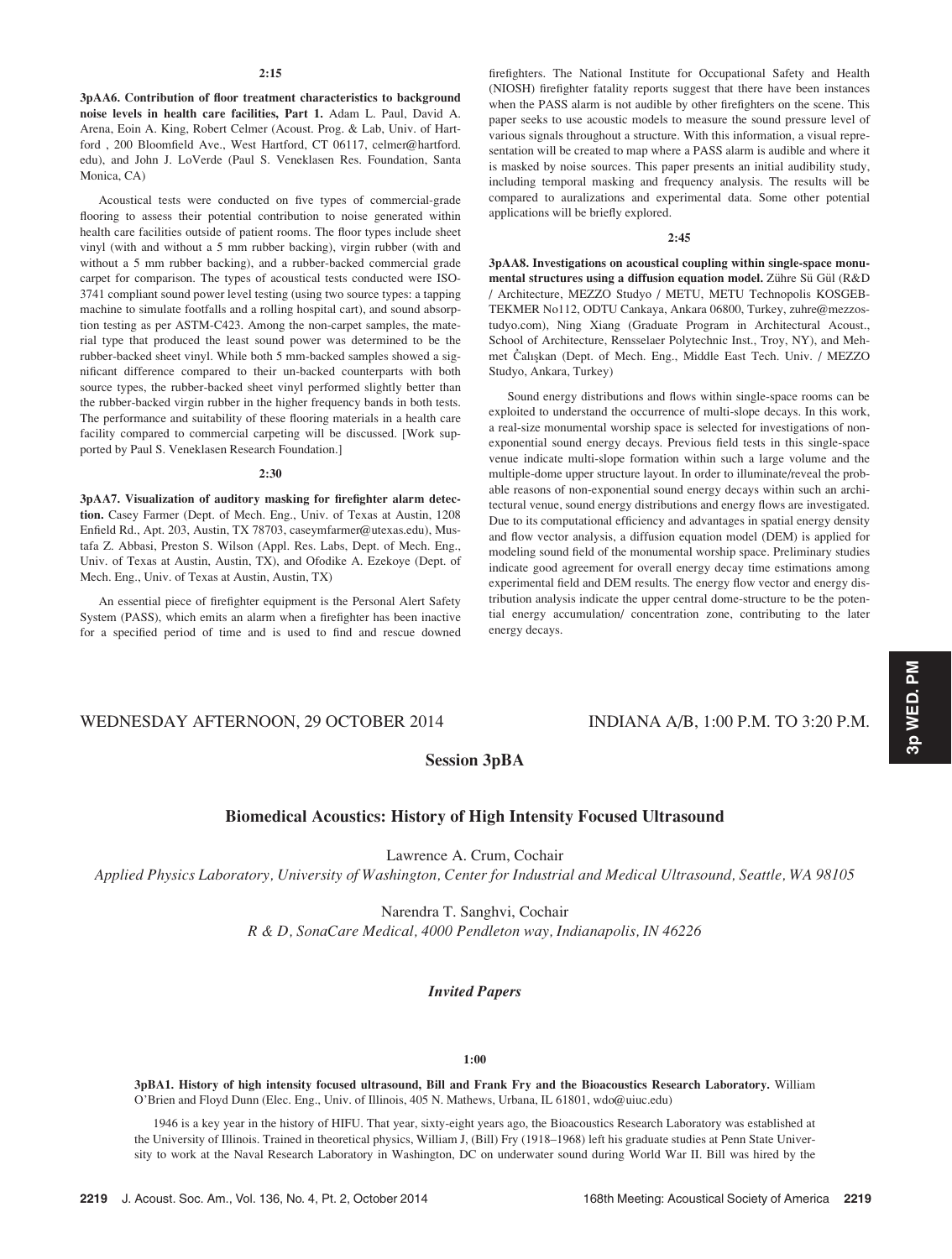2:15

**3pAA6. Contribution of floor treatment characteristics to background noise levels in health care facilities, Part 1.** Adam L. Paul, David A. Arena, Eoin A. King, Robert Celmer (Acoust. Prog. & Lab, Univ. of Hartford , 200 Bloomfield Ave., West Hartford, CT 06117, celmer@hartford.edu), and John J. LoVerde (Paul S. Veneklasen Res. Foundation, Santa Monica, CA)

Acoustical tests were conducted on five types of commercial-grade flooring to assess their potential contribution to noise generated within health care facilities outside of patient rooms. The floor types include sheet vinyl (with and without a 5 mm rubber backing), virgin rubber (with and without a 5 mm rubber backing), and a rubber-backed commercial grade carpet for comparison. The types of acoustical tests conducted were ISO-3741 compliant sound power level testing (using two source types: a tapping machine to simulate footfalls and a rolling hospital cart), and sound absorption testing as per ASTM-C423. Among the non-carpet samples, the material type that produced the least sound power was determined to be the rubber-backed sheet vinyl. While both 5 mm-backed samples showed a significant difference compared to their un-backed counterparts with both source types, the rubber-backed sheet vinyl performed slightly better than the rubber-backed virgin rubber in the higher frequency bands in both tests. The performance and suitability of these flooring materials in a health care facility compared to commercial carpeting will be discussed. [Work supported by Paul S. Veneklasen Research Foundation.]

2:30

**3pAA7. Visualization of auditory masking for firefighter alarm detection.** Casey Farmer (Dept. of Mech. Eng., Univ. of Texas at Austin, 1208 Enfield Rd., Apt. 203, Austin, TX 78703, caseymfarmer@utexas.edu), Mustafa Z. Abbasi, Preston S. Wilson (Appl. Res. Labs, Dept. of Mech. Eng., Univ. of Texas at Austin, Austin, TX), and Ofodike A. Ezekoye (Dept. of Mech. Eng., Univ. of Texas at Austin, Austin, TX)

An essential piece of firefighter equipment is the Personal Alert Safety System (PASS), which emits an alarm when a firefighter has been inactive for a specified period of time and is used to find and rescue downed firefighters. The National Institute for Occupational Safety and Health (NIOSH) firefighter fatality reports suggest that there have been instances when the PASS alarm is not audible by other firefighters on the scene. This paper seeks to use acoustic models to measure the sound pressure level of various signals throughout a structure. With this information, a visual representation will be created to map where a PASS alarm is audible and where it is masked by noise sources. This paper presents an initial audibility study, including temporal masking and frequency analysis. The results will be compared to auralizations and experimental data. Some other potential applications will be briefly explored.

2:45

**3pAA8. Investigations on acoustical coupling within single-space monumental structures using a diffusion equation model.** Zühre Sü Gül (R&D / Architecture, MEZZO Studyo / METU, METU Technopolis KOSGEB-TEKMER No112, ODTU Cankaya, Ankara 06800, Turkey, zuhre@mezzostudyo.com), Ning Xiang (Graduate Program in Architectural Acoust., School of Architecture, Rensselaer Polytechnic Inst., Troy, NY), and Mehmet Ĉalışkan (Dept. of Mech. Eng., Middle East Tech. Univ. / MEZZO Studyo, Ankara, Turkey)

Sound energy distributions and flows within single-space rooms can be exploited to understand the occurrence of multi-slope decays. In this work, a real-size monumental worship space is selected for investigations of non-exponential sound energy decays. Previous field tests in this single-space venue indicate multi-slope formation within such a large volume and the multiple-dome upper structure layout. In order to illuminate/reveal the probable reasons of non-exponential sound energy decays within such an architectural venue, sound energy distributions and energy flows are investigated. Due to its computational efficiency and advantages in spatial energy density and flow vector analysis, a diffusion equation model (DEM) is applied for modeling sound field of the monumental worship space. Preliminary studies indicate good agreement for overall energy decay time estimations among experimental field and DEM results. The energy flow vector and energy distribution analysis indicate the upper central dome-structure to be the potential energy accumulation/ concentration zone, contributing to the later energy decays.

WEDNESDAY AFTERNOON, 29 OCTOBER 2014 — INDIANA A/B, 1:00 P.M. TO 3:20 P.M.

## Session 3pBA

## Biomedical Acoustics: History of High Intensity Focused Ultrasound

Lawrence A. Crum, Cochair
*Applied Physics Laboratory, University of Washington, Center for Industrial and Medical Ultrasound, Seattle, WA 98105*

Narendra T. Sanghvi, Cochair
*R & D, SonaCare Medical, 4000 Pendleton way, Indianapolis, IN 46226*

### *Invited Papers*

1:00

**3pBA1. History of high intensity focused ultrasound, Bill and Frank Fry and the Bioacoustics Research Laboratory.** William O'Brien and Floyd Dunn (Elec. Eng., Univ. of Illinois, 405 N. Mathews, Urbana, IL 61801, wdo@uiuc.edu)

1946 is a key year in the history of HIFU. That year, sixty-eight years ago, the Bioacoustics Research Laboratory was established at the University of Illinois. Trained in theoretical physics, William J, (Bill) Fry (1918–1968) left his graduate studies at Penn State University to work at the Naval Research Laboratory in Washington, DC on underwater sound during World War II. Bill was hired by the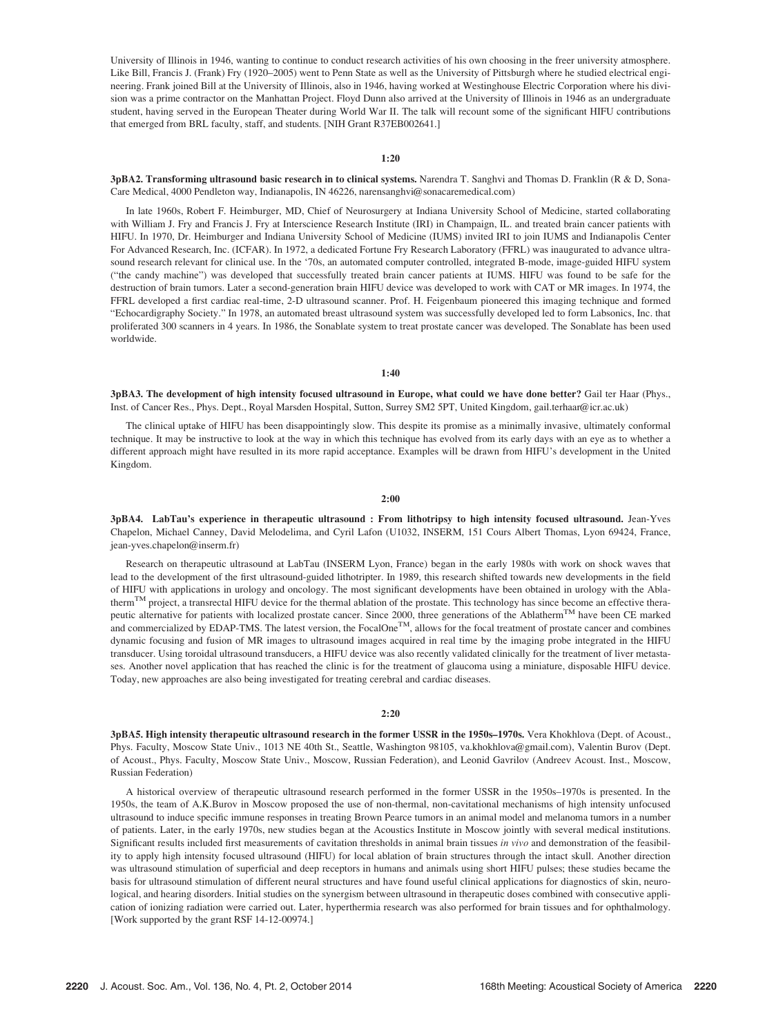University of Illinois in 1946, wanting to continue to conduct research activities of his own choosing in the freer university atmosphere. Like Bill, Francis J. (Frank) Fry (1920–2005) went to Penn State as well as the University of Pittsburgh where he studied electrical engineering. Frank joined Bill at the University of Illinois, also in 1946, having worked at Westinghouse Electric Corporation where his division was a prime contractor on the Manhattan Project. Floyd Dunn also arrived at the University of Illinois in 1946 as an undergraduate student, having served in the European Theater during World War II. The talk will recount some of the significant HIFU contributions that emerged from BRL faculty, staff, and students. [NIH Grant R37EB002641.]

**1:20**

**3pBA2. Transforming ultrasound basic research in to clinical systems.** Narendra T. Sanghvi and Thomas D. Franklin (R & D, SonaCare Medical, 4000 Pendleton way, Indianapolis, IN 46226, narensanghvi@sonacaremedical.com)

In late 1960s, Robert F. Heimburger, MD, Chief of Neurosurgery at Indiana University School of Medicine, started collaborating with William J. Fry and Francis J. Fry at Interscience Research Institute (IRI) in Champaign, IL. and treated brain cancer patients with HIFU. In 1970, Dr. Heimburger and Indiana University School of Medicine (IUMS) invited IRI to join IUMS and Indianapolis Center For Advanced Research, Inc. (ICFAR). In 1972, a dedicated Fortune Fry Research Laboratory (FFRL) was inaugurated to advance ultrasound research relevant for clinical use. In the '70s, an automated computer controlled, integrated B-mode, image-guided HIFU system ("the candy machine") was developed that successfully treated brain cancer patients at IUMS. HIFU was found to be safe for the destruction of brain tumors. Later a second-generation brain HIFU device was developed to work with CAT or MR images. In 1974, the FFRL developed a first cardiac real-time, 2-D ultrasound scanner. Prof. H. Feigenbaum pioneered this imaging technique and formed "Echocardigraphy Society." In 1978, an automated breast ultrasound system was successfully developed led to form Labsonics, Inc. that proliferated 300 scanners in 4 years. In 1986, the Sonablate system to treat prostate cancer was developed. The Sonablate has been used worldwide.

**1:40**

**3pBA3. The development of high intensity focused ultrasound in Europe, what could we have done better?** Gail ter Haar (Phys., Inst. of Cancer Res., Phys. Dept., Royal Marsden Hospital, Sutton, Surrey SM2 5PT, United Kingdom, gail.terhaar@icr.ac.uk)

The clinical uptake of HIFU has been disappointingly slow. This despite its promise as a minimally invasive, ultimately conformal technique. It may be instructive to look at the way in which this technique has evolved from its early days with an eye as to whether a different approach might have resulted in its more rapid acceptance. Examples will be drawn from HIFU's development in the United Kingdom.

**2:00**

**3pBA4. LabTau's experience in therapeutic ultrasound : From lithotripsy to high intensity focused ultrasound.** Jean-Yves Chapelon, Michael Canney, David Melodelima, and Cyril Lafon (U1032, INSERM, 151 Cours Albert Thomas, Lyon 69424, France, jean-yves.chapelon@inserm.fr)

Research on therapeutic ultrasound at LabTau (INSERM Lyon, France) began in the early 1980s with work on shock waves that lead to the development of the first ultrasound-guided lithotripter. In 1989, this research shifted towards new developments in the field of HIFU with applications in urology and oncology. The most significant developments have been obtained in urology with the Ablatherm™ project, a transrectal HIFU device for the thermal ablation of the prostate. This technology has since become an effective therapeutic alternative for patients with localized prostate cancer. Since 2000, three generations of the Ablatherm™ have been CE marked and commercialized by EDAP-TMS. The latest version, the FocalOne™, allows for the focal treatment of prostate cancer and combines dynamic focusing and fusion of MR images to ultrasound images acquired in real time by the imaging probe integrated in the HIFU transducer. Using toroidal ultrasound transducers, a HIFU device was also recently validated clinically for the treatment of liver metastases. Another novel application that has reached the clinic is for the treatment of glaucoma using a miniature, disposable HIFU device. Today, new approaches are also being investigated for treating cerebral and cardiac diseases.

**2:20**

**3pBA5. High intensity therapeutic ultrasound research in the former USSR in the 1950s–1970s.** Vera Khokhlova (Dept. of Acoust., Phys. Faculty, Moscow State Univ., 1013 NE 40th St., Seattle, Washington 98105, va.khokhlova@gmail.com), Valentin Burov (Dept. of Acoust., Phys. Faculty, Moscow State Univ., Moscow, Russian Federation), and Leonid Gavrilov (Andreev Acoust. Inst., Moscow, Russian Federation)

A historical overview of therapeutic ultrasound research performed in the former USSR in the 1950s–1970s is presented. In the 1950s, the team of A.K.Burov in Moscow proposed the use of non-thermal, non-cavitational mechanisms of high intensity unfocused ultrasound to induce specific immune responses in treating Brown Pearce tumors in an animal model and melanoma tumors in a number of patients. Later, in the early 1970s, new studies began at the Acoustics Institute in Moscow jointly with several medical institutions. Significant results included first measurements of cavitation thresholds in animal brain tissues *in vivo* and demonstration of the feasibility to apply high intensity focused ultrasound (HIFU) for local ablation of brain structures through the intact skull. Another direction was ultrasound stimulation of superficial and deep receptors in humans and animals using short HIFU pulses; these studies became the basis for ultrasound stimulation of different neural structures and have found useful clinical applications for diagnostics of skin, neurological, and hearing disorders. Initial studies on the synergism between ultrasound in therapeutic doses combined with consecutive application of ionizing radiation were carried out. Later, hyperthermia research was also performed for brain tissues and for ophthalmology. [Work supported by the grant RSF 14-12-00974.]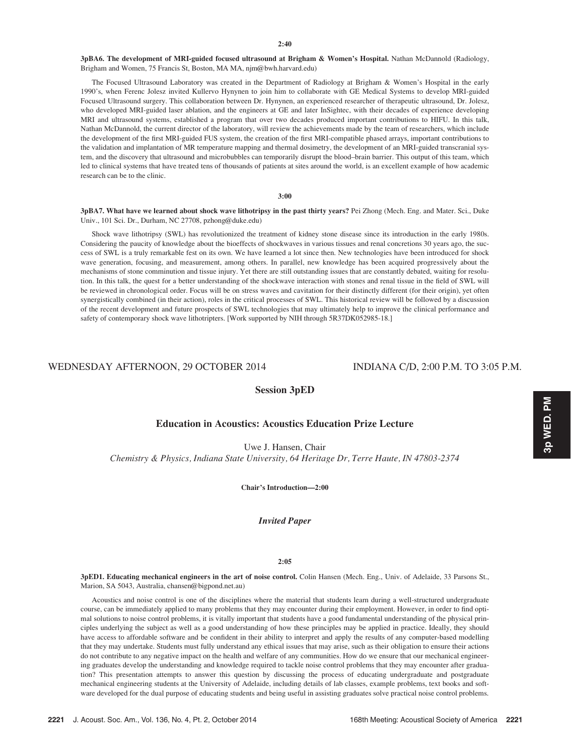**2:40**

**3pBA6. The development of MRI-guided focused ultrasound at Brigham & Women's Hospital.** Nathan McDannold (Radiology, Brigham and Women, 75 Francis St, Boston, MA MA, njm@bwh.harvard.edu)

The Focused Ultrasound Laboratory was created in the Department of Radiology at Brigham & Women's Hospital in the early 1990's, when Ferenc Jolesz invited Kullervo Hynynen to join him to collaborate with GE Medical Systems to develop MRI-guided Focused Ultrasound surgery. This collaboration between Dr. Hynynen, an experienced researcher of therapeutic ultrasound, Dr. Jolesz, who developed MRI-guided laser ablation, and the engineers at GE and later InSightec, with their decades of experience developing MRI and ultrasound systems, established a program that over two decades produced important contributions to HIFU. In this talk, Nathan McDannold, the current director of the laboratory, will review the achievements made by the team of researchers, which include the development of the first MRI-guided FUS system, the creation of the first MRI-compatible phased arrays, important contributions to the validation and implantation of MR temperature mapping and thermal dosimetry, the development of an MRI-guided transcranial system, and the discovery that ultrasound and microbubbles can temporarily disrupt the blood–brain barrier. This output of this team, which led to clinical systems that have treated tens of thousands of patients at sites around the world, is an excellent example of how academic research can be to the clinic.

**3:00**

**3pBA7. What have we learned about shock wave lithotripsy in the past thirty years?** Pei Zhong (Mech. Eng. and Mater. Sci., Duke Univ., 101 Sci. Dr., Durham, NC 27708, pzhong@duke.edu)

Shock wave lithotripsy (SWL) has revolutionized the treatment of kidney stone disease since its introduction in the early 1980s. Considering the paucity of knowledge about the bioeffects of shockwaves in various tissues and renal concretions 30 years ago, the success of SWL is a truly remarkable fest on its own. We have learned a lot since then. New technologies have been introduced for shock wave generation, focusing, and measurement, among others. In parallel, new knowledge has been acquired progressively about the mechanisms of stone comminution and tissue injury. Yet there are still outstanding issues that are constantly debated, waiting for resolution. In this talk, the quest for a better understanding of the shockwave interaction with stones and renal tissue in the field of SWL will be reviewed in chronological order. Focus will be on stress waves and cavitation for their distinctly different (for their origin), yet often synergistically combined (in their action), roles in the critical processes of SWL. This historical review will be followed by a discussion of the recent development and future prospects of SWL technologies that may ultimately help to improve the clinical performance and safety of contemporary shock wave lithotripters. [Work supported by NIH through 5R37DK052985-18.]

WEDNESDAY AFTERNOON, 29 OCTOBER 2014 — INDIANA C/D, 2:00 P.M. TO 3:05 P.M.

## Session 3pED

## Education in Acoustics: Acoustics Education Prize Lecture

Uwe J. Hansen, Chair

*Chemistry & Physics, Indiana State University, 64 Heritage Dr, Terre Haute, IN 47803-2374*

**Chair's Introduction—2:00**

### *Invited Paper*

**2:05**

**3pED1. Educating mechanical engineers in the art of noise control.** Colin Hansen (Mech. Eng., Univ. of Adelaide, 33 Parsons St., Marion, SA 5043, Australia, chansen@bigpond.net.au)

Acoustics and noise control is one of the disciplines where the material that students learn during a well-structured undergraduate course, can be immediately applied to many problems that they may encounter during their employment. However, in order to find optimal solutions to noise control problems, it is vitally important that students have a good fundamental understanding of the physical principles underlying the subject as well as a good understanding of how these principles may be applied in practice. Ideally, they should have access to affordable software and be confident in their ability to interpret and apply the results of any computer-based modelling that they may undertake. Students must fully understand any ethical issues that may arise, such as their obligation to ensure their actions do not contribute to any negative impact on the health and welfare of any communities. How do we ensure that our mechanical engineering graduates develop the understanding and knowledge required to tackle noise control problems that they may encounter after graduation? This presentation attempts to answer this question by discussing the process of educating undergraduate and postgraduate mechanical engineering students at the University of Adelaide, including details of lab classes, example problems, text books and software developed for the dual purpose of educating students and being useful in assisting graduates solve practical noise control problems.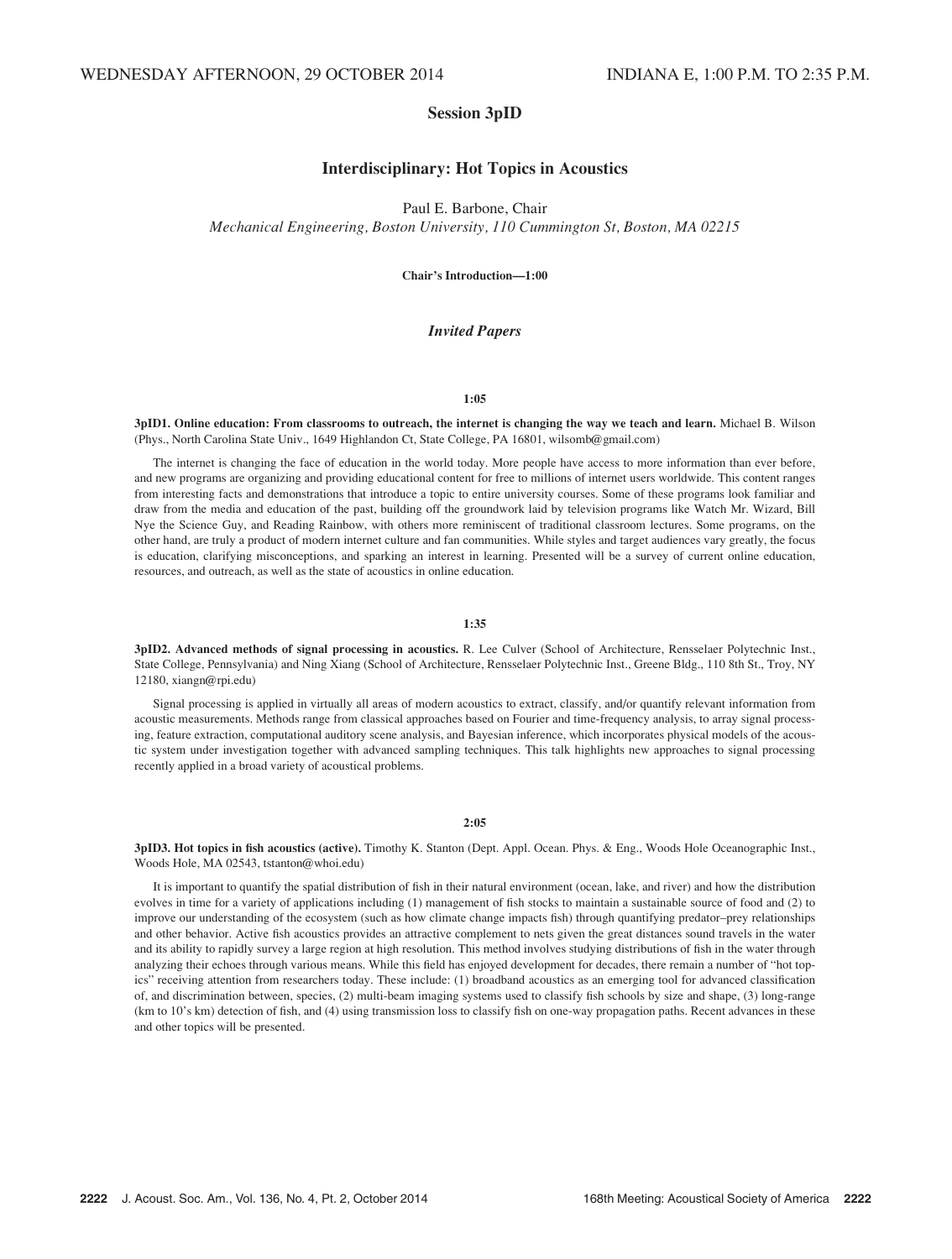WEDNESDAY AFTERNOON, 29 OCTOBER 2014 INDIANA E, 1:00 P.M. TO 2:35 P.M.

## Session 3pID

## Interdisciplinary: Hot Topics in Acoustics

Paul E. Barbone, Chair

*Mechanical Engineering, Boston University, 110 Cummington St, Boston, MA 02215*

**Chair's Introduction—1:00**

### *Invited Papers*

**1:05**

**3pID1. Online education: From classrooms to outreach, the internet is changing the way we teach and learn.** Michael B. Wilson (Phys., North Carolina State Univ., 1649 Highlandon Ct, State College, PA 16801, wilsomb@gmail.com)

The internet is changing the face of education in the world today. More people have access to more information than ever before, and new programs are organizing and providing educational content for free to millions of internet users worldwide. This content ranges from interesting facts and demonstrations that introduce a topic to entire university courses. Some of these programs look familiar and draw from the media and education of the past, building off the groundwork laid by television programs like Watch Mr. Wizard, Bill Nye the Science Guy, and Reading Rainbow, with others more reminiscent of traditional classroom lectures. Some programs, on the other hand, are truly a product of modern internet culture and fan communities. While styles and target audiences vary greatly, the focus is education, clarifying misconceptions, and sparking an interest in learning. Presented will be a survey of current online education, resources, and outreach, as well as the state of acoustics in online education.

**1:35**

**3pID2. Advanced methods of signal processing in acoustics.** R. Lee Culver (School of Architecture, Rensselaer Polytechnic Inst., State College, Pennsylvania) and Ning Xiang (School of Architecture, Rensselaer Polytechnic Inst., Greene Bldg., 110 8th St., Troy, NY 12180, xiangn@rpi.edu)

Signal processing is applied in virtually all areas of modern acoustics to extract, classify, and/or quantify relevant information from acoustic measurements. Methods range from classical approaches based on Fourier and time-frequency analysis, to array signal processing, feature extraction, computational auditory scene analysis, and Bayesian inference, which incorporates physical models of the acoustic system under investigation together with advanced sampling techniques. This talk highlights new approaches to signal processing recently applied in a broad variety of acoustical problems.

**2:05**

**3pID3. Hot topics in fish acoustics (active).** Timothy K. Stanton (Dept. Appl. Ocean. Phys. & Eng., Woods Hole Oceanographic Inst., Woods Hole, MA 02543, tstanton@whoi.edu)

It is important to quantify the spatial distribution of fish in their natural environment (ocean, lake, and river) and how the distribution evolves in time for a variety of applications including (1) management of fish stocks to maintain a sustainable source of food and (2) to improve our understanding of the ecosystem (such as how climate change impacts fish) through quantifying predator–prey relationships and other behavior. Active fish acoustics provides an attractive complement to nets given the great distances sound travels in the water and its ability to rapidly survey a large region at high resolution. This method involves studying distributions of fish in the water through analyzing their echoes through various means. While this field has enjoyed development for decades, there remain a number of "hot topics" receiving attention from researchers today. These include: (1) broadband acoustics as an emerging tool for advanced classification of, and discrimination between, species, (2) multi-beam imaging systems used to classify fish schools by size and shape, (3) long-range (km to 10's km) detection of fish, and (4) using transmission loss to classify fish on one-way propagation paths. Recent advances in these and other topics will be presented.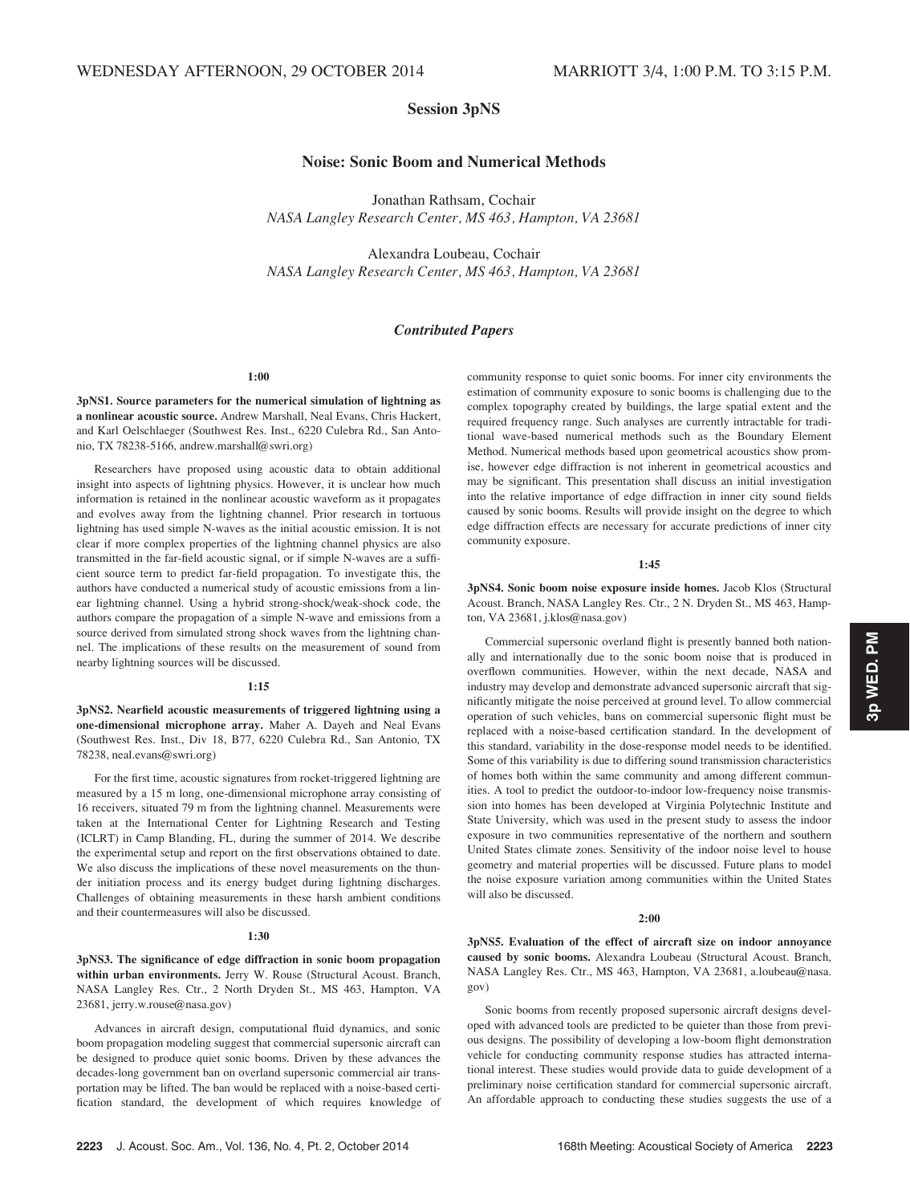WEDNESDAY AFTERNOON, 29 OCTOBER 2014 — MARRIOTT 3/4, 1:00 P.M. TO 3:15 P.M.

# Session 3pNS

## Noise: Sonic Boom and Numerical Methods

Jonathan Rathsam, Cochair
*NASA Langley Research Center, MS 463, Hampton, VA 23681*

Alexandra Loubeau, Cochair
*NASA Langley Research Center, MS 463, Hampton, VA 23681*

### *Contributed Papers*

**1:00**

**3pNS1. Source parameters for the numerical simulation of lightning as a nonlinear acoustic source.** Andrew Marshall, Neal Evans, Chris Hackert, and Karl Oelschlaeger (Southwest Res. Inst., 6220 Culebra Rd., San Antonio, TX 78238-5166, andrew.marshall@swri.org)

Researchers have proposed using acoustic data to obtain additional insight into aspects of lightning physics. However, it is unclear how much information is retained in the nonlinear acoustic waveform as it propagates and evolves away from the lightning channel. Prior research in tortuous lightning has used simple N-waves as the initial acoustic emission. It is not clear if more complex properties of the lightning channel physics are also transmitted in the far-field acoustic signal, or if simple N-waves are a sufficient source term to predict far-field propagation. To investigate this, the authors have conducted a numerical study of acoustic emissions from a linear lightning channel. Using a hybrid strong-shock/weak-shock code, the authors compare the propagation of a simple N-wave and emissions from a source derived from simulated strong shock waves from the lightning channel. The implications of these results on the measurement of sound from nearby lightning sources will be discussed.

**1:15**

**3pNS2. Nearfield acoustic measurements of triggered lightning using a one-dimensional microphone array.** Maher A. Dayeh and Neal Evans (Southwest Res. Inst., Div 18, B77, 6220 Culebra Rd., San Antonio, TX 78238, neal.evans@swri.org)

For the first time, acoustic signatures from rocket-triggered lightning are measured by a 15 m long, one-dimensional microphone array consisting of 16 receivers, situated 79 m from the lightning channel. Measurements were taken at the International Center for Lightning Research and Testing (ICLRT) in Camp Blanding, FL, during the summer of 2014. We describe the experimental setup and report on the first observations obtained to date. We also discuss the implications of these novel measurements on the thunder initiation process and its energy budget during lightning discharges. Challenges of obtaining measurements in these harsh ambient conditions and their countermeasures will also be discussed.

**1:30**

**3pNS3. The significance of edge diffraction in sonic boom propagation within urban environments.** Jerry W. Rouse (Structural Acoust. Branch, NASA Langley Res. Ctr., 2 North Dryden St., MS 463, Hampton, VA 23681, jerry.w.rouse@nasa.gov)

Advances in aircraft design, computational fluid dynamics, and sonic boom propagation modeling suggest that commercial supersonic aircraft can be designed to produce quiet sonic booms. Driven by these advances the decades-long government ban on overland supersonic commercial air transportation may be lifted. The ban would be replaced with a noise-based certification standard, the development of which requires knowledge of community response to quiet sonic booms. For inner city environments the estimation of community exposure to sonic booms is challenging due to the complex topography created by buildings, the large spatial extent and the required frequency range. Such analyses are currently intractable for traditional wave-based numerical methods such as the Boundary Element Method. Numerical methods based upon geometrical acoustics show promise, however edge diffraction is not inherent in geometrical acoustics and may be significant. This presentation shall discuss an initial investigation into the relative importance of edge diffraction in inner city sound fields caused by sonic booms. Results will provide insight on the degree to which edge diffraction effects are necessary for accurate predictions of inner city community exposure.

**1:45**

**3pNS4. Sonic boom noise exposure inside homes.** Jacob Klos (Structural Acoust. Branch, NASA Langley Res. Ctr., 2 N. Dryden St., MS 463, Hampton, VA 23681, j.klos@nasa.gov)

Commercial supersonic overland flight is presently banned both nationally and internationally due to the sonic boom noise that is produced in overflown communities. However, within the next decade, NASA and industry may develop and demonstrate advanced supersonic aircraft that significantly mitigate the noise perceived at ground level. To allow commercial operation of such vehicles, bans on commercial supersonic flight must be replaced with a noise-based certification standard. In the development of this standard, variability in the dose-response model needs to be identified. Some of this variability is due to differing sound transmission characteristics of homes both within the same community and among different communities. A tool to predict the outdoor-to-indoor low-frequency noise transmission into homes has been developed at Virginia Polytechnic Institute and State University, which was used in the present study to assess the indoor exposure in two communities representative of the northern and southern United States climate zones. Sensitivity of the indoor noise level to house geometry and material properties will be discussed. Future plans to model the noise exposure variation among communities within the United States will also be discussed.

**2:00**

**3pNS5. Evaluation of the effect of aircraft size on indoor annoyance caused by sonic booms.** Alexandra Loubeau (Structural Acoust. Branch, NASA Langley Res. Ctr., MS 463, Hampton, VA 23681, a.loubeau@nasa.gov)

Sonic booms from recently proposed supersonic aircraft designs developed with advanced tools are predicted to be quieter than those from previous designs. The possibility of developing a low-boom flight demonstration vehicle for conducting community response studies has attracted international interest. These studies would provide data to guide development of a preliminary noise certification standard for commercial supersonic aircraft. An affordable approach to conducting these studies suggests the use of a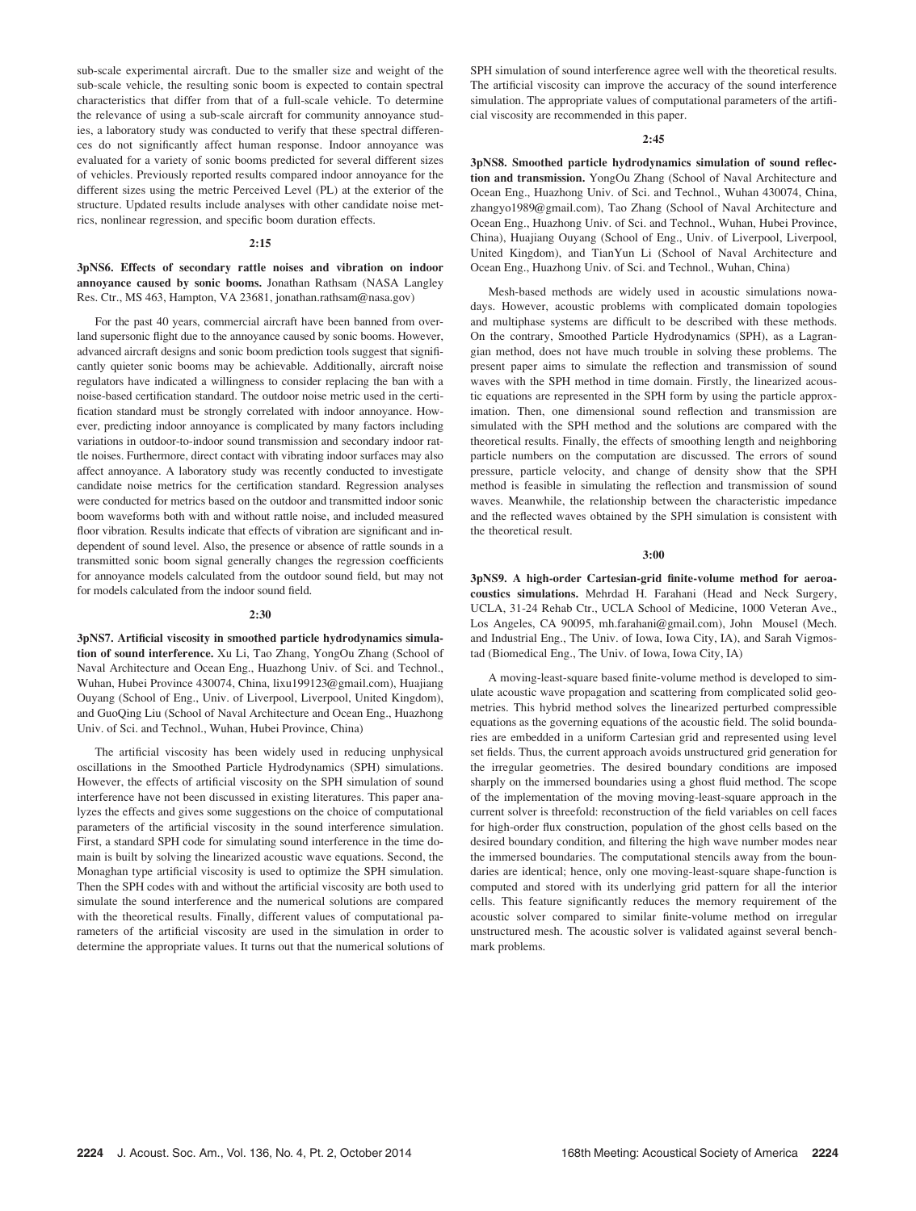sub-scale experimental aircraft. Due to the smaller size and weight of the sub-scale vehicle, the resulting sonic boom is expected to contain spectral characteristics that differ from that of a full-scale vehicle. To determine the relevance of using a sub-scale aircraft for community annoyance studies, a laboratory study was conducted to verify that these spectral differences do not significantly affect human response. Indoor annoyance was evaluated for a variety of sonic booms predicted for several different sizes of vehicles. Previously reported results compared indoor annoyance for the different sizes using the metric Perceived Level (PL) at the exterior of the structure. Updated results include analyses with other candidate noise metrics, nonlinear regression, and specific boom duration effects.

**2:15**

**3pNS6. Effects of secondary rattle noises and vibration on indoor annoyance caused by sonic booms.** Jonathan Rathsam (NASA Langley Res. Ctr., MS 463, Hampton, VA 23681, jonathan.rathsam@nasa.gov)

For the past 40 years, commercial aircraft have been banned from overland supersonic flight due to the annoyance caused by sonic booms. However, advanced aircraft designs and sonic boom prediction tools suggest that significantly quieter sonic booms may be achievable. Additionally, aircraft noise regulators have indicated a willingness to consider replacing the ban with a noise-based certification standard. The outdoor noise metric used in the certification standard must be strongly correlated with indoor annoyance. However, predicting indoor annoyance is complicated by many factors including variations in outdoor-to-indoor sound transmission and secondary indoor rattle noises. Furthermore, direct contact with vibrating indoor surfaces may also affect annoyance. A laboratory study was recently conducted to investigate candidate noise metrics for the certification standard. Regression analyses were conducted for metrics based on the outdoor and transmitted indoor sonic boom waveforms both with and without rattle noise, and included measured floor vibration. Results indicate that effects of vibration are significant and independent of sound level. Also, the presence or absence of rattle sounds in a transmitted sonic boom signal generally changes the regression coefficients for annoyance models calculated from the outdoor sound field, but may not for models calculated from the indoor sound field.

**2:30**

**3pNS7. Artificial viscosity in smoothed particle hydrodynamics simulation of sound interference.** Xu Li, Tao Zhang, YongOu Zhang (School of Naval Architecture and Ocean Eng., Huazhong Univ. of Sci. and Technol., Wuhan, Hubei Province 430074, China, lixu199123@gmail.com), Huajiang Ouyang (School of Eng., Univ. of Liverpool, Liverpool, United Kingdom), and GuoQing Liu (School of Naval Architecture and Ocean Eng., Huazhong Univ. of Sci. and Technol., Wuhan, Hubei Province, China)

The artificial viscosity has been widely used in reducing unphysical oscillations in the Smoothed Particle Hydrodynamics (SPH) simulations. However, the effects of artificial viscosity on the SPH simulation of sound interference have not been discussed in existing literatures. This paper analyzes the effects and gives some suggestions on the choice of computational parameters of the artificial viscosity in the sound interference simulation. First, a standard SPH code for simulating sound interference in the time domain is built by solving the linearized acoustic wave equations. Second, the Monaghan type artificial viscosity is used to optimize the SPH simulation. Then the SPH codes with and without the artificial viscosity are both used to simulate the sound interference and the numerical solutions are compared with the theoretical results. Finally, different values of computational parameters of the artificial viscosity are used in the simulation in order to determine the appropriate values. It turns out that the numerical solutions of SPH simulation of sound interference agree well with the theoretical results. The artificial viscosity can improve the accuracy of the sound interference simulation. The appropriate values of computational parameters of the artificial viscosity are recommended in this paper.

**2:45**

**3pNS8. Smoothed particle hydrodynamics simulation of sound reflection and transmission.** YongOu Zhang (School of Naval Architecture and Ocean Eng., Huazhong Univ. of Sci. and Technol., Wuhan 430074, China, zhangyo1989@gmail.com), Tao Zhang (School of Naval Architecture and Ocean Eng., Huazhong Univ. of Sci. and Technol., Wuhan, Hubei Province, China), Huajiang Ouyang (School of Eng., Univ. of Liverpool, Liverpool, United Kingdom), and TianYun Li (School of Naval Architecture and Ocean Eng., Huazhong Univ. of Sci. and Technol., Wuhan, China)

Mesh-based methods are widely used in acoustic simulations nowadays. However, acoustic problems with complicated domain topologies and multiphase systems are difficult to be described with these methods. On the contrary, Smoothed Particle Hydrodynamics (SPH), as a Lagrangian method, does not have much trouble in solving these problems. The present paper aims to simulate the reflection and transmission of sound waves with the SPH method in time domain. Firstly, the linearized acoustic equations are represented in the SPH form by using the particle approximation. Then, one dimensional sound reflection and transmission are simulated with the SPH method and the solutions are compared with the theoretical results. Finally, the effects of smoothing length and neighboring particle numbers on the computation are discussed. The errors of sound pressure, particle velocity, and change of density show that the SPH method is feasible in simulating the reflection and transmission of sound waves. Meanwhile, the relationship between the characteristic impedance and the reflected waves obtained by the SPH simulation is consistent with the theoretical result.

**3:00**

**3pNS9. A high-order Cartesian-grid finite-volume method for aeroacoustics simulations.** Mehrdad H. Farahani (Head and Neck Surgery, UCLA, 31-24 Rehab Ctr., UCLA School of Medicine, 1000 Veteran Ave., Los Angeles, CA 90095, mh.farahani@gmail.com), John Mousel (Mech. and Industrial Eng., The Univ. of Iowa, Iowa City, IA), and Sarah Vigmostad (Biomedical Eng., The Univ. of Iowa, Iowa City, IA)

A moving-least-square based finite-volume method is developed to simulate acoustic wave propagation and scattering from complicated solid geometries. This hybrid method solves the linearized perturbed compressible equations as the governing equations of the acoustic field. The solid boundaries are embedded in a uniform Cartesian grid and represented using level set fields. Thus, the current approach avoids unstructured grid generation for the irregular geometries. The desired boundary conditions are imposed sharply on the immersed boundaries using a ghost fluid method. The scope of the implementation of the moving moving-least-square approach in the current solver is threefold: reconstruction of the field variables on cell faces for high-order flux construction, population of the ghost cells based on the desired boundary condition, and filtering the high wave number modes near the immersed boundaries. The computational stencils away from the boundaries are identical; hence, only one moving-least-square shape-function is computed and stored with its underlying grid pattern for all the interior cells. This feature significantly reduces the memory requirement of the acoustic solver compared to similar finite-volume method on irregular unstructured mesh. The acoustic solver is validated against several benchmark problems.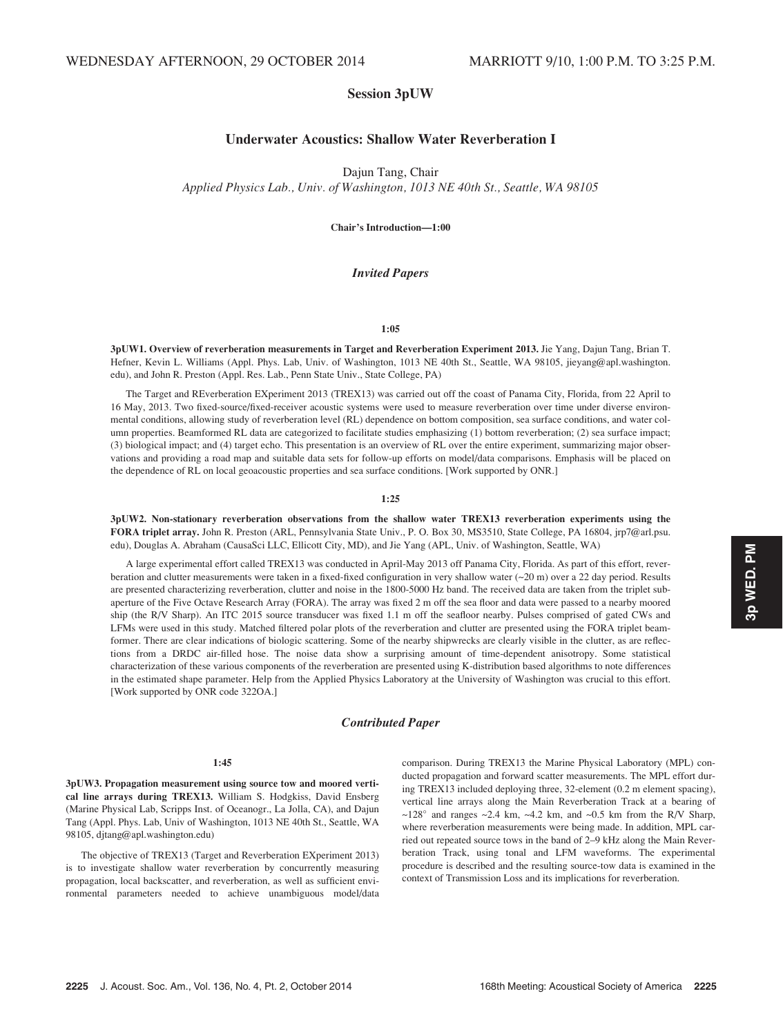WEDNESDAY AFTERNOON, 29 OCTOBER 2014 MARRIOTT 9/10, 1:00 P.M. TO 3:25 P.M.

## Session 3pUW

### Underwater Acoustics: Shallow Water Reverberation I

Dajun Tang, Chair
*Applied Physics Lab., Univ. of Washington, 1013 NE 40th St., Seattle, WA 98105*

**Chair's Introduction—1:00**

### *Invited Papers*

**1:05**

**3pUW1. Overview of reverberation measurements in Target and Reverberation Experiment 2013.** Jie Yang, Dajun Tang, Brian T. Hefner, Kevin L. Williams (Appl. Phys. Lab, Univ. of Washington, 1013 NE 40th St., Seattle, WA 98105, jieyang@apl.washington.edu), and John R. Preston (Appl. Res. Lab., Penn State Univ., State College, PA)

The Target and REverberation EXperiment 2013 (TREX13) was carried out off the coast of Panama City, Florida, from 22 April to 16 May, 2013. Two fixed-source/fixed-receiver acoustic systems were used to measure reverberation over time under diverse environmental conditions, allowing study of reverberation level (RL) dependence on bottom composition, sea surface conditions, and water column properties. Beamformed RL data are categorized to facilitate studies emphasizing (1) bottom reverberation; (2) sea surface impact; (3) biological impact; and (4) target echo. This presentation is an overview of RL over the entire experiment, summarizing major observations and providing a road map and suitable data sets for follow-up efforts on model/data comparisons. Emphasis will be placed on the dependence of RL on local geoacoustic properties and sea surface conditions. [Work supported by ONR.]

**1:25**

**3pUW2. Non-stationary reverberation observations from the shallow water TREX13 reverberation experiments using the FORA triplet array.** John R. Preston (ARL, Pennsylvania State Univ., P. O. Box 30, MS3510, State College, PA 16804, jrp7@arl.psu.edu), Douglas A. Abraham (CausaSci LLC, Ellicott City, MD), and Jie Yang (APL, Univ. of Washington, Seattle, WA)

A large experimental effort called TREX13 was conducted in April-May 2013 off Panama City, Florida. As part of this effort, reverberation and clutter measurements were taken in a fixed-fixed configuration in very shallow water (~20 m) over a 22 day period. Results are presented characterizing reverberation, clutter and noise in the 1800-5000 Hz band. The received data are taken from the triplet subaperture of the Five Octave Research Array (FORA). The array was fixed 2 m off the sea floor and data were passed to a nearby moored ship (the R/V Sharp). An ITC 2015 source transducer was fixed 1.1 m off the seafloor nearby. Pulses comprised of gated CWs and LFMs were used in this study. Matched filtered polar plots of the reverberation and clutter are presented using the FORA triplet beamformer. There are clear indications of biologic scattering. Some of the nearby shipwrecks are clearly visible in the clutter, as are reflections from a DRDC air-filled hose. The noise data show a surprising amount of time-dependent anisotropy. Some statistical characterization of these various components of the reverberation are presented using K-distribution based algorithms to note differences in the estimated shape parameter. Help from the Applied Physics Laboratory at the University of Washington was crucial to this effort. [Work supported by ONR code 322OA.]

### *Contributed Paper*

**1:45**

**3pUW3. Propagation measurement using source tow and moored vertical line arrays during TREX13.** William S. Hodgkiss, David Ensberg (Marine Physical Lab, Scripps Inst. of Oceanogr., La Jolla, CA), and Dajun Tang (Appl. Phys. Lab, Univ of Washington, 1013 NE 40th St., Seattle, WA 98105, djtang@apl.washington.edu)

The objective of TREX13 (Target and Reverberation EXperiment 2013) is to investigate shallow water reverberation by concurrently measuring propagation, local backscatter, and reverberation, as well as sufficient environmental parameters needed to achieve unambiguous model/data comparison. During TREX13 the Marine Physical Laboratory (MPL) conducted propagation and forward scatter measurements. The MPL effort during TREX13 included deploying three, 32-element (0.2 m element spacing), vertical line arrays along the Main Reverberation Track at a bearing of ~128° and ranges ~2.4 km, ~4.2 km, and ~0.5 km from the R/V Sharp, where reverberation measurements were being made. In addition, MPL carried out repeated source tows in the band of 2–9 kHz along the Main Reverberation Track, using tonal and LFM waveforms. The experimental procedure is described and the resulting source-tow data is examined in the context of Transmission Loss and its implications for reverberation.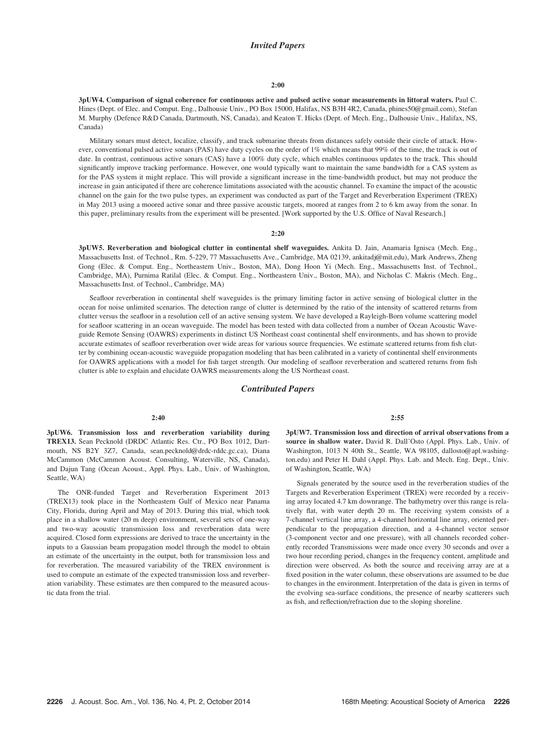## *Invited Papers*

**2:00**

**3pUW4. Comparison of signal coherence for continuous active and pulsed active sonar measurements in littoral waters.** Paul C. Hines (Dept. of Elec. and Comput. Eng., Dalhousie Univ., PO Box 15000, Halifax, NS B3H 4R2, Canada, phines50@gmail.com), Stefan M. Murphy (Defence R&D Canada, Dartmouth, NS, Canada), and Keaton T. Hicks (Dept. of Mech. Eng., Dalhousie Univ., Halifax, NS, Canada)

Military sonars must detect, localize, classify, and track submarine threats from distances safely outside their circle of attack. However, conventional pulsed active sonars (PAS) have duty cycles on the order of 1% which means that 99% of the time, the track is out of date. In contrast, continuous active sonars (CAS) have a 100% duty cycle, which enables continuous updates to the track. This should significantly improve tracking performance. However, one would typically want to maintain the same bandwidth for a CAS system as for the PAS system it might replace. This will provide a significant increase in the time-bandwidth product, but may not produce the increase in gain anticipated if there are coherence limitations associated with the acoustic channel. To examine the impact of the acoustic channel on the gain for the two pulse types, an experiment was conducted as part of the Target and Reverberation Experiment (TREX) in May 2013 using a moored active sonar and three passive acoustic targets, moored at ranges from 2 to 6 km away from the sonar. In this paper, preliminary results from the experiment will be presented. [Work supported by the U.S. Office of Naval Research.]

**2:20**

**3pUW5. Reverberation and biological clutter in continental shelf waveguides.** Ankita D. Jain, Anamaria Ignisca (Mech. Eng., Massachusetts Inst. of Technol., Rm. 5-229, 77 Massachusetts Ave., Cambridge, MA 02139, ankitadj@mit.edu), Mark Andrews, Zheng Gong (Elec. & Comput. Eng., Northeastern Univ., Boston, MA), Dong Hoon Yi (Mech. Eng., Massachusetts Inst. of Technol., Cambridge, MA), Purnima Ratilal (Elec. & Comput. Eng., Northeastern Univ., Boston, MA), and Nicholas C. Makris (Mech. Eng., Massachusetts Inst. of Technol., Cambridge, MA)

Seafloor reverberation in continental shelf waveguides is the primary limiting factor in active sensing of biological clutter in the ocean for noise unlimited scenarios. The detection range of clutter is determined by the ratio of the intensity of scattered returns from clutter versus the seafloor in a resolution cell of an active sensing system. We have developed a Rayleigh-Born volume scattering model for seafloor scattering in an ocean waveguide. The model has been tested with data collected from a number of Ocean Acoustic Waveguide Remote Sensing (OAWRS) experiments in distinct US Northeast coast continental shelf environments, and has shown to provide accurate estimates of seafloor reverberation over wide areas for various source frequencies. We estimate scattered returns from fish clutter by combining ocean-acoustic waveguide propagation modeling that has been calibrated in a variety of continental shelf environments for OAWRS applications with a model for fish target strength. Our modeling of seafloor reverberation and scattered returns from fish clutter is able to explain and elucidate OAWRS measurements along the US Northeast coast.

## *Contributed Papers*

**2:40**

**3pUW6. Transmission loss and reverberation variability during TREX13.** Sean Pecknold (DRDC Atlantic Res. Ctr., PO Box 1012, Dartmouth, NS B2Y 3Z7, Canada, sean.pecknold@drdc-rddc.gc.ca), Diana McCammon (McCammon Acoust. Consulting, Waterville, NS, Canada), and Dajun Tang (Ocean Acoust., Appl. Phys. Lab., Univ. of Washington, Seattle, WA)

The ONR-funded Target and Reverberation Experiment 2013 (TREX13) took place in the Northeastern Gulf of Mexico near Panama City, Florida, during April and May of 2013. During this trial, which took place in a shallow water (20 m deep) environment, several sets of one-way and two-way acoustic transmission loss and reverberation data were acquired. Closed form expressions are derived to trace the uncertainty in the inputs to a Gaussian beam propagation model through the model to obtain an estimate of the uncertainty in the output, both for transmission loss and for reverberation. The measured variability of the TREX environment is used to compute an estimate of the expected transmission loss and reverberation variability. These estimates are then compared to the measured acoustic data from the trial.

**2:55**

**3pUW7. Transmission loss and direction of arrival observations from a source in shallow water.** David R. Dall'Osto (Appl. Phys. Lab., Univ. of Washington, 1013 N 40th St., Seattle, WA 98105, dallosto@apl.washington.edu) and Peter H. Dahl (Appl. Phys. Lab. and Mech. Eng. Dept., Univ. of Washington, Seattle, WA)

Signals generated by the source used in the reverberation studies of the Targets and Reverberation Experiment (TREX) were recorded by a receiving array located 4.7 km downrange. The bathymetry over this range is relatively flat, with water depth 20 m. The receiving system consists of a 7-channel vertical line array, a 4-channel horizontal line array, oriented perpendicular to the propagation direction, and a 4-channel vector sensor (3-component vector and one pressure), with all channels recorded coherently recorded Transmissions were made once every 30 seconds and over a two hour recording period, changes in the frequency content, amplitude and direction were observed. As both the source and receiving array are at a fixed position in the water column, these observations are assumed to be due to changes in the environment. Interpretation of the data is given in terms of the evolving sea-surface conditions, the presence of nearby scatterers such as fish, and reflection/refraction due to the sloping shoreline.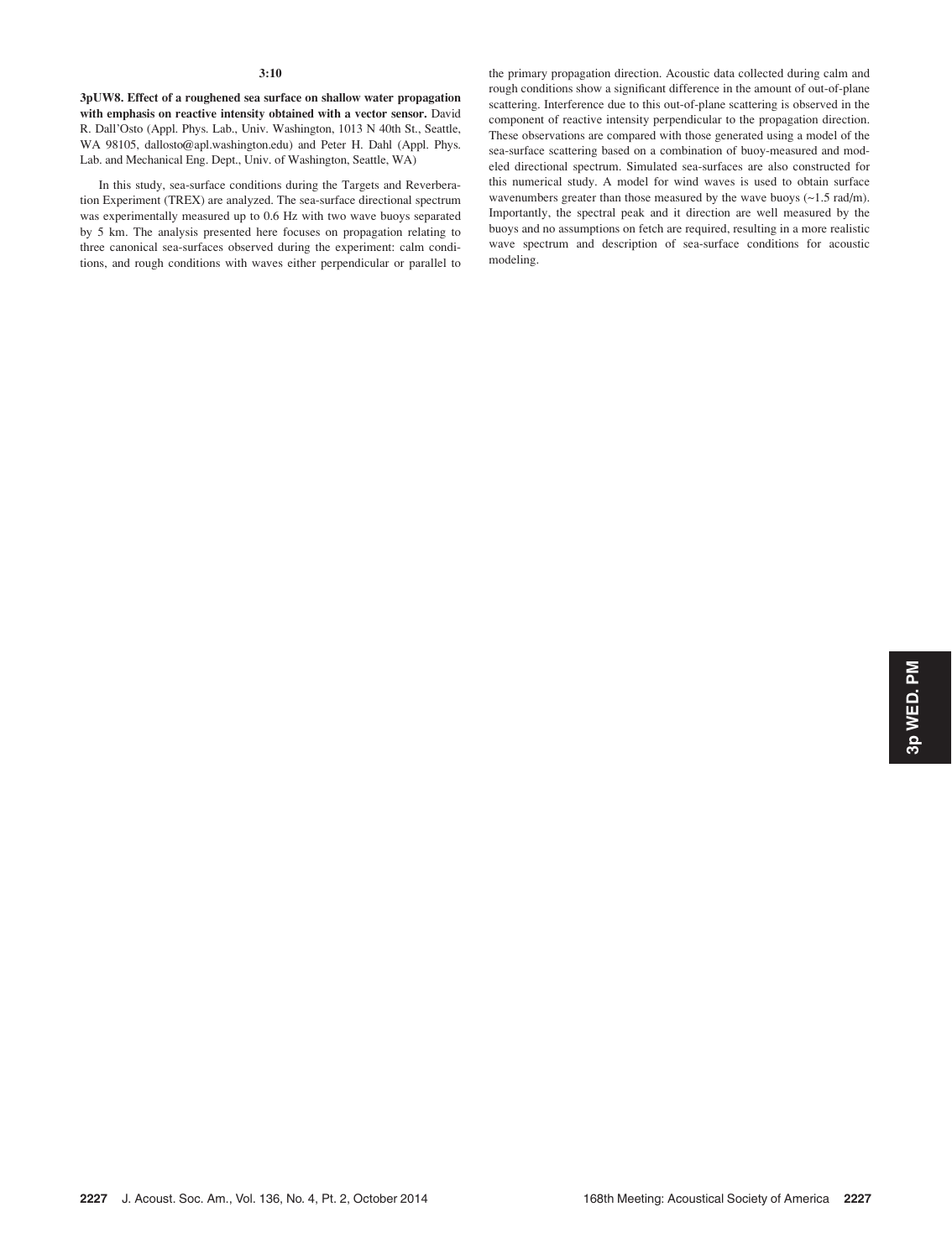3:10

**3pUW8. Effect of a roughened sea surface on shallow water propagation with emphasis on reactive intensity obtained with a vector sensor.** David R. Dall'Osto (Appl. Phys. Lab., Univ. Washington, 1013 N 40th St., Seattle, WA 98105, dallosto@apl.washington.edu) and Peter H. Dahl (Appl. Phys. Lab. and Mechanical Eng. Dept., Univ. of Washington, Seattle, WA)

In this study, sea-surface conditions during the Targets and Reverberation Experiment (TREX) are analyzed. The sea-surface directional spectrum was experimentally measured up to 0.6 Hz with two wave buoys separated by 5 km. The analysis presented here focuses on propagation relating to three canonical sea-surfaces observed during the experiment: calm conditions, and rough conditions with waves either perpendicular or parallel to the primary propagation direction. Acoustic data collected during calm and rough conditions show a significant difference in the amount of out-of-plane scattering. Interference due to this out-of-plane scattering is observed in the component of reactive intensity perpendicular to the propagation direction. These observations are compared with those generated using a model of the sea-surface scattering based on a combination of buoy-measured and modeled directional spectrum. Simulated sea-surfaces are also constructed for this numerical study. A model for wind waves is used to obtain surface wavenumbers greater than those measured by the wave buoys (~1.5 rad/m). Importantly, the spectral peak and it direction are well measured by the buoys and no assumptions on fetch are required, resulting in a more realistic wave spectrum and description of sea-surface conditions for acoustic modeling.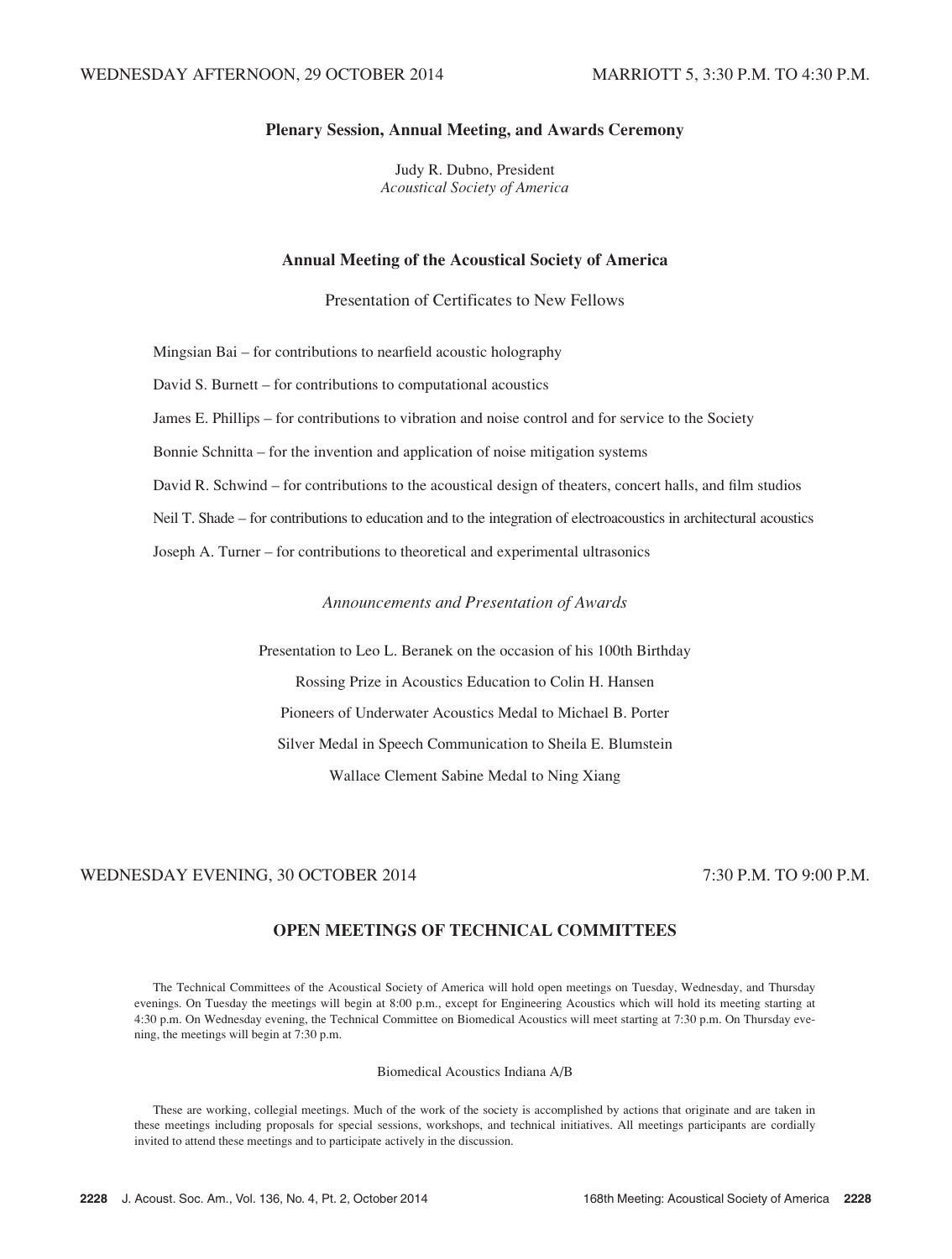WEDNESDAY AFTERNOON, 29 OCTOBER 2014 MARRIOTT 5, 3:30 P.M. TO 4:30 P.M.

## Plenary Session, Annual Meeting, and Awards Ceremony

Judy R. Dubno, President
*Acoustical Society of America*

## Annual Meeting of the Acoustical Society of America

### Presentation of Certificates to New Fellows

Mingsian Bai – for contributions to nearfield acoustic holography

David S. Burnett – for contributions to computational acoustics

James E. Phillips – for contributions to vibration and noise control and for service to the Society

Bonnie Schnitta – for the invention and application of noise mitigation systems

David R. Schwind – for contributions to the acoustical design of theaters, concert halls, and film studios

Neil T. Shade – for contributions to education and to the integration of electroacoustics in architectural acoustics

Joseph A. Turner – for contributions to theoretical and experimental ultrasonics

### *Announcements and Presentation of Awards*

Presentation to Leo L. Beranek on the occasion of his 100th Birthday

Rossing Prize in Acoustics Education to Colin H. Hansen

Pioneers of Underwater Acoustics Medal to Michael B. Porter

Silver Medal in Speech Communication to Sheila E. Blumstein

Wallace Clement Sabine Medal to Ning Xiang

WEDNESDAY EVENING, 30 OCTOBER 2014 7:30 P.M. TO 9:00 P.M.

## OPEN MEETINGS OF TECHNICAL COMMITTEES

The Technical Committees of the Acoustical Society of America will hold open meetings on Tuesday, Wednesday, and Thursday evenings. On Tuesday the meetings will begin at 8:00 p.m., except for Engineering Acoustics which will hold its meeting starting at 4:30 p.m. On Wednesday evening, the Technical Committee on Biomedical Acoustics will meet starting at 7:30 p.m. On Thursday evening, the meetings will begin at 7:30 p.m.

Biomedical Acoustics Indiana A/B

These are working, collegial meetings. Much of the work of the society is accomplished by actions that originate and are taken in these meetings including proposals for special sessions, workshops, and technical initiatives. All meetings participants are cordially invited to attend these meetings and to participate actively in the discussion.